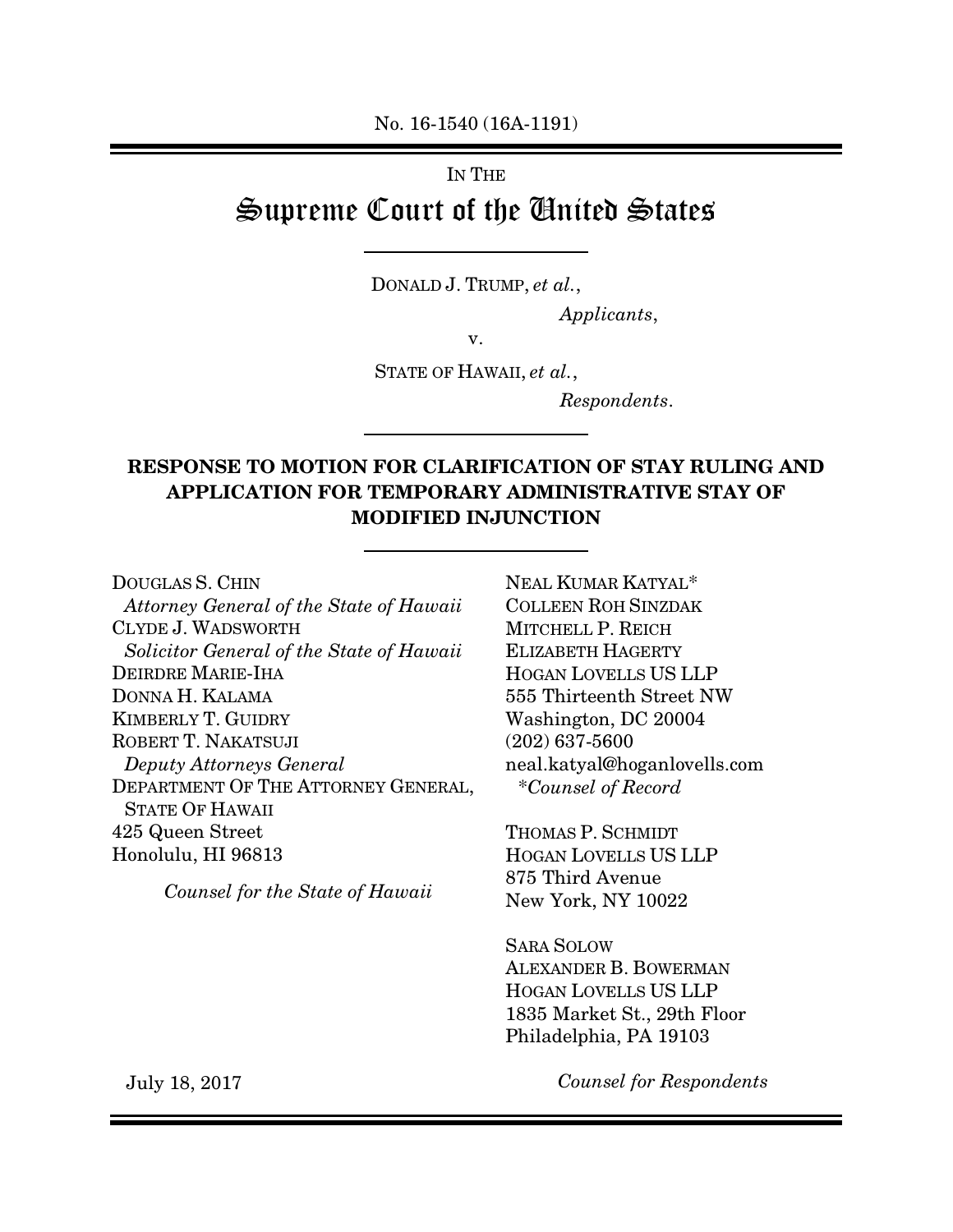No. 16-1540 (16A-1191)

IN THE

# Supreme Court of the United States

DONALD J. TRUMP, *et al.*,

*Applicants*,

v.

STATE OF HAWAII, *et al.*,

*Respondents*.

## RESPONSE TO MOTION FOR CLARIFICATION OF STAY RULING AND APPLICATION FOR TEMPORARY ADMINISTRATIVE STAY OF MODIFIED INJUNCTION

DOUGLAS S. CHIN
*Attorney General of the State of Hawaii*
CLYDE J. WADSWORTH
*Solicitor General of the State of Hawaii*
DEIRDRE MARIE-IHA
DONNA H. KALAMA
KIMBERLY T. GUIDRY
ROBERT T. NAKATSUJI
*Deputy Attorneys General*
DEPARTMENT OF THE ATTORNEY GENERAL, STATE OF HAWAII
425 Queen Street
Honolulu, HI 96813

*Counsel for the State of Hawaii*

NEAL KUMAR KATYAL*
COLLEEN ROH SINZDAK
MITCHELL P. REICH
ELIZABETH HAGERTY
HOGAN LOVELLS US LLP
555 Thirteenth Street NW
Washington, DC 20004
(202) 637-5600
neal.katyal@hoganlovells.com
*Counsel of Record

THOMAS P. SCHMIDT
HOGAN LOVELLS US LLP
875 Third Avenue
New York, NY 10022

SARA SOLOW
ALEXANDER B. BOWERMAN
HOGAN LOVELLS US LLP
1835 Market St., 29th Floor
Philadelphia, PA 19103

*Counsel for Respondents*

July 18, 2017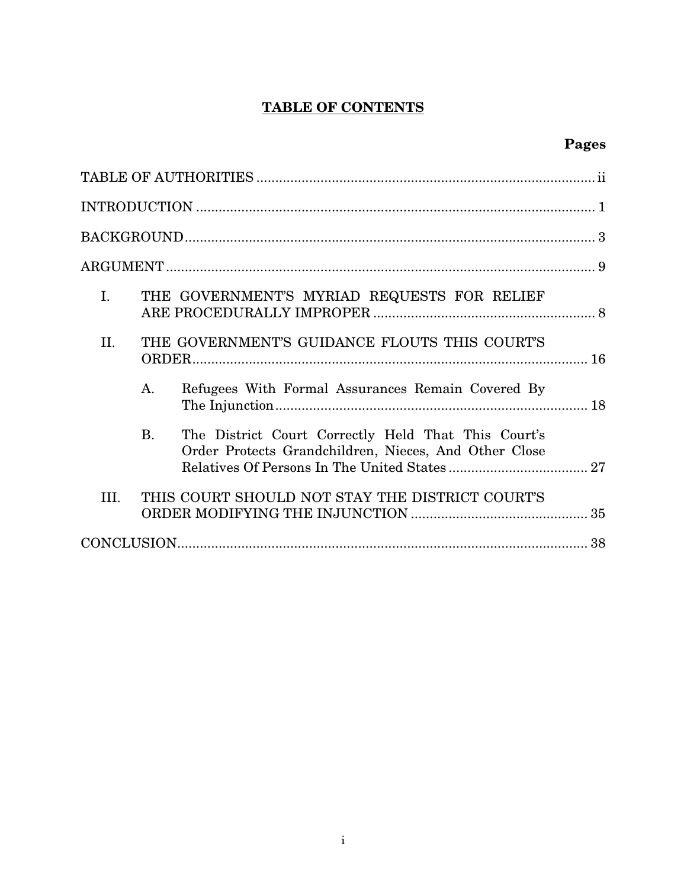## TABLE OF CONTENTS

| | Pages |
|---|---|
| TABLE OF AUTHORITIES | ii |
| INTRODUCTION | 1 |
| BACKGROUND | 3 |
| ARGUMENT | 9 |
| I. THE GOVERNMENT'S MYRIAD REQUESTS FOR RELIEF ARE PROCEDURALLY IMPROPER | 8 |
| II. THE GOVERNMENT'S GUIDANCE FLOUTS THIS COURT'S ORDER | 16 |
| A. Refugees With Formal Assurances Remain Covered By The Injunction | 18 |
| B. The District Court Correctly Held That This Court's Order Protects Grandchildren, Nieces, And Other Close Relatives Of Persons In The United States | 27 |
| III. THIS COURT SHOULD NOT STAY THE DISTRICT COURT'S ORDER MODIFYING THE INJUNCTION | 35 |
| CONCLUSION | 38 |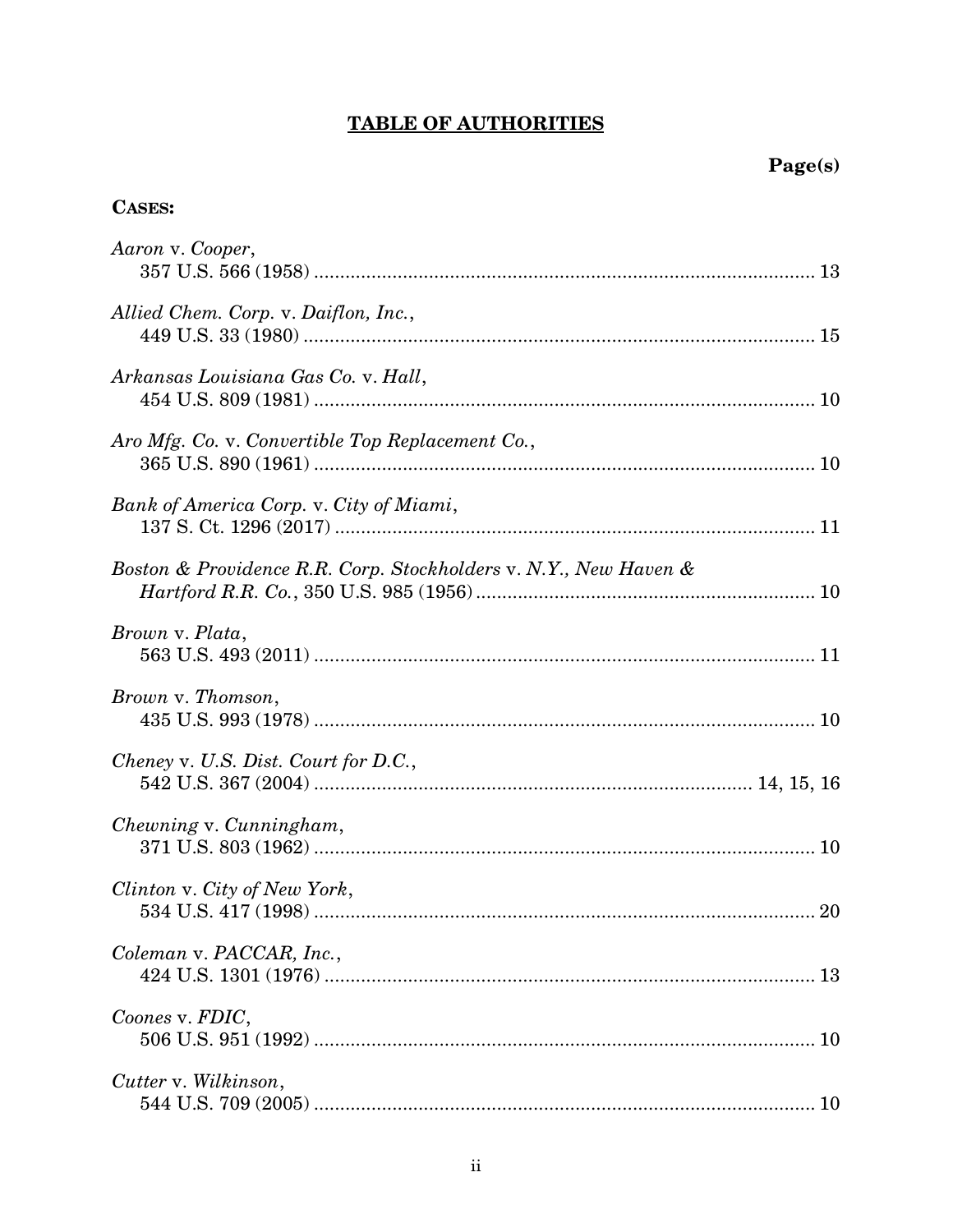## TABLE OF AUTHORITIES

**Page(s)**

**CASES:**

*Aaron* v. *Cooper*,
357 U.S. 566 (1958) .................................................................................... 13

*Allied Chem. Corp.* v. *Daiflon, Inc.*,
449 U.S. 33 (1980) ...................................................................................... 15

*Arkansas Louisiana Gas Co.* v. *Hall*,
454 U.S. 809 (1981) .................................................................................... 10

*Aro Mfg. Co.* v. *Convertible Top Replacement Co.*,
365 U.S. 890 (1961) .................................................................................... 10

*Bank of America Corp.* v. *City of Miami*,
137 S. Ct. 1296 (2017) ................................................................................ 11

*Boston & Providence R.R. Corp. Stockholders* v. *N.Y., New Haven & Hartford R.R. Co.*, 350 U.S. 985 (1956) ................................................... 10

*Brown* v. *Plata*,
563 U.S. 493 (2011) .................................................................................... 11

*Brown* v. *Thomson*,
435 U.S. 993 (1978) .................................................................................... 10

*Cheney* v. *U.S. Dist. Court for D.C.*,
542 U.S. 367 (2004) .................................................................... 14, 15, 16

*Chewning* v. *Cunningham*,
371 U.S. 803 (1962) .................................................................................... 10

*Clinton* v. *City of New York*,
534 U.S. 417 (1998) .................................................................................... 20

*Coleman* v. *PACCAR, Inc.*,
424 U.S. 1301 (1976) .................................................................................. 13

*Coones* v. *FDIC*,
506 U.S. 951 (1992) .................................................................................... 10

*Cutter* v. *Wilkinson*,
544 U.S. 709 (2005) .................................................................................... 10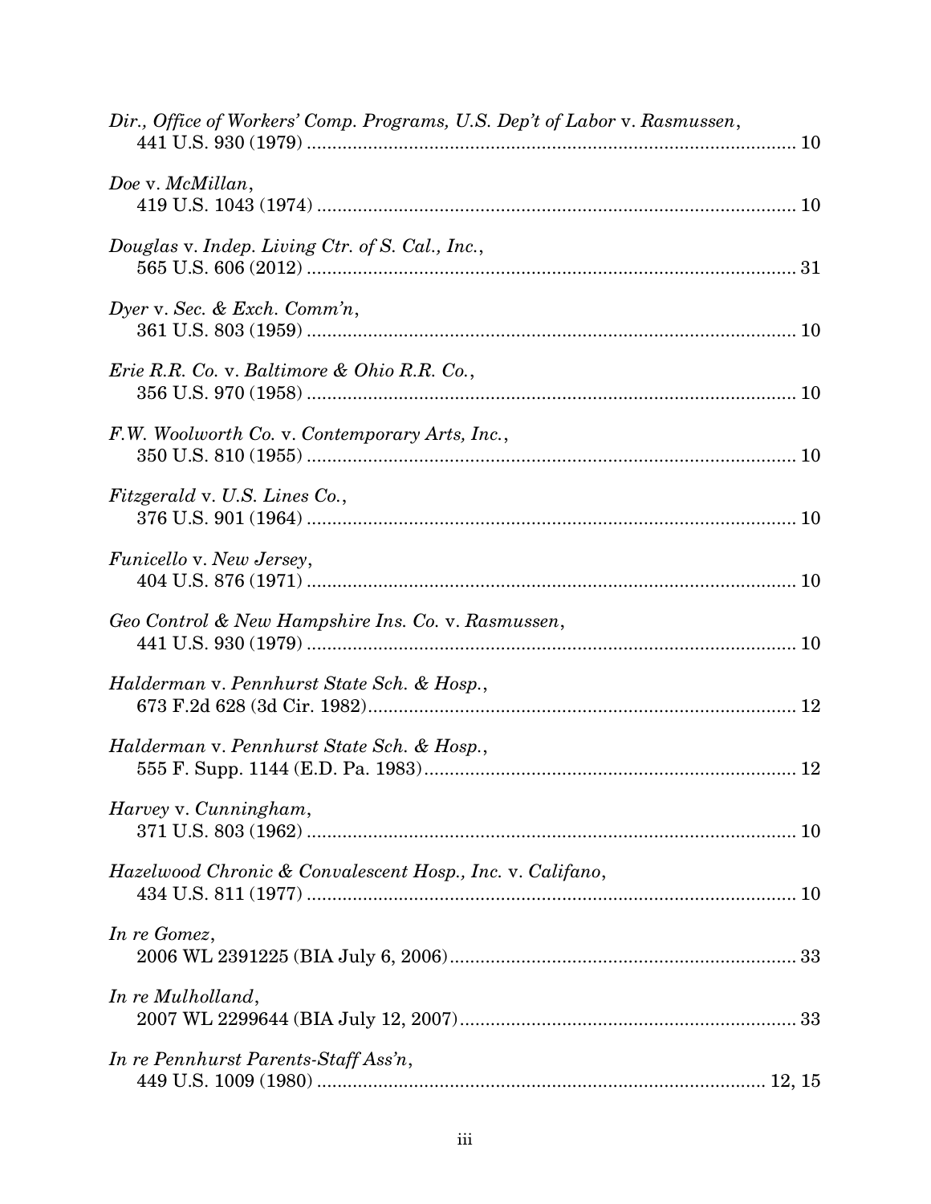*Dir., Office of Workers' Comp. Programs, U.S. Dep't of Labor* v. *Rasmussen*,
441 U.S. 930 (1979) .................................................................................................. 10

*Doe* v. *McMillan*,
419 U.S. 1043 (1974) ................................................................................................ 10

*Douglas* v. *Indep. Living Ctr. of S. Cal., Inc.*,
565 U.S. 606 (2012) .................................................................................................. 31

*Dyer* v. *Sec. & Exch. Comm'n*,
361 U.S. 803 (1959) .................................................................................................. 10

*Erie R.R. Co.* v. *Baltimore & Ohio R.R. Co.*,
356 U.S. 970 (1958) .................................................................................................. 10

*F.W. Woolworth Co.* v. *Contemporary Arts, Inc.*,
350 U.S. 810 (1955) .................................................................................................. 10

*Fitzgerald* v. *U.S. Lines Co.*,
376 U.S. 901 (1964) .................................................................................................. 10

*Funicello* v. *New Jersey*,
404 U.S. 876 (1971) .................................................................................................. 10

*Geo Control & New Hampshire Ins. Co.* v. *Rasmussen*,
441 U.S. 930 (1979) .................................................................................................. 10

*Halderman* v. *Pennhurst State Sch. & Hosp.*,
673 F.2d 628 (3d Cir. 1982) ...................................................................................... 12

*Halderman* v. *Pennhurst State Sch. & Hosp.*,
555 F. Supp. 1144 (E.D. Pa. 1983) ........................................................................... 12

*Harvey* v. *Cunningham*,
371 U.S. 803 (1962) .................................................................................................. 10

*Hazelwood Chronic & Convalescent Hosp., Inc.* v. *Califano*,
434 U.S. 811 (1977) .................................................................................................. 10

*In re Gomez*,
2006 WL 2391225 (BIA July 6, 2006) ...................................................................... 33

*In re Mulholland*,
2007 WL 2299644 (BIA July 12, 2007) .................................................................... 33

*In re Pennhurst Parents-Staff Ass'n*,
449 U.S. 1009 (1980) .......................................................................................... 12, 15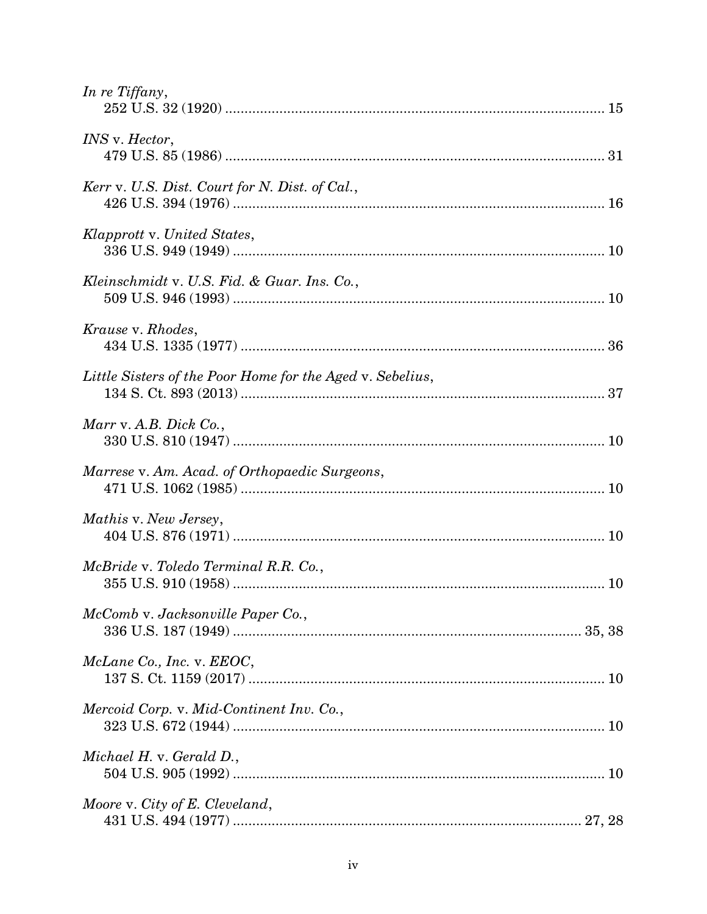*In re Tiffany*,
252 U.S. 32 (1920) ........................................................................................... 15

*INS* v. *Hector*,
479 U.S. 85 (1986) ........................................................................................... 31

*Kerr* v. *U.S. Dist. Court for N. Dist. of Cal.*,
426 U.S. 394 (1976) ......................................................................................... 16

*Klapprott* v. *United States*,
336 U.S. 949 (1949) ......................................................................................... 10

*Kleinschmidt* v. *U.S. Fid. & Guar. Ins. Co.*,
509 U.S. 946 (1993) ......................................................................................... 10

*Krause* v. *Rhodes*,
434 U.S. 1335 (1977) ....................................................................................... 36

*Little Sisters of the Poor Home for the Aged* v. *Sebelius*,
134 S. Ct. 893 (2013) ....................................................................................... 37

*Marr* v. *A.B. Dick Co.*,
330 U.S. 810 (1947) ......................................................................................... 10

*Marrese* v. *Am. Acad. of Orthopaedic Surgeons*,
471 U.S. 1062 (1985) ....................................................................................... 10

*Mathis* v. *New Jersey*,
404 U.S. 876 (1971) ......................................................................................... 10

*McBride* v. *Toledo Terminal R.R. Co.*,
355 U.S. 910 (1958) ......................................................................................... 10

*McComb* v. *Jacksonville Paper Co.*,
336 U.S. 187 (1949) ................................................................................... 35, 38

*McLane Co., Inc.* v. *EEOC*,
137 S. Ct. 1159 (2017) ..................................................................................... 10

*Mercoid Corp.* v. *Mid-Continent Inv. Co.*,
323 U.S. 672 (1944) ......................................................................................... 10

*Michael H.* v. *Gerald D.*,
504 U.S. 905 (1992) ......................................................................................... 10

*Moore* v. *City of E. Cleveland*,
431 U.S. 494 (1977) ................................................................................... 27, 28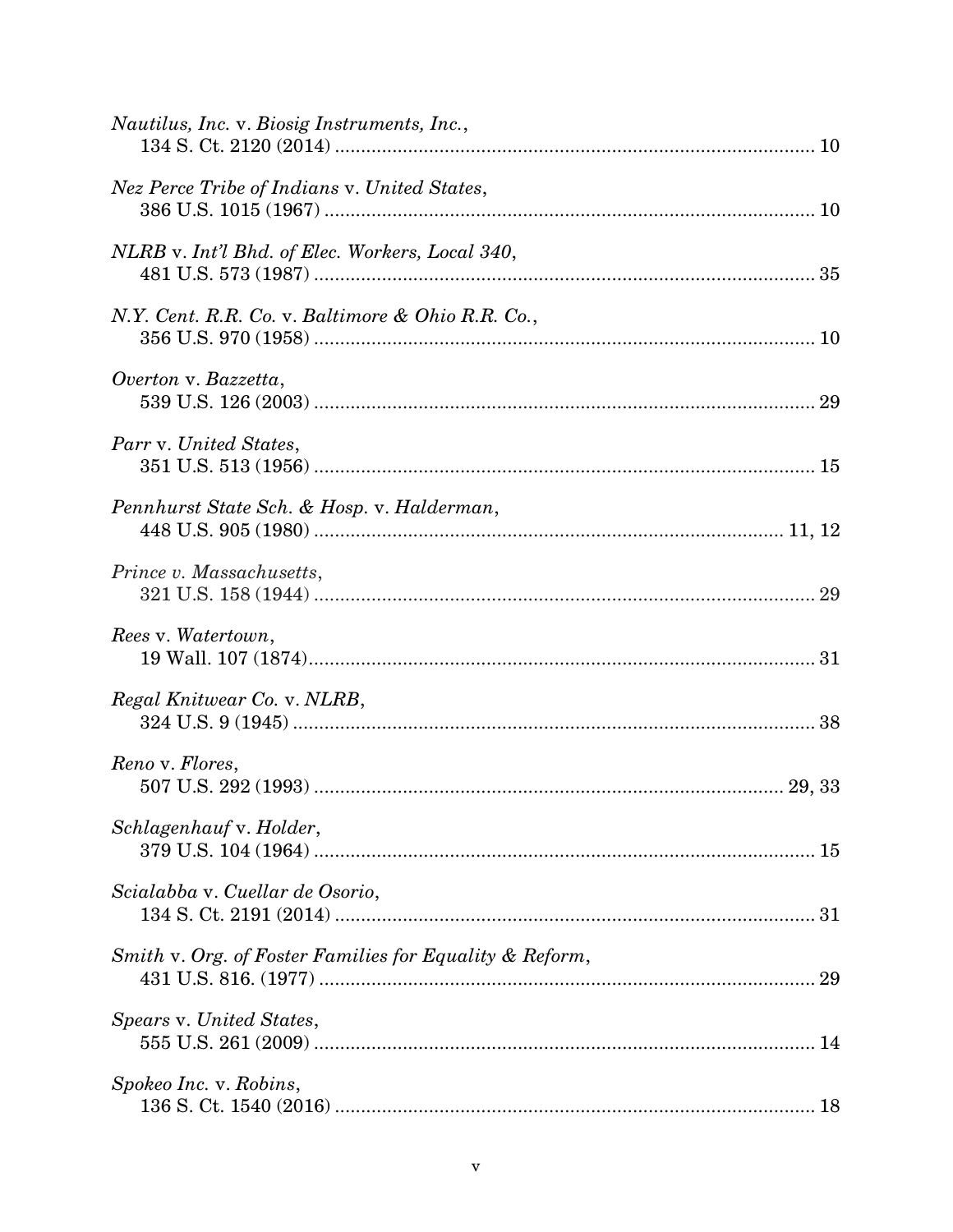*Nautilus, Inc.* v. *Biosig Instruments, Inc.*,
134 S. Ct. 2120 (2014) ............................................................................................ 10

*Nez Perce Tribe of Indians* v. *United States*,
386 U.S. 1015 (1967) .............................................................................................. 10

*NLRB* v. *Int'l Bhd. of Elec. Workers, Local 340*,
481 U.S. 573 (1987) ................................................................................................ 35

*N.Y. Cent. R.R. Co.* v. *Baltimore & Ohio R.R. Co.*,
356 U.S. 970 (1958) ................................................................................................ 10

*Overton* v. *Bazzetta*,
539 U.S. 126 (2003) ................................................................................................ 29

*Parr* v. *United States*,
351 U.S. 513 (1956) ................................................................................................ 15

*Pennhurst State Sch. & Hosp.* v. *Halderman*,
448 U.S. 905 (1980) ........................................................................................... 11, 12

*Prince v. Massachusetts*,
321 U.S. 158 (1944) ................................................................................................ 29

*Rees* v. *Watertown*,
19 Wall. 107 (1874)................................................................................................. 31

*Regal Knitwear Co.* v. *NLRB*,
324 U.S. 9 (1945) .................................................................................................... 38

*Reno* v. *Flores*,
507 U.S. 292 (1993) ........................................................................................... 29, 33

*Schlagenhauf* v. *Holder*,
379 U.S. 104 (1964) ................................................................................................ 15

*Scialabba* v. *Cuellar de Osorio*,
134 S. Ct. 2191 (2014) ............................................................................................ 31

*Smith* v. *Org. of Foster Families for Equality & Reform*,
431 U.S. 816. (1977) ............................................................................................... 29

*Spears* v. *United States*,
555 U.S. 261 (2009) ................................................................................................ 14

*Spokeo Inc.* v. *Robins*,
136 S. Ct. 1540 (2016) ............................................................................................ 18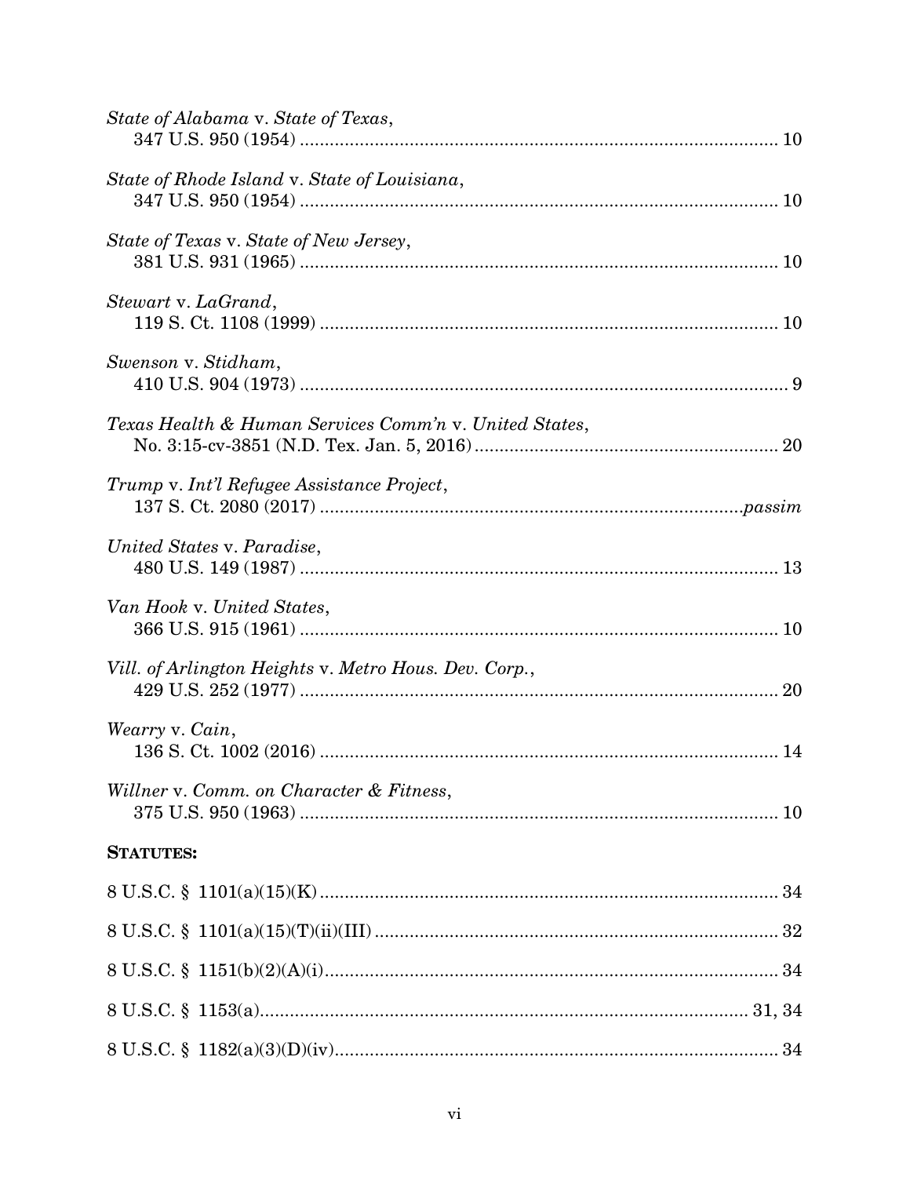*State of Alabama* v. *State of Texas*,
347 U.S. 950 (1954) ............................................................................................... 10

*State of Rhode Island* v. *State of Louisiana*,
347 U.S. 950 (1954) ............................................................................................... 10

*State of Texas* v. *State of New Jersey*,
381 U.S. 931 (1965) ............................................................................................... 10

*Stewart* v. *LaGrand*,
119 S. Ct. 1108 (1999) ........................................................................................... 10

*Swenson* v. *Stidham*,
410 U.S. 904 (1973) ................................................................................................. 9

*Texas Health & Human Services Comm'n* v. *United States*,
No. 3:15-cv-3851 (N.D. Tex. Jan. 5, 2016) ............................................................ 20

*Trump* v. *Int'l Refugee Assistance Project*,
137 S. Ct. 2080 (2017) ....................................................................................*passim*

*United States* v. *Paradise*,
480 U.S. 149 (1987) ............................................................................................... 13

*Van Hook* v. *United States*,
366 U.S. 915 (1961) ............................................................................................... 10

*Vill. of Arlington Heights* v. *Metro Hous. Dev. Corp.*,
429 U.S. 252 (1977) ............................................................................................... 20

*Wearry* v. *Cain*,
136 S. Ct. 1002 (2016) ........................................................................................... 14

*Willner* v. *Comm. on Character & Fitness*,
375 U.S. 950 (1963) ............................................................................................... 10

**STATUTES:**

8 U.S.C. § 1101(a)(15)(K) .......................................................................................... 34

8 U.S.C. § 1101(a)(15)(T)(ii)(III) ............................................................................... 32

8 U.S.C. § 1151(b)(2)(A)(i).......................................................................................... 34

8 U.S.C. § 1153(a)................................................................................................ 31, 34

8 U.S.C. § 1182(a)(3)(D)(iv)........................................................................................ 34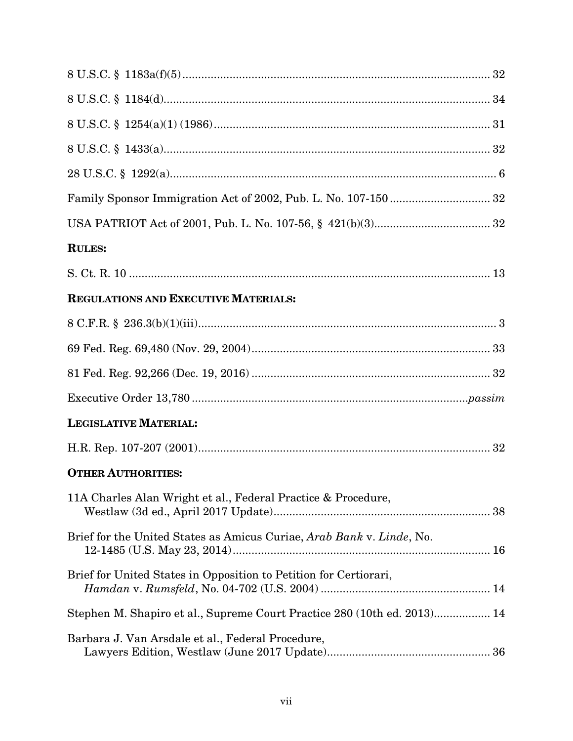8 U.S.C. § 1183a(f)(5) ........................................................................................ 32

8 U.S.C. § 1184(d) .............................................................................................. 34

8 U.S.C. § 1254(a)(1) (1986) ............................................................................... 31

8 U.S.C. § 1433(a) .............................................................................................. 32

28 U.S.C. § 1292(a) .............................................................................................. 6

Family Sponsor Immigration Act of 2002, Pub. L. No. 107-150 ............................... 32

USA PATRIOT Act of 2001, Pub. L. No. 107-56, § 421(b)(3) .................................... 32

**RULES:**

S. Ct. R. 10 ......................................................................................................... 13

**REGULATIONS AND EXECUTIVE MATERIALS:**

8 C.F.R. § 236.3(b)(1)(iii) ....................................................................................... 3

69 Fed. Reg. 69,480 (Nov. 29, 2004) ...................................................................... 33

81 Fed. Reg. 92,266 (Dec. 19, 2016) ...................................................................... 32

Executive Order 13,780 ................................................................................ *passim*

**LEGISLATIVE MATERIAL:**

H.R. Rep. 107-207 (2001) ...................................................................................... 32

**OTHER AUTHORITIES:**

11A Charles Alan Wright et al., Federal Practice & Procedure, Westlaw (3d ed., April 2017 Update) .................................................................... 38

Brief for the United States as Amicus Curiae, *Arab Bank* v. *Linde*, No. 12-1485 (U.S. May 23, 2014) .......................................................................... 16

Brief for United States in Opposition to Petition for Certiorari, *Hamdan* v. *Rumsfeld*, No. 04-702 (U.S. 2004) ...................................................... 14

Stephen M. Shapiro et al., Supreme Court Practice 280 (10th ed. 2013) ................. 14

Barbara J. Van Arsdale et al., Federal Procedure, Lawyers Edition, Westlaw (June 2017 Update) ................................................... 36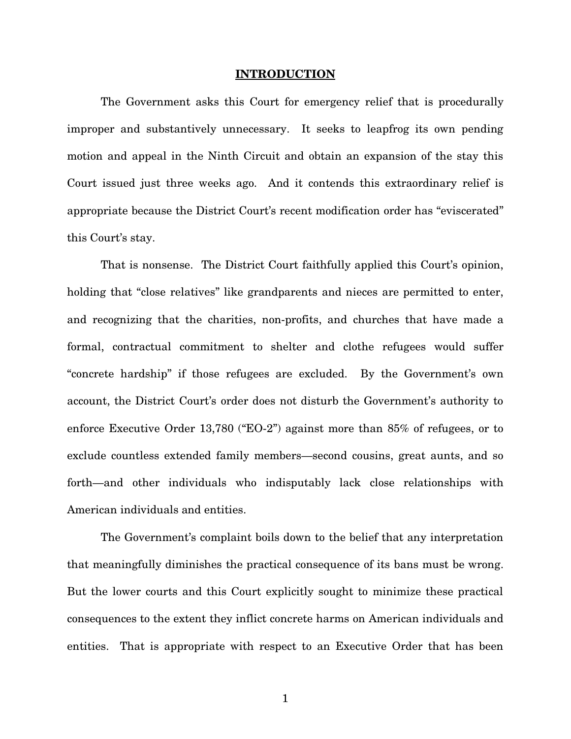## INTRODUCTION

The Government asks this Court for emergency relief that is procedurally improper and substantively unnecessary. It seeks to leapfrog its own pending motion and appeal in the Ninth Circuit and obtain an expansion of the stay this Court issued just three weeks ago. And it contends this extraordinary relief is appropriate because the District Court's recent modification order has "eviscerated" this Court's stay.

That is nonsense. The District Court faithfully applied this Court's opinion, holding that "close relatives" like grandparents and nieces are permitted to enter, and recognizing that the charities, non-profits, and churches that have made a formal, contractual commitment to shelter and clothe refugees would suffer "concrete hardship" if those refugees are excluded. By the Government's own account, the District Court's order does not disturb the Government's authority to enforce Executive Order 13,780 ("EO-2") against more than 85% of refugees, or to exclude countless extended family members—second cousins, great aunts, and so forth—and other individuals who indisputably lack close relationships with American individuals and entities.

The Government's complaint boils down to the belief that any interpretation that meaningfully diminishes the practical consequence of its bans must be wrong. But the lower courts and this Court explicitly sought to minimize these practical consequences to the extent they inflict concrete harms on American individuals and entities. That is appropriate with respect to an Executive Order that has been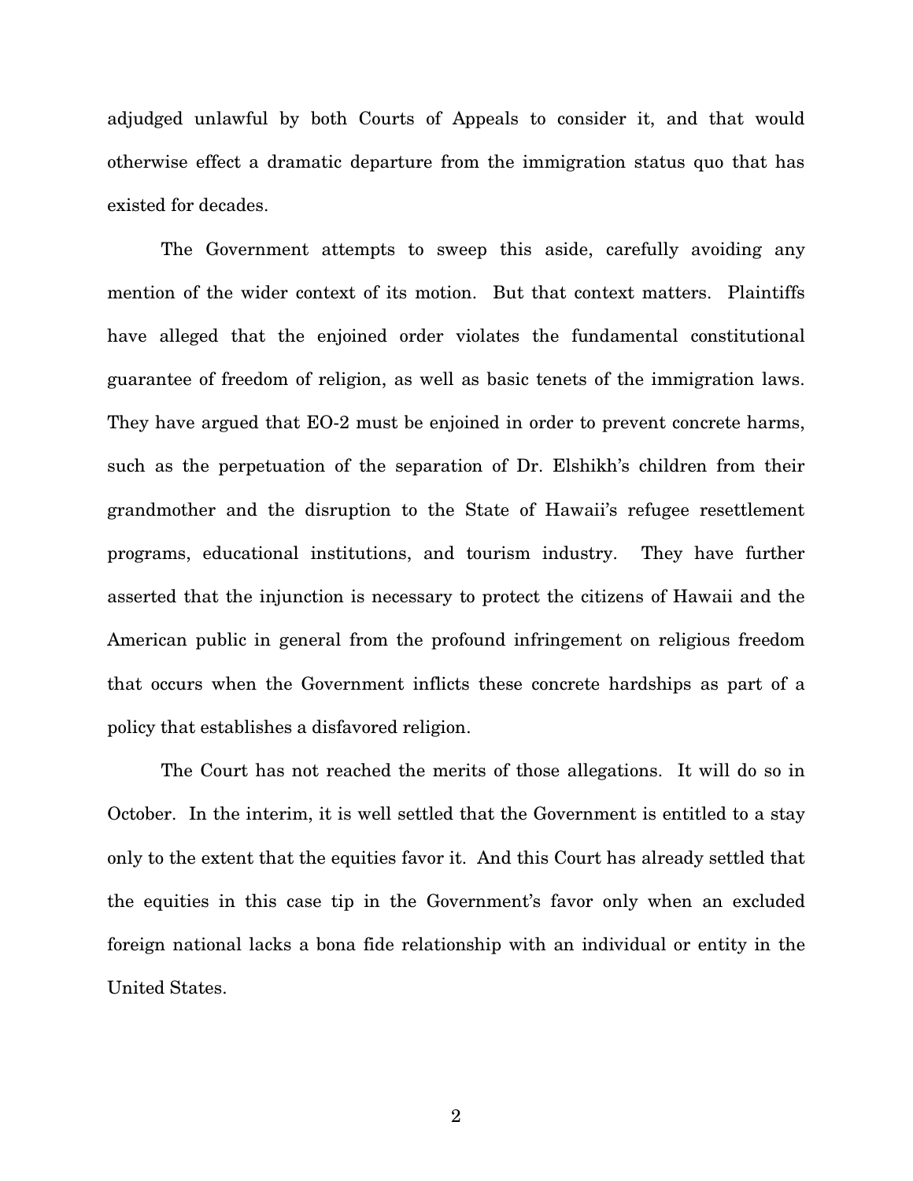adjudged unlawful by both Courts of Appeals to consider it, and that would otherwise effect a dramatic departure from the immigration status quo that has existed for decades.

The Government attempts to sweep this aside, carefully avoiding any mention of the wider context of its motion. But that context matters. Plaintiffs have alleged that the enjoined order violates the fundamental constitutional guarantee of freedom of religion, as well as basic tenets of the immigration laws. They have argued that EO-2 must be enjoined in order to prevent concrete harms, such as the perpetuation of the separation of Dr. Elshikh's children from their grandmother and the disruption to the State of Hawaii's refugee resettlement programs, educational institutions, and tourism industry. They have further asserted that the injunction is necessary to protect the citizens of Hawaii and the American public in general from the profound infringement on religious freedom that occurs when the Government inflicts these concrete hardships as part of a policy that establishes a disfavored religion.

The Court has not reached the merits of those allegations. It will do so in October. In the interim, it is well settled that the Government is entitled to a stay only to the extent that the equities favor it. And this Court has already settled that the equities in this case tip in the Government's favor only when an excluded foreign national lacks a bona fide relationship with an individual or entity in the United States.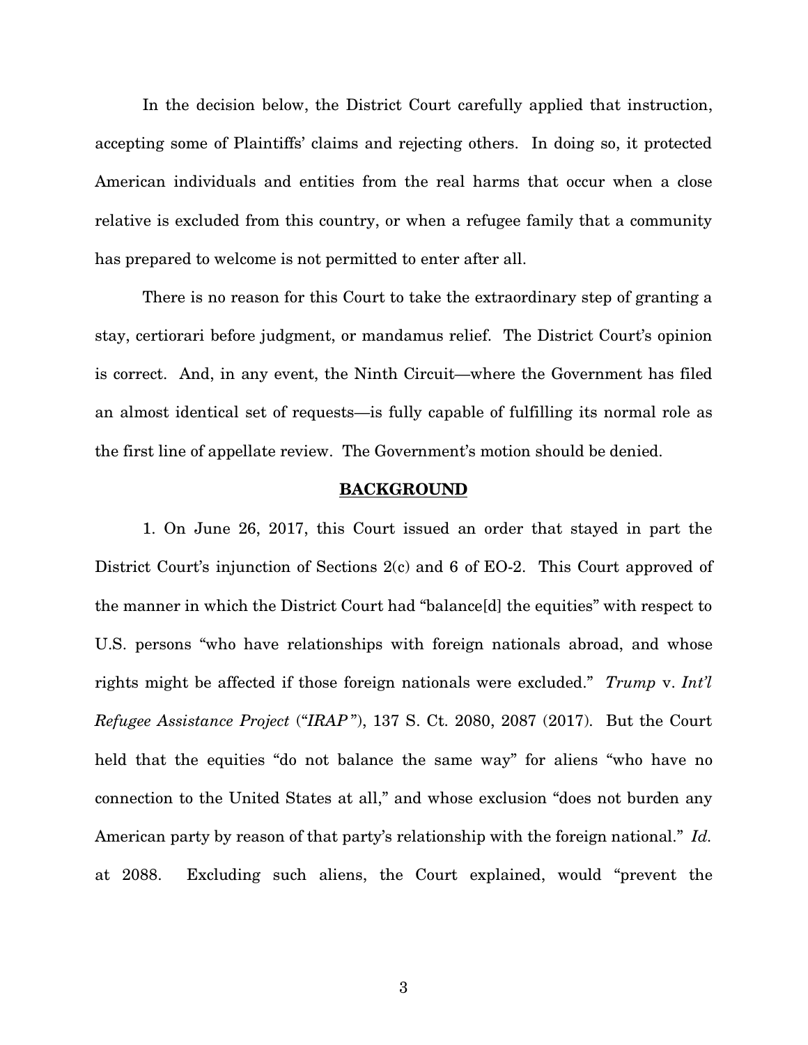In the decision below, the District Court carefully applied that instruction, accepting some of Plaintiffs' claims and rejecting others. In doing so, it protected American individuals and entities from the real harms that occur when a close relative is excluded from this country, or when a refugee family that a community has prepared to welcome is not permitted to enter after all.

There is no reason for this Court to take the extraordinary step of granting a stay, certiorari before judgment, or mandamus relief. The District Court's opinion is correct. And, in any event, the Ninth Circuit—where the Government has filed an almost identical set of requests—is fully capable of fulfilling its normal role as the first line of appellate review. The Government's motion should be denied.

## BACKGROUND

1. On June 26, 2017, this Court issued an order that stayed in part the District Court's injunction of Sections 2(c) and 6 of EO-2. This Court approved of the manner in which the District Court had "balance[d] the equities" with respect to U.S. persons "who have relationships with foreign nationals abroad, and whose rights might be affected if those foreign nationals were excluded." *Trump* v. *Int'l Refugee Assistance Project* ("*IRAP*"), 137 S. Ct. 2080, 2087 (2017). But the Court held that the equities "do not balance the same way" for aliens "who have no connection to the United States at all," and whose exclusion "does not burden any American party by reason of that party's relationship with the foreign national." *Id.* at 2088. Excluding such aliens, the Court explained, would "prevent the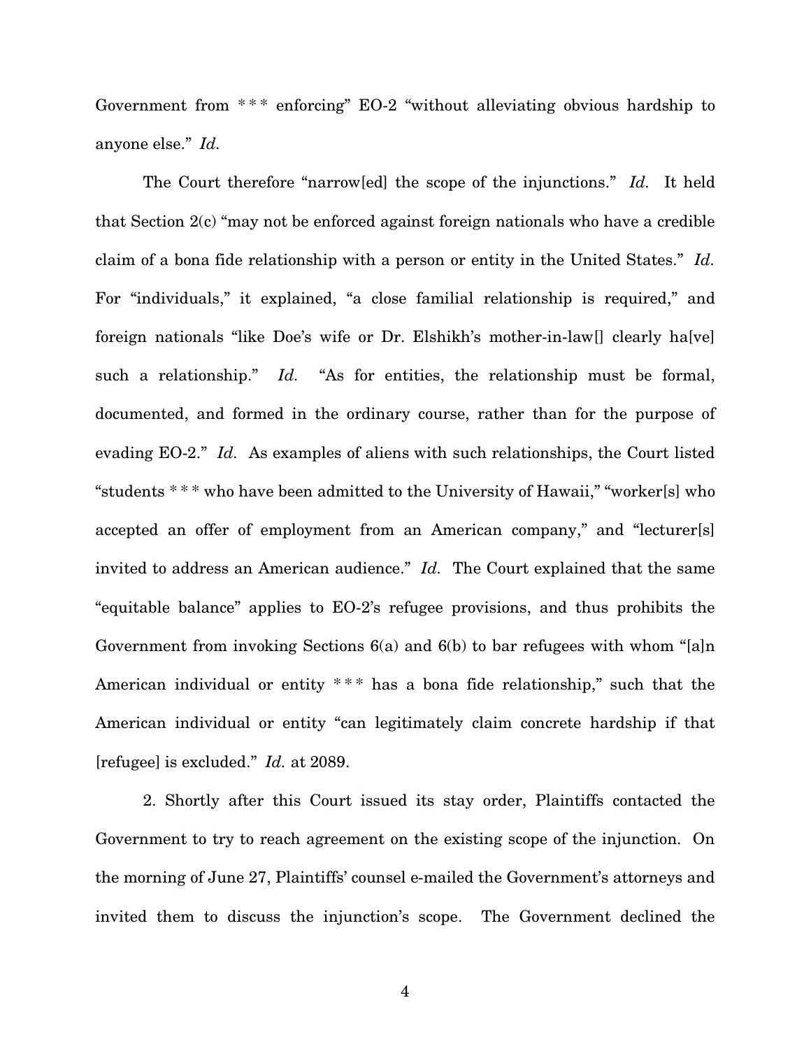Government from * * * enforcing" EO-2 "without alleviating obvious hardship to anyone else." *Id.*

The Court therefore "narrow[ed] the scope of the injunctions." *Id.* It held that Section 2(c) "may not be enforced against foreign nationals who have a credible claim of a bona fide relationship with a person or entity in the United States." *Id.* For "individuals," it explained, "a close familial relationship is required," and foreign nationals "like Doe's wife or Dr. Elshikh's mother-in-law[] clearly ha[ve] such a relationship." *Id.* "As for entities, the relationship must be formal, documented, and formed in the ordinary course, rather than for the purpose of evading EO-2." *Id.* As examples of aliens with such relationships, the Court listed "students * * * who have been admitted to the University of Hawaii," "worker[s] who accepted an offer of employment from an American company," and "lecturer[s] invited to address an American audience." *Id.* The Court explained that the same "equitable balance" applies to EO-2's refugee provisions, and thus prohibits the Government from invoking Sections 6(a) and 6(b) to bar refugees with whom "[a]n American individual or entity * * * has a bona fide relationship," such that the American individual or entity "can legitimately claim concrete hardship if that [refugee] is excluded." *Id.* at 2089.

2. Shortly after this Court issued its stay order, Plaintiffs contacted the Government to try to reach agreement on the existing scope of the injunction. On the morning of June 27, Plaintiffs' counsel e-mailed the Government's attorneys and invited them to discuss the injunction's scope. The Government declined the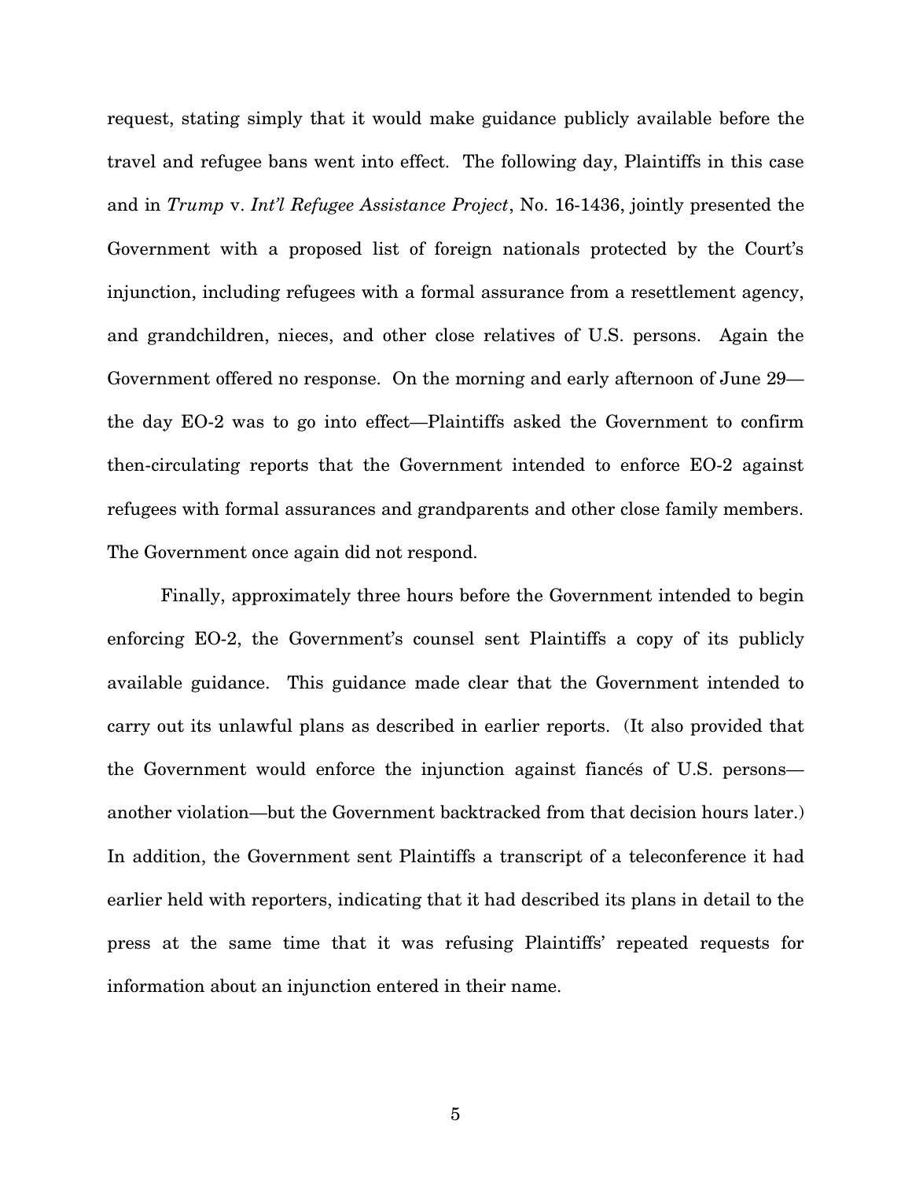request, stating simply that it would make guidance publicly available before the travel and refugee bans went into effect. The following day, Plaintiffs in this case and in *Trump* v. *Int'l Refugee Assistance Project*, No. 16-1436, jointly presented the Government with a proposed list of foreign nationals protected by the Court's injunction, including refugees with a formal assurance from a resettlement agency, and grandchildren, nieces, and other close relatives of U.S. persons. Again the Government offered no response. On the morning and early afternoon of June 29—the day EO-2 was to go into effect—Plaintiffs asked the Government to confirm then-circulating reports that the Government intended to enforce EO-2 against refugees with formal assurances and grandparents and other close family members. The Government once again did not respond.

Finally, approximately three hours before the Government intended to begin enforcing EO-2, the Government's counsel sent Plaintiffs a copy of its publicly available guidance. This guidance made clear that the Government intended to carry out its unlawful plans as described in earlier reports. (It also provided that the Government would enforce the injunction against fiancés of U.S. persons—another violation—but the Government backtracked from that decision hours later.) In addition, the Government sent Plaintiffs a transcript of a teleconference it had earlier held with reporters, indicating that it had described its plans in detail to the press at the same time that it was refusing Plaintiffs' repeated requests for information about an injunction entered in their name.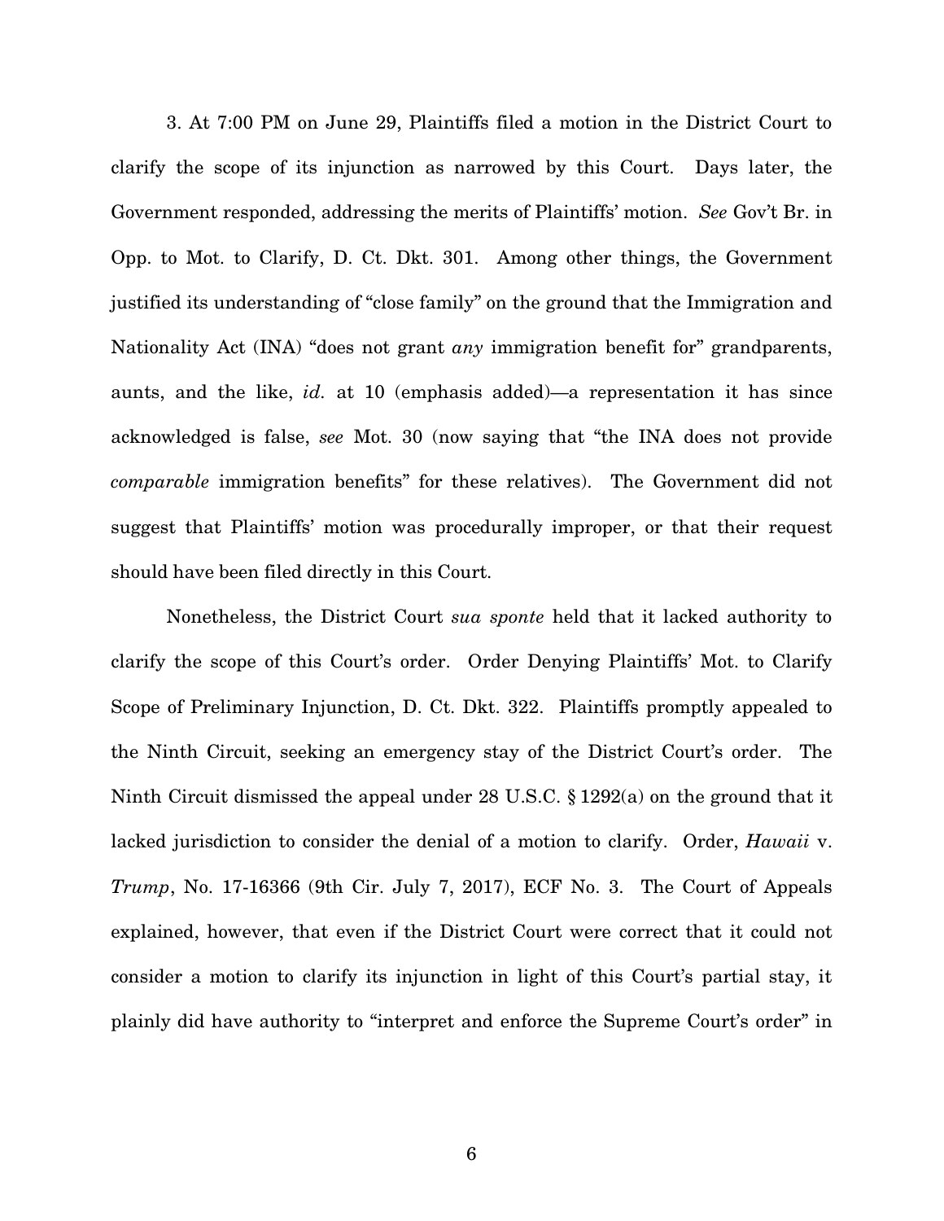3. At 7:00 PM on June 29, Plaintiffs filed a motion in the District Court to clarify the scope of its injunction as narrowed by this Court. Days later, the Government responded, addressing the merits of Plaintiffs' motion. *See* Gov't Br. in Opp. to Mot. to Clarify, D. Ct. Dkt. 301. Among other things, the Government justified its understanding of "close family" on the ground that the Immigration and Nationality Act (INA) "does not grant *any* immigration benefit for" grandparents, aunts, and the like, *id.* at 10 (emphasis added)—a representation it has since acknowledged is false, *see* Mot. 30 (now saying that "the INA does not provide *comparable* immigration benefits" for these relatives). The Government did not suggest that Plaintiffs' motion was procedurally improper, or that their request should have been filed directly in this Court.

Nonetheless, the District Court *sua sponte* held that it lacked authority to clarify the scope of this Court's order. Order Denying Plaintiffs' Mot. to Clarify Scope of Preliminary Injunction, D. Ct. Dkt. 322. Plaintiffs promptly appealed to the Ninth Circuit, seeking an emergency stay of the District Court's order. The Ninth Circuit dismissed the appeal under 28 U.S.C. § 1292(a) on the ground that it lacked jurisdiction to consider the denial of a motion to clarify. Order, *Hawaii* v. *Trump*, No. 17-16366 (9th Cir. July 7, 2017), ECF No. 3. The Court of Appeals explained, however, that even if the District Court were correct that it could not consider a motion to clarify its injunction in light of this Court's partial stay, it plainly did have authority to "interpret and enforce the Supreme Court's order" in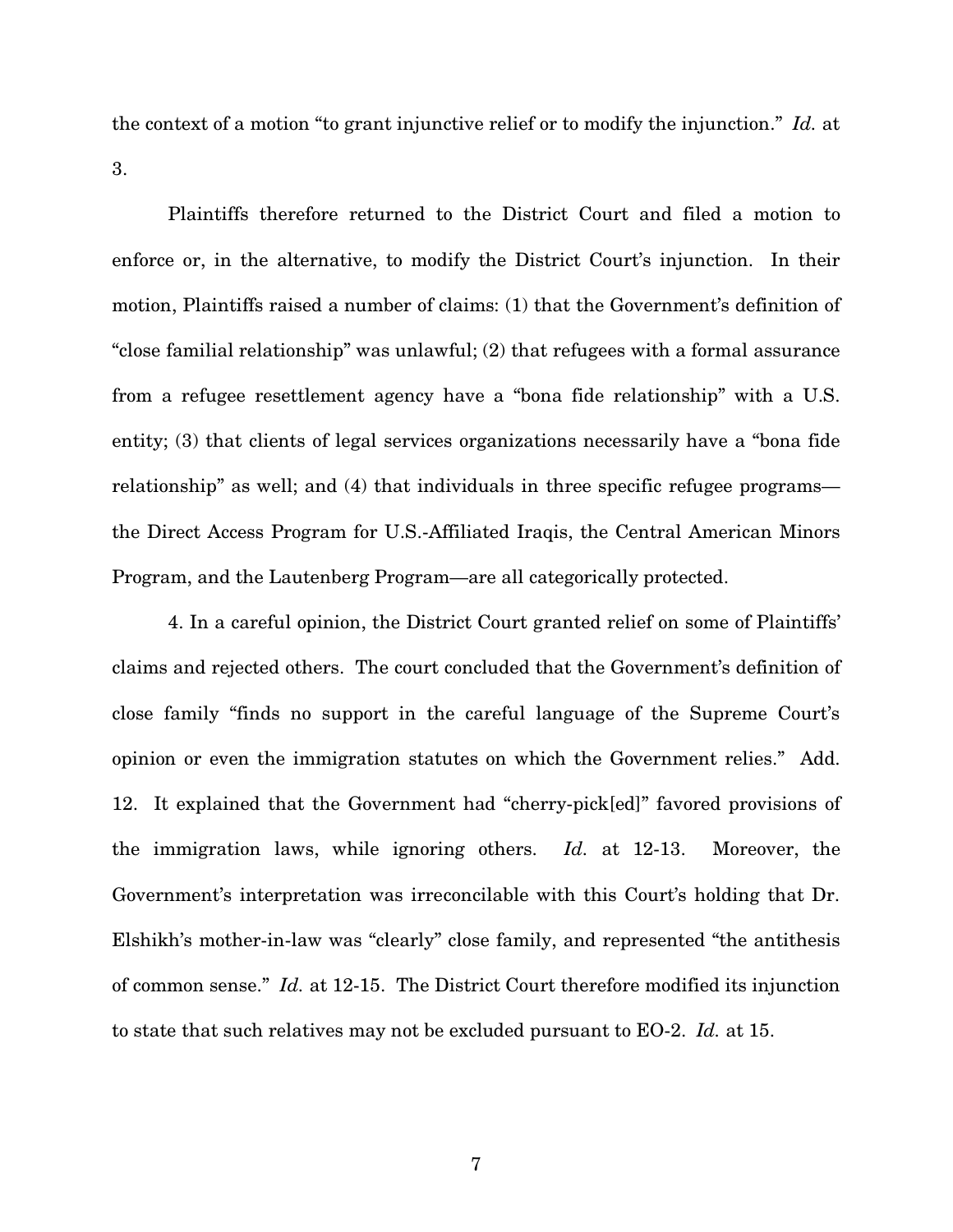the context of a motion "to grant injunctive relief or to modify the injunction." *Id.* at 3.

Plaintiffs therefore returned to the District Court and filed a motion to enforce or, in the alternative, to modify the District Court's injunction. In their motion, Plaintiffs raised a number of claims: (1) that the Government's definition of "close familial relationship" was unlawful; (2) that refugees with a formal assurance from a refugee resettlement agency have a "bona fide relationship" with a U.S. entity; (3) that clients of legal services organizations necessarily have a "bona fide relationship" as well; and (4) that individuals in three specific refugee programs—the Direct Access Program for U.S.-Affiliated Iraqis, the Central American Minors Program, and the Lautenberg Program—are all categorically protected.

4. In a careful opinion, the District Court granted relief on some of Plaintiffs' claims and rejected others. The court concluded that the Government's definition of close family "finds no support in the careful language of the Supreme Court's opinion or even the immigration statutes on which the Government relies." Add. 12. It explained that the Government had "cherry-pick[ed]" favored provisions of the immigration laws, while ignoring others. *Id.* at 12-13. Moreover, the Government's interpretation was irreconcilable with this Court's holding that Dr. Elshikh's mother-in-law was "clearly" close family, and represented "the antithesis of common sense." *Id.* at 12-15. The District Court therefore modified its injunction to state that such relatives may not be excluded pursuant to EO-2. *Id.* at 15.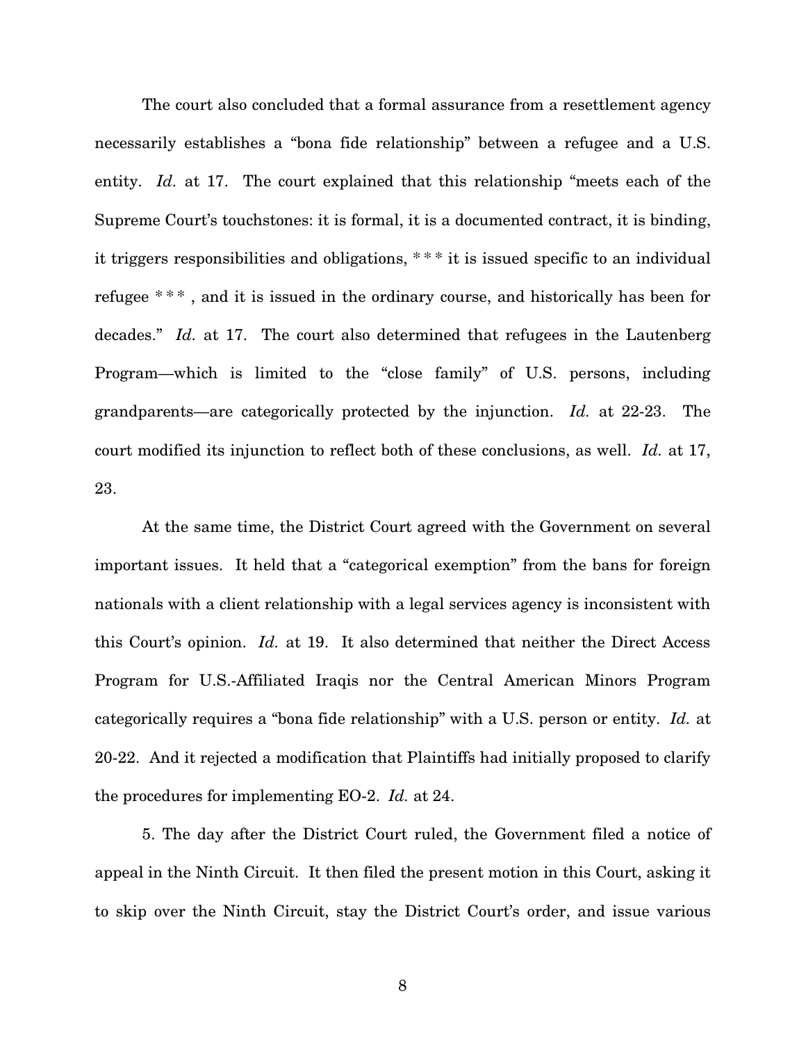The court also concluded that a formal assurance from a resettlement agency necessarily establishes a "bona fide relationship" between a refugee and a U.S. entity. *Id.* at 17. The court explained that this relationship "meets each of the Supreme Court's touchstones: it is formal, it is a documented contract, it is binding, it triggers responsibilities and obligations, * * * it is issued specific to an individual refugee * * * , and it is issued in the ordinary course, and historically has been for decades." *Id.* at 17. The court also determined that refugees in the Lautenberg Program—which is limited to the "close family" of U.S. persons, including grandparents—are categorically protected by the injunction. *Id.* at 22-23. The court modified its injunction to reflect both of these conclusions, as well. *Id.* at 17, 23.

At the same time, the District Court agreed with the Government on several important issues. It held that a "categorical exemption" from the bans for foreign nationals with a client relationship with a legal services agency is inconsistent with this Court's opinion. *Id.* at 19. It also determined that neither the Direct Access Program for U.S.-Affiliated Iraqis nor the Central American Minors Program categorically requires a "bona fide relationship" with a U.S. person or entity. *Id.* at 20-22. And it rejected a modification that Plaintiffs had initially proposed to clarify the procedures for implementing EO-2. *Id.* at 24.

5. The day after the District Court ruled, the Government filed a notice of appeal in the Ninth Circuit. It then filed the present motion in this Court, asking it to skip over the Ninth Circuit, stay the District Court's order, and issue various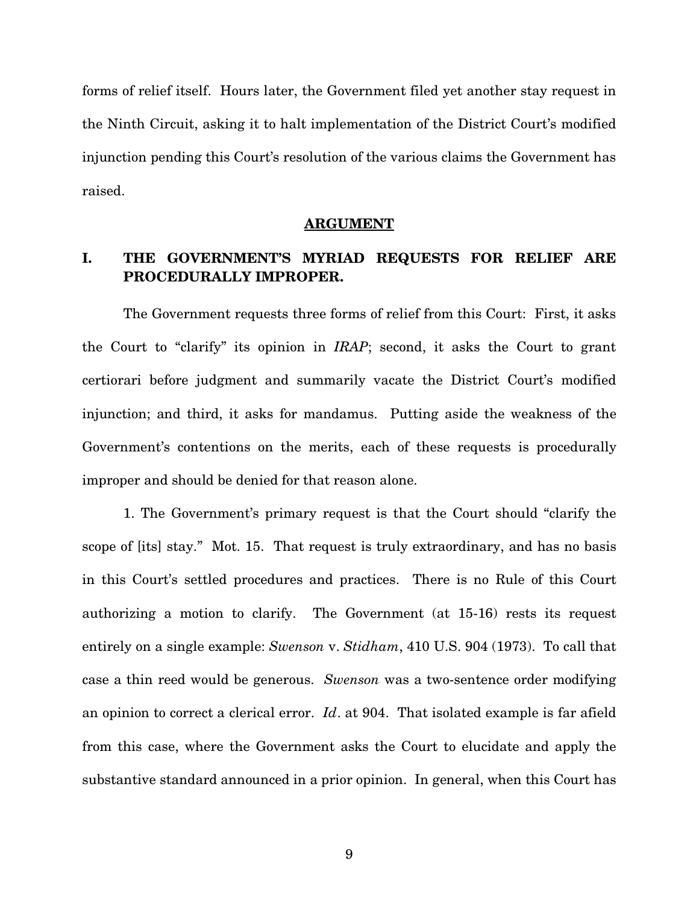forms of relief itself. Hours later, the Government filed yet another stay request in the Ninth Circuit, asking it to halt implementation of the District Court's modified injunction pending this Court's resolution of the various claims the Government has raised.

## ARGUMENT

### I. THE GOVERNMENT'S MYRIAD REQUESTS FOR RELIEF ARE PROCEDURALLY IMPROPER.

The Government requests three forms of relief from this Court: First, it asks the Court to "clarify" its opinion in *IRAP*; second, it asks the Court to grant certiorari before judgment and summarily vacate the District Court's modified injunction; and third, it asks for mandamus. Putting aside the weakness of the Government's contentions on the merits, each of these requests is procedurally improper and should be denied for that reason alone.

1. The Government's primary request is that the Court should "clarify the scope of [its] stay." Mot. 15. That request is truly extraordinary, and has no basis in this Court's settled procedures and practices. There is no Rule of this Court authorizing a motion to clarify. The Government (at 15-16) rests its request entirely on a single example: *Swenson* v. *Stidham*, 410 U.S. 904 (1973). To call that case a thin reed would be generous. *Swenson* was a two-sentence order modifying an opinion to correct a clerical error. *Id*. at 904. That isolated example is far afield from this case, where the Government asks the Court to elucidate and apply the substantive standard announced in a prior opinion. In general, when this Court has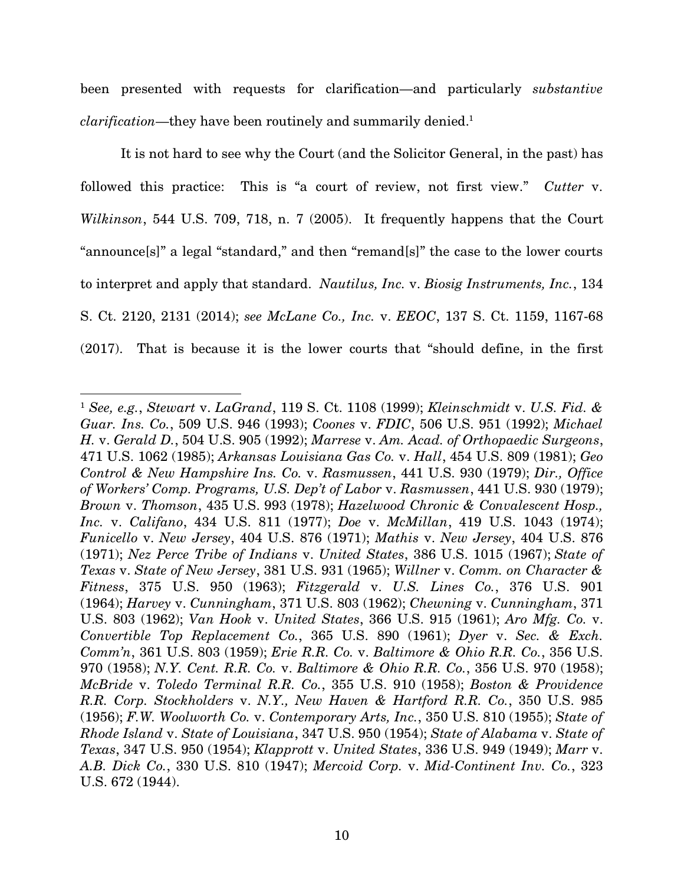been presented with requests for clarification—and particularly *substantive clarification*—they have been routinely and summarily denied.[1]

It is not hard to see why the Court (and the Solicitor General, in the past) has followed this practice: This is "a court of review, not first view." *Cutter* v. *Wilkinson*, 544 U.S. 709, 718, n. 7 (2005). It frequently happens that the Court "announce[s]" a legal "standard," and then "remand[s]" the case to the lower courts to interpret and apply that standard. *Nautilus, Inc.* v. *Biosig Instruments, Inc.*, 134 S. Ct. 2120, 2131 (2014); *see McLane Co., Inc.* v. *EEOC*, 137 S. Ct. 1159, 1167-68 (2017). That is because it is the lower courts that "should define, in the first

---

[1] *See, e.g.*, *Stewart* v. *LaGrand*, 119 S. Ct. 1108 (1999); *Kleinschmidt* v. *U.S. Fid. & Guar. Ins. Co.*, 509 U.S. 946 (1993); *Coones* v. *FDIC*, 506 U.S. 951 (1992); *Michael H.* v. *Gerald D.*, 504 U.S. 905 (1992); *Marrese* v. *Am. Acad. of Orthopaedic Surgeons*, 471 U.S. 1062 (1985); *Arkansas Louisiana Gas Co.* v. *Hall*, 454 U.S. 809 (1981); *Geo Control & New Hampshire Ins. Co.* v. *Rasmussen*, 441 U.S. 930 (1979); *Dir., Office of Workers' Comp. Programs, U.S. Dep't of Labor* v. *Rasmussen*, 441 U.S. 930 (1979); *Brown* v. *Thomson*, 435 U.S. 993 (1978); *Hazelwood Chronic & Convalescent Hosp., Inc.* v. *Califano*, 434 U.S. 811 (1977); *Doe* v. *McMillan*, 419 U.S. 1043 (1974); *Funicello* v. *New Jersey*, 404 U.S. 876 (1971); *Mathis* v. *New Jersey*, 404 U.S. 876 (1971); *Nez Perce Tribe of Indians* v. *United States*, 386 U.S. 1015 (1967); *State of Texas* v. *State of New Jersey*, 381 U.S. 931 (1965); *Willner* v. *Comm. on Character & Fitness*, 375 U.S. 950 (1963); *Fitzgerald* v. *U.S. Lines Co.*, 376 U.S. 901 (1964); *Harvey* v. *Cunningham*, 371 U.S. 803 (1962); *Chewning* v. *Cunningham*, 371 U.S. 803 (1962); *Van Hook* v. *United States*, 366 U.S. 915 (1961); *Aro Mfg. Co.* v. *Convertible Top Replacement Co.*, 365 U.S. 890 (1961); *Dyer* v. *Sec. & Exch. Comm'n*, 361 U.S. 803 (1959); *Erie R.R. Co.* v. *Baltimore & Ohio R.R. Co.*, 356 U.S. 970 (1958); *N.Y. Cent. R.R. Co.* v. *Baltimore & Ohio R.R. Co.*, 356 U.S. 970 (1958); *McBride* v. *Toledo Terminal R.R. Co.*, 355 U.S. 910 (1958); *Boston & Providence R.R. Corp. Stockholders* v. *N.Y., New Haven & Hartford R.R. Co.*, 350 U.S. 985 (1956); *F.W. Woolworth Co.* v. *Contemporary Arts, Inc.*, 350 U.S. 810 (1955); *State of Rhode Island* v. *State of Louisiana*, 347 U.S. 950 (1954); *State of Alabama* v. *State of Texas*, 347 U.S. 950 (1954); *Klapprott* v. *United States*, 336 U.S. 949 (1949); *Marr* v. *A.B. Dick Co.*, 330 U.S. 810 (1947); *Mercoid Corp.* v. *Mid-Continent Inv. Co.*, 323 U.S. 672 (1944).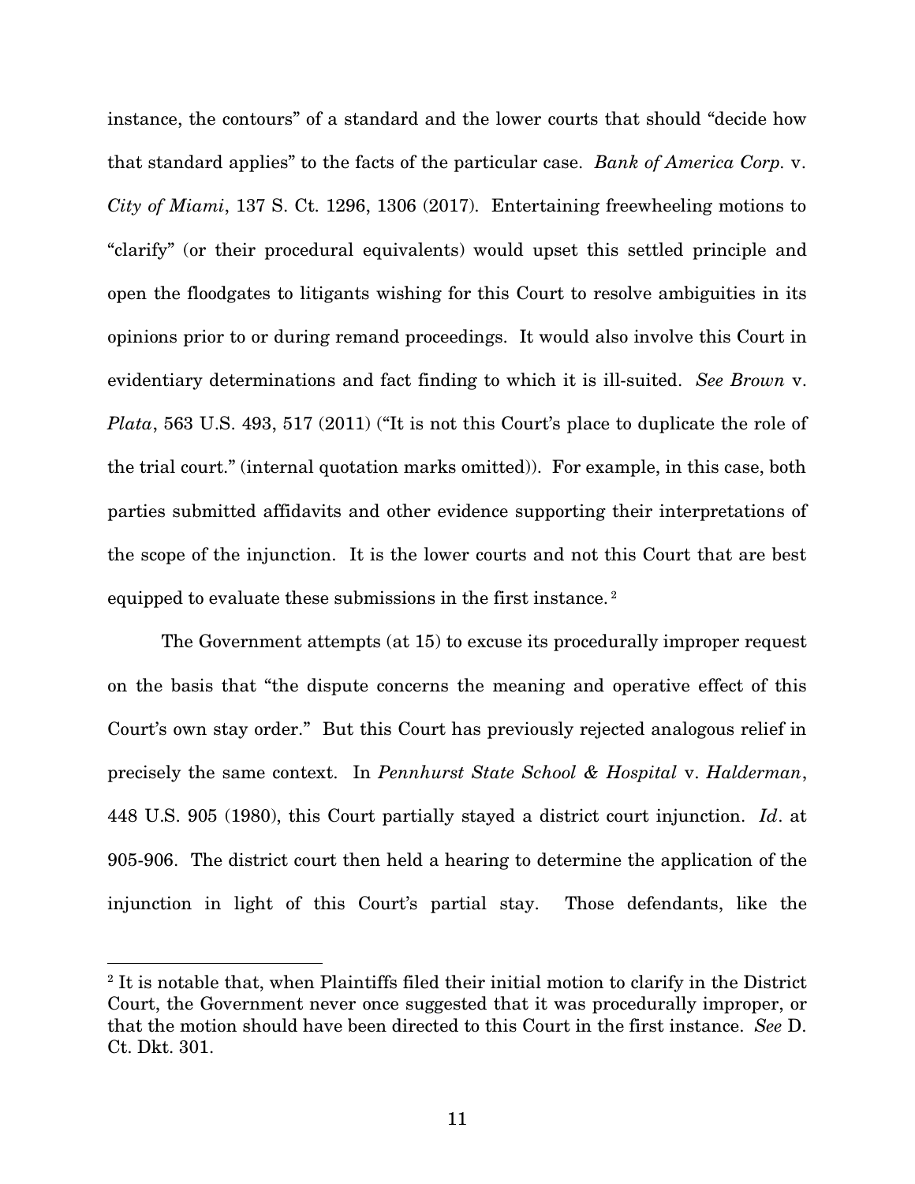instance, the contours" of a standard and the lower courts that should "decide how that standard applies" to the facts of the particular case. *Bank of America Corp.* v. *City of Miami*, 137 S. Ct. 1296, 1306 (2017). Entertaining freewheeling motions to "clarify" (or their procedural equivalents) would upset this settled principle and open the floodgates to litigants wishing for this Court to resolve ambiguities in its opinions prior to or during remand proceedings. It would also involve this Court in evidentiary determinations and fact finding to which it is ill-suited. *See Brown* v. *Plata*, 563 U.S. 493, 517 (2011) ("It is not this Court's place to duplicate the role of the trial court." (internal quotation marks omitted)). For example, in this case, both parties submitted affidavits and other evidence supporting their interpretations of the scope of the injunction. It is the lower courts and not this Court that are best equipped to evaluate these submissions in the first instance.[2]

The Government attempts (at 15) to excuse its procedurally improper request on the basis that "the dispute concerns the meaning and operative effect of this Court's own stay order." But this Court has previously rejected analogous relief in precisely the same context. In *Pennhurst State School & Hospital* v. *Halderman*, 448 U.S. 905 (1980), this Court partially stayed a district court injunction. *Id*. at 905-906. The district court then held a hearing to determine the application of the injunction in light of this Court's partial stay. Those defendants, like the

[2] It is notable that, when Plaintiffs filed their initial motion to clarify in the District Court, the Government never once suggested that it was procedurally improper, or that the motion should have been directed to this Court in the first instance. *See* D. Ct. Dkt. 301.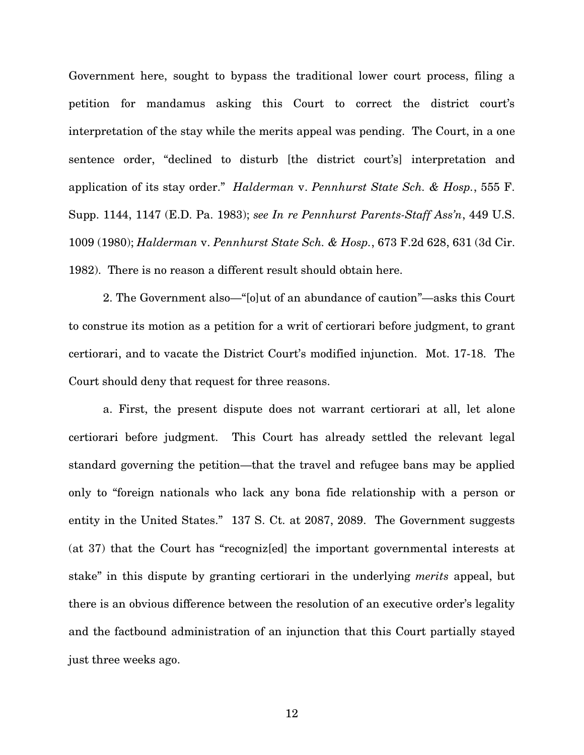Government here, sought to bypass the traditional lower court process, filing a petition for mandamus asking this Court to correct the district court's interpretation of the stay while the merits appeal was pending. The Court, in a one sentence order, "declined to disturb [the district court's] interpretation and application of its stay order." *Halderman* v. *Pennhurst State Sch. & Hosp.*, 555 F. Supp. 1144, 1147 (E.D. Pa. 1983); *see In re Pennhurst Parents-Staff Ass'n*, 449 U.S. 1009 (1980); *Halderman* v. *Pennhurst State Sch. & Hosp.*, 673 F.2d 628, 631 (3d Cir. 1982). There is no reason a different result should obtain here.

2. The Government also—"[o]ut of an abundance of caution"—asks this Court to construe its motion as a petition for a writ of certiorari before judgment, to grant certiorari, and to vacate the District Court's modified injunction. Mot. 17-18. The Court should deny that request for three reasons.

a. First, the present dispute does not warrant certiorari at all, let alone certiorari before judgment. This Court has already settled the relevant legal standard governing the petition—that the travel and refugee bans may be applied only to "foreign nationals who lack any bona fide relationship with a person or entity in the United States." 137 S. Ct. at 2087, 2089. The Government suggests (at 37) that the Court has "recogniz[ed] the important governmental interests at stake" in this dispute by granting certiorari in the underlying *merits* appeal, but there is an obvious difference between the resolution of an executive order's legality and the factbound administration of an injunction that this Court partially stayed just three weeks ago.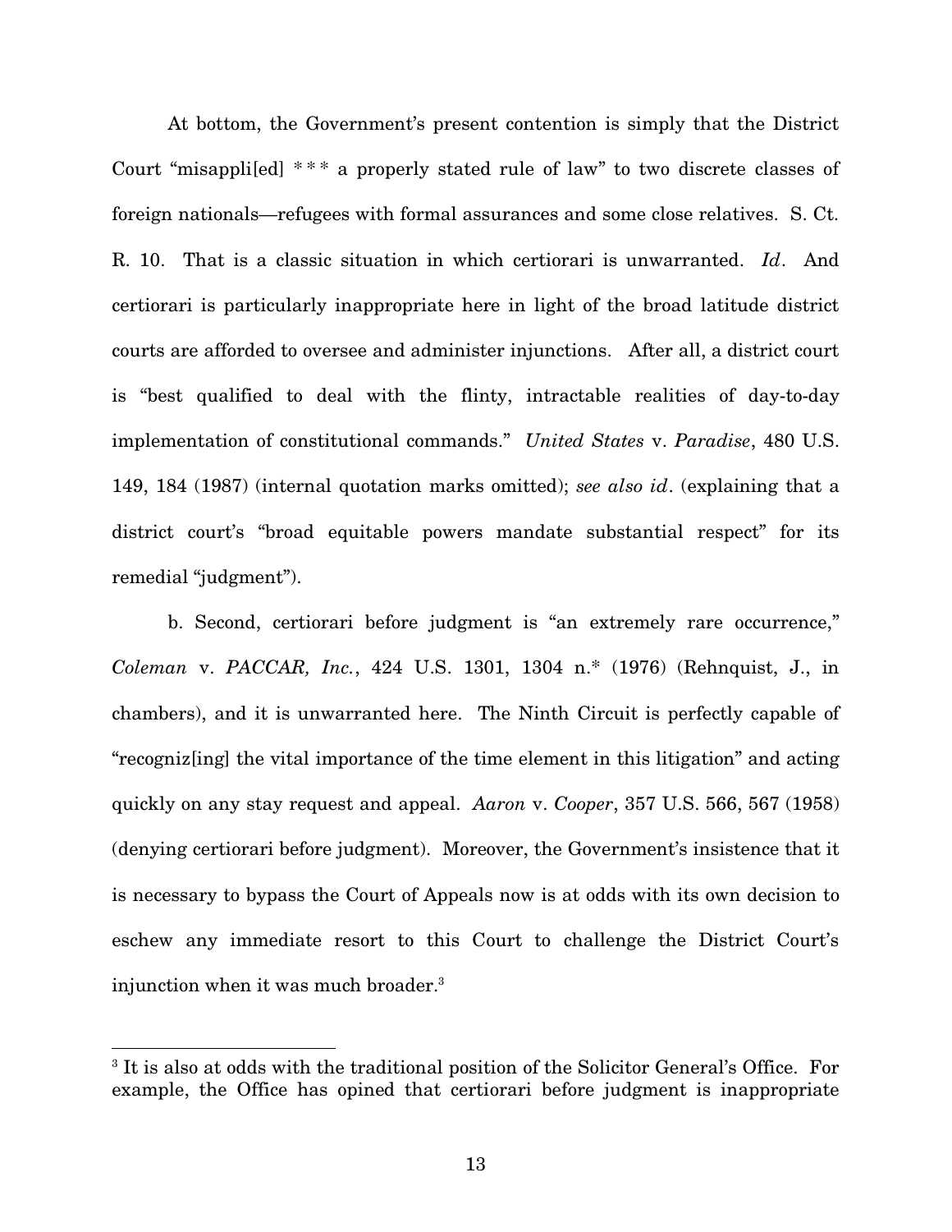At bottom, the Government's present contention is simply that the District Court "misappli[ed] *** a properly stated rule of law" to two discrete classes of foreign nationals—refugees with formal assurances and some close relatives. S. Ct. R. 10. That is a classic situation in which certiorari is unwarranted. *Id*. And certiorari is particularly inappropriate here in light of the broad latitude district courts are afforded to oversee and administer injunctions. After all, a district court is "best qualified to deal with the flinty, intractable realities of day-to-day implementation of constitutional commands." *United States* v. *Paradise*, 480 U.S. 149, 184 (1987) (internal quotation marks omitted); *see also id*. (explaining that a district court's "broad equitable powers mandate substantial respect" for its remedial "judgment").

b. Second, certiorari before judgment is "an extremely rare occurrence," *Coleman* v. *PACCAR, Inc.*, 424 U.S. 1301, 1304 n.* (1976) (Rehnquist, J., in chambers), and it is unwarranted here. The Ninth Circuit is perfectly capable of "recogniz[ing] the vital importance of the time element in this litigation" and acting quickly on any stay request and appeal. *Aaron* v. *Cooper*, 357 U.S. 566, 567 (1958) (denying certiorari before judgment). Moreover, the Government's insistence that it is necessary to bypass the Court of Appeals now is at odds with its own decision to eschew any immediate resort to this Court to challenge the District Court's injunction when it was much broader.[3]

[3] It is also at odds with the traditional position of the Solicitor General's Office. For example, the Office has opined that certiorari before judgment is inappropriate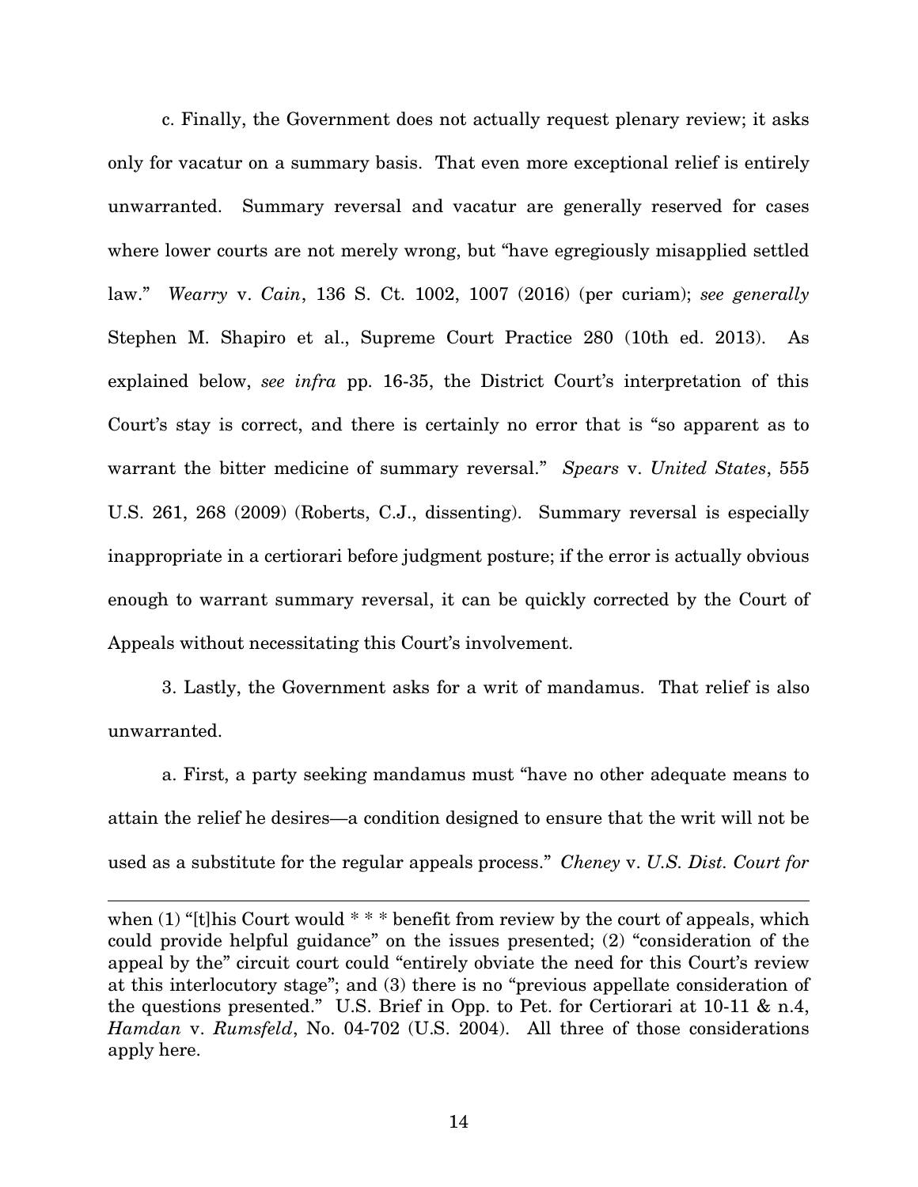c. Finally, the Government does not actually request plenary review; it asks only for vacatur on a summary basis. That even more exceptional relief is entirely unwarranted. Summary reversal and vacatur are generally reserved for cases where lower courts are not merely wrong, but "have egregiously misapplied settled law." *Wearry* v. *Cain*, 136 S. Ct. 1002, 1007 (2016) (per curiam); *see generally* Stephen M. Shapiro et al., Supreme Court Practice 280 (10th ed. 2013). As explained below, *see infra* pp. 16-35, the District Court's interpretation of this Court's stay is correct, and there is certainly no error that is "so apparent as to warrant the bitter medicine of summary reversal." *Spears* v. *United States*, 555 U.S. 261, 268 (2009) (Roberts, C.J., dissenting). Summary reversal is especially inappropriate in a certiorari before judgment posture; if the error is actually obvious enough to warrant summary reversal, it can be quickly corrected by the Court of Appeals without necessitating this Court's involvement.

3. Lastly, the Government asks for a writ of mandamus. That relief is also unwarranted.

a. First, a party seeking mandamus must "have no other adequate means to attain the relief he desires—a condition designed to ensure that the writ will not be used as a substitute for the regular appeals process." *Cheney* v. *U.S. Dist. Court for*

---

when (1) "[t]his Court would * * * benefit from review by the court of appeals, which could provide helpful guidance" on the issues presented; (2) "consideration of the appeal by the" circuit court could "entirely obviate the need for this Court's review at this interlocutory stage"; and (3) there is no "previous appellate consideration of the questions presented." U.S. Brief in Opp. to Pet. for Certiorari at 10-11 & n.4, *Hamdan* v. *Rumsfeld*, No. 04-702 (U.S. 2004). All three of those considerations apply here.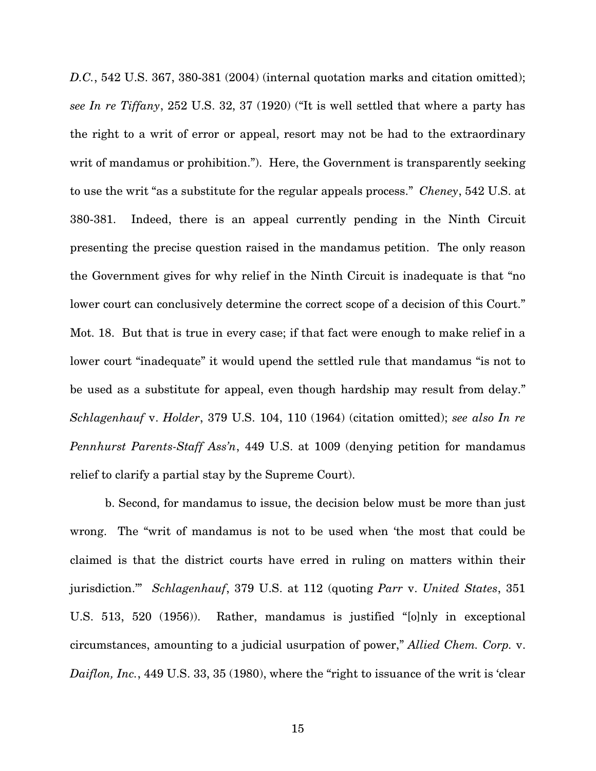*D.C.*, 542 U.S. 367, 380-381 (2004) (internal quotation marks and citation omitted); *see In re Tiffany*, 252 U.S. 32, 37 (1920) ("It is well settled that where a party has the right to a writ of error or appeal, resort may not be had to the extraordinary writ of mandamus or prohibition."). Here, the Government is transparently seeking to use the writ "as a substitute for the regular appeals process." *Cheney*, 542 U.S. at 380-381. Indeed, there is an appeal currently pending in the Ninth Circuit presenting the precise question raised in the mandamus petition. The only reason the Government gives for why relief in the Ninth Circuit is inadequate is that "no lower court can conclusively determine the correct scope of a decision of this Court." Mot. 18. But that is true in every case; if that fact were enough to make relief in a lower court "inadequate" it would upend the settled rule that mandamus "is not to be used as a substitute for appeal, even though hardship may result from delay." *Schlagenhauf* v. *Holder*, 379 U.S. 104, 110 (1964) (citation omitted); *see also In re Pennhurst Parents-Staff Ass'n*, 449 U.S. at 1009 (denying petition for mandamus relief to clarify a partial stay by the Supreme Court).

b. Second, for mandamus to issue, the decision below must be more than just wrong. The "writ of mandamus is not to be used when 'the most that could be claimed is that the district courts have erred in ruling on matters within their jurisdiction.'" *Schlagenhauf*, 379 U.S. at 112 (quoting *Parr* v. *United States*, 351 U.S. 513, 520 (1956)). Rather, mandamus is justified "[o]nly in exceptional circumstances, amounting to a judicial usurpation of power," *Allied Chem. Corp.* v. *Daiflon, Inc.*, 449 U.S. 33, 35 (1980), where the "right to issuance of the writ is 'clear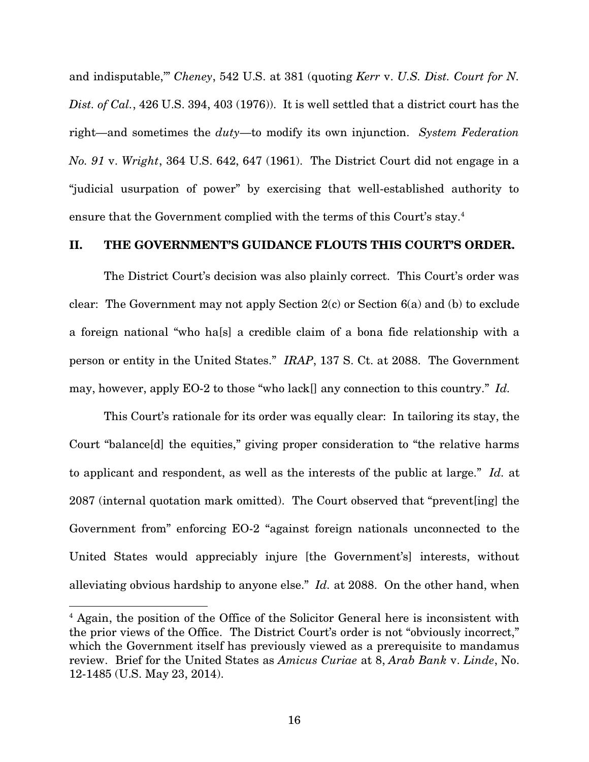and indisputable,'" *Cheney*, 542 U.S. at 381 (quoting *Kerr* v. *U.S. Dist. Court for N. Dist. of Cal.*, 426 U.S. 394, 403 (1976)). It is well settled that a district court has the right—and sometimes the *duty*—to modify its own injunction. *System Federation No. 91* v. *Wright*, 364 U.S. 642, 647 (1961). The District Court did not engage in a "judicial usurpation of power" by exercising that well-established authority to ensure that the Government complied with the terms of this Court's stay.[4]

## II. THE GOVERNMENT'S GUIDANCE FLOUTS THIS COURT'S ORDER.

The District Court's decision was also plainly correct. This Court's order was clear: The Government may not apply Section 2(c) or Section 6(a) and (b) to exclude a foreign national "who ha[s] a credible claim of a bona fide relationship with a person or entity in the United States." *IRAP*, 137 S. Ct. at 2088. The Government may, however, apply EO-2 to those "who lack[] any connection to this country." *Id.*

This Court's rationale for its order was equally clear: In tailoring its stay, the Court "balance[d] the equities," giving proper consideration to "the relative harms to applicant and respondent, as well as the interests of the public at large." *Id.* at 2087 (internal quotation mark omitted). The Court observed that "prevent[ing] the Government from" enforcing EO-2 "against foreign nationals unconnected to the United States would appreciably injure [the Government's] interests, without alleviating obvious hardship to anyone else." *Id.* at 2088. On the other hand, when

---

[4] Again, the position of the Office of the Solicitor General here is inconsistent with the prior views of the Office. The District Court's order is not "obviously incorrect," which the Government itself has previously viewed as a prerequisite to mandamus review. Brief for the United States as *Amicus Curiae* at 8, *Arab Bank* v. *Linde*, No. 12-1485 (U.S. May 23, 2014).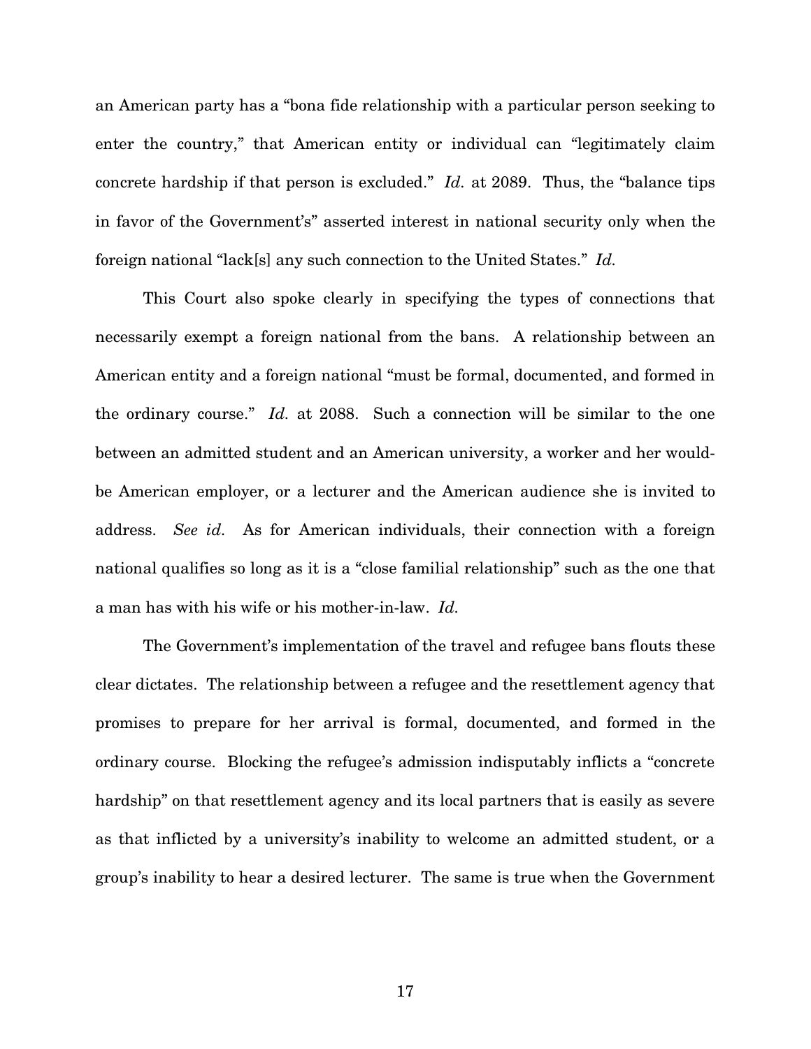an American party has a "bona fide relationship with a particular person seeking to enter the country," that American entity or individual can "legitimately claim concrete hardship if that person is excluded." *Id.* at 2089. Thus, the "balance tips in favor of the Government's" asserted interest in national security only when the foreign national "lack[s] any such connection to the United States." *Id.*

This Court also spoke clearly in specifying the types of connections that necessarily exempt a foreign national from the bans. A relationship between an American entity and a foreign national "must be formal, documented, and formed in the ordinary course." *Id.* at 2088. Such a connection will be similar to the one between an admitted student and an American university, a worker and her would-be American employer, or a lecturer and the American audience she is invited to address. *See id.* As for American individuals, their connection with a foreign national qualifies so long as it is a "close familial relationship" such as the one that a man has with his wife or his mother-in-law. *Id.*

The Government's implementation of the travel and refugee bans flouts these clear dictates. The relationship between a refugee and the resettlement agency that promises to prepare for her arrival is formal, documented, and formed in the ordinary course. Blocking the refugee's admission indisputably inflicts a "concrete hardship" on that resettlement agency and its local partners that is easily as severe as that inflicted by a university's inability to welcome an admitted student, or a group's inability to hear a desired lecturer. The same is true when the Government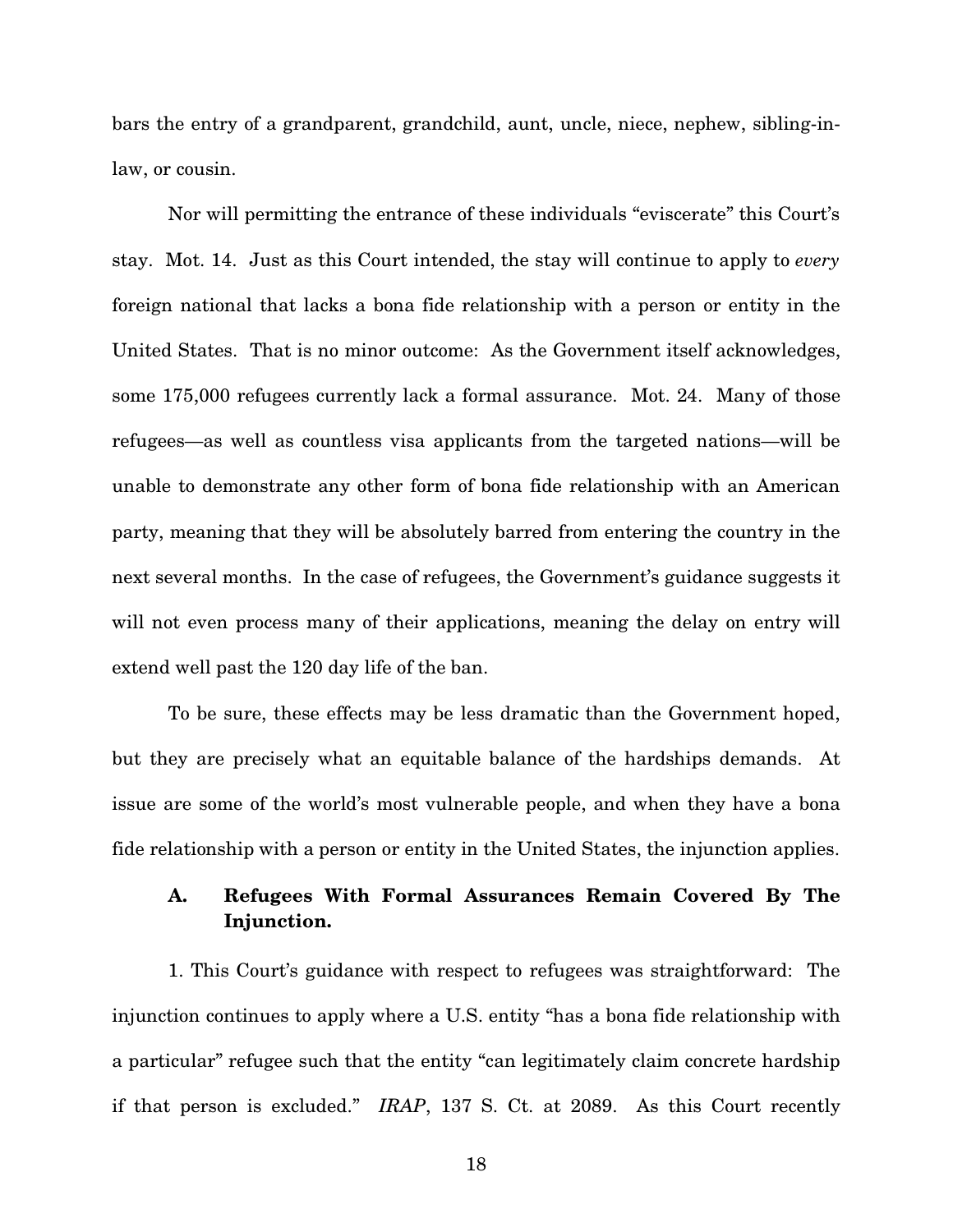bars the entry of a grandparent, grandchild, aunt, uncle, niece, nephew, sibling-in-law, or cousin.

Nor will permitting the entrance of these individuals "eviscerate" this Court's stay. Mot. 14. Just as this Court intended, the stay will continue to apply to *every* foreign national that lacks a bona fide relationship with a person or entity in the United States. That is no minor outcome: As the Government itself acknowledges, some 175,000 refugees currently lack a formal assurance. Mot. 24. Many of those refugees—as well as countless visa applicants from the targeted nations—will be unable to demonstrate any other form of bona fide relationship with an American party, meaning that they will be absolutely barred from entering the country in the next several months. In the case of refugees, the Government's guidance suggests it will not even process many of their applications, meaning the delay on entry will extend well past the 120 day life of the ban.

To be sure, these effects may be less dramatic than the Government hoped, but they are precisely what an equitable balance of the hardships demands. At issue are some of the world's most vulnerable people, and when they have a bona fide relationship with a person or entity in the United States, the injunction applies.

### A. Refugees With Formal Assurances Remain Covered By The Injunction.

1. This Court's guidance with respect to refugees was straightforward: The injunction continues to apply where a U.S. entity "has a bona fide relationship with a particular" refugee such that the entity "can legitimately claim concrete hardship if that person is excluded." *IRAP*, 137 S. Ct. at 2089. As this Court recently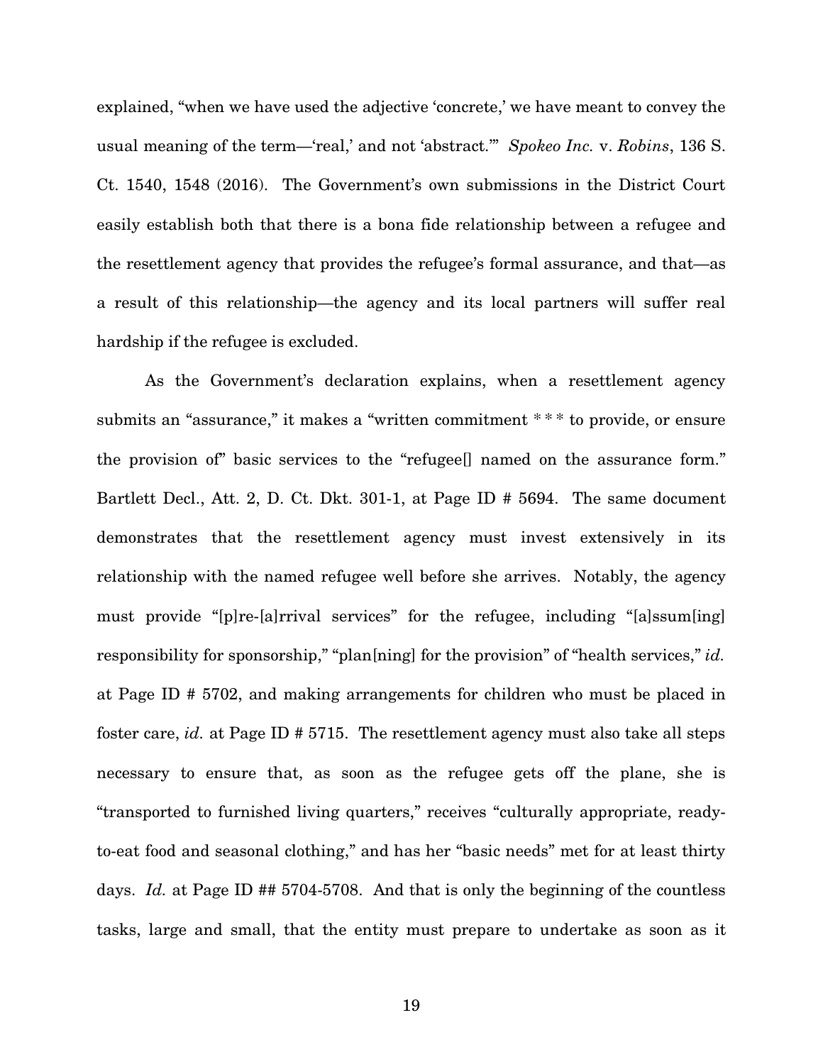explained, "when we have used the adjective 'concrete,' we have meant to convey the usual meaning of the term—'real,' and not 'abstract.'" *Spokeo Inc.* v. *Robins*, 136 S. Ct. 1540, 1548 (2016). The Government's own submissions in the District Court easily establish both that there is a bona fide relationship between a refugee and the resettlement agency that provides the refugee's formal assurance, and that—as a result of this relationship—the agency and its local partners will suffer real hardship if the refugee is excluded.

As the Government's declaration explains, when a resettlement agency submits an "assurance," it makes a "written commitment * * * to provide, or ensure the provision of" basic services to the "refugee[] named on the assurance form." Bartlett Decl., Att. 2, D. Ct. Dkt. 301-1, at Page ID # 5694. The same document demonstrates that the resettlement agency must invest extensively in its relationship with the named refugee well before she arrives. Notably, the agency must provide "[p]re-[a]rrival services" for the refugee, including "[a]ssum[ing] responsibility for sponsorship," "plan[ning] for the provision" of "health services," *id.* at Page ID # 5702, and making arrangements for children who must be placed in foster care, *id.* at Page ID # 5715. The resettlement agency must also take all steps necessary to ensure that, as soon as the refugee gets off the plane, she is "transported to furnished living quarters," receives "culturally appropriate, ready-to-eat food and seasonal clothing," and has her "basic needs" met for at least thirty days. *Id.* at Page ID ## 5704-5708. And that is only the beginning of the countless tasks, large and small, that the entity must prepare to undertake as soon as it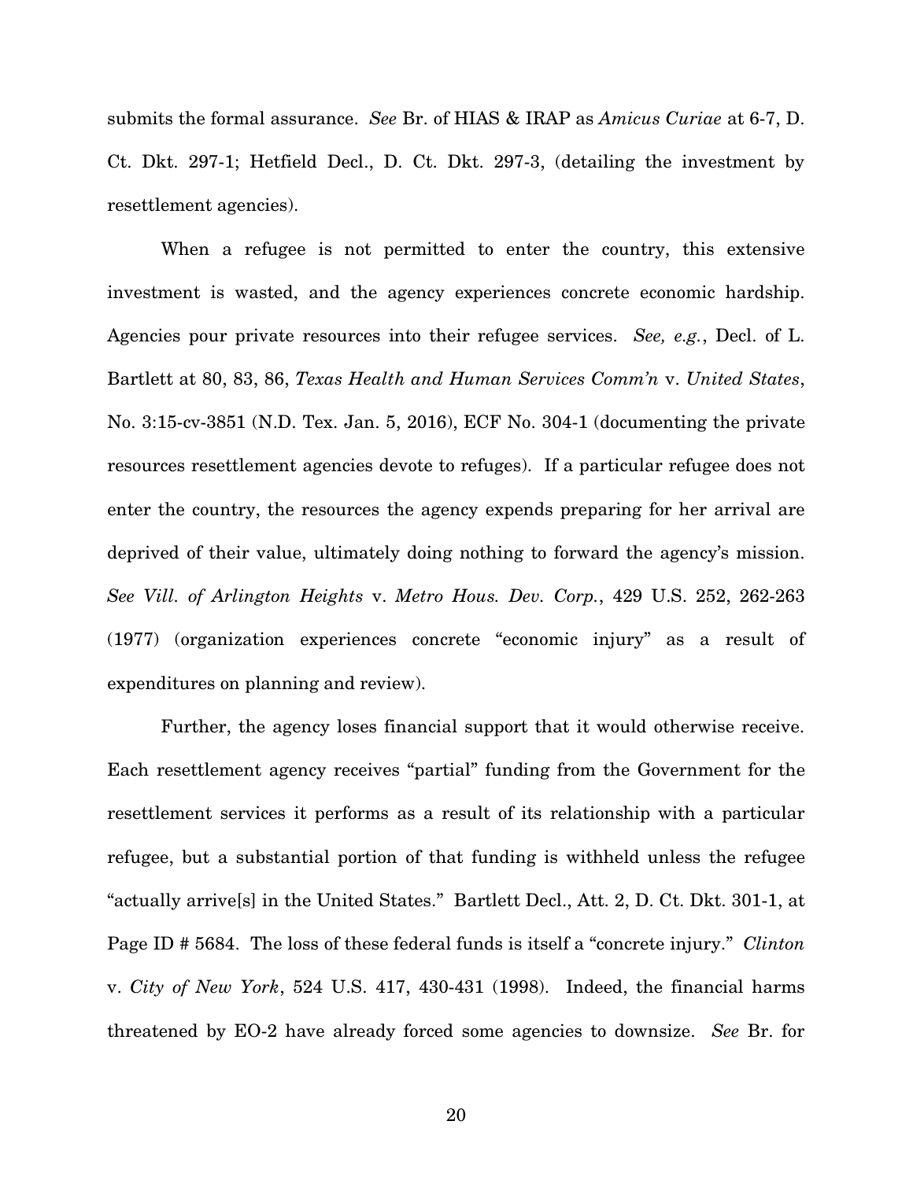submits the formal assurance. *See* Br. of HIAS & IRAP as *Amicus Curiae* at 6-7, D. Ct. Dkt. 297-1; Hetfield Decl., D. Ct. Dkt. 297-3, (detailing the investment by resettlement agencies).

When a refugee is not permitted to enter the country, this extensive investment is wasted, and the agency experiences concrete economic hardship. Agencies pour private resources into their refugee services. *See, e.g.*, Decl. of L. Bartlett at 80, 83, 86, *Texas Health and Human Services Comm'n* v. *United States*, No. 3:15-cv-3851 (N.D. Tex. Jan. 5, 2016), ECF No. 304-1 (documenting the private resources resettlement agencies devote to refuges). If a particular refugee does not enter the country, the resources the agency expends preparing for her arrival are deprived of their value, ultimately doing nothing to forward the agency's mission. *See Vill. of Arlington Heights* v. *Metro Hous. Dev. Corp.*, 429 U.S. 252, 262-263 (1977) (organization experiences concrete "economic injury" as a result of expenditures on planning and review).

Further, the agency loses financial support that it would otherwise receive. Each resettlement agency receives "partial" funding from the Government for the resettlement services it performs as a result of its relationship with a particular refugee, but a substantial portion of that funding is withheld unless the refugee "actually arrive[s] in the United States." Bartlett Decl., Att. 2, D. Ct. Dkt. 301-1, at Page ID # 5684. The loss of these federal funds is itself a "concrete injury." *Clinton* v. *City of New York*, 524 U.S. 417, 430-431 (1998). Indeed, the financial harms threatened by EO-2 have already forced some agencies to downsize. *See* Br. for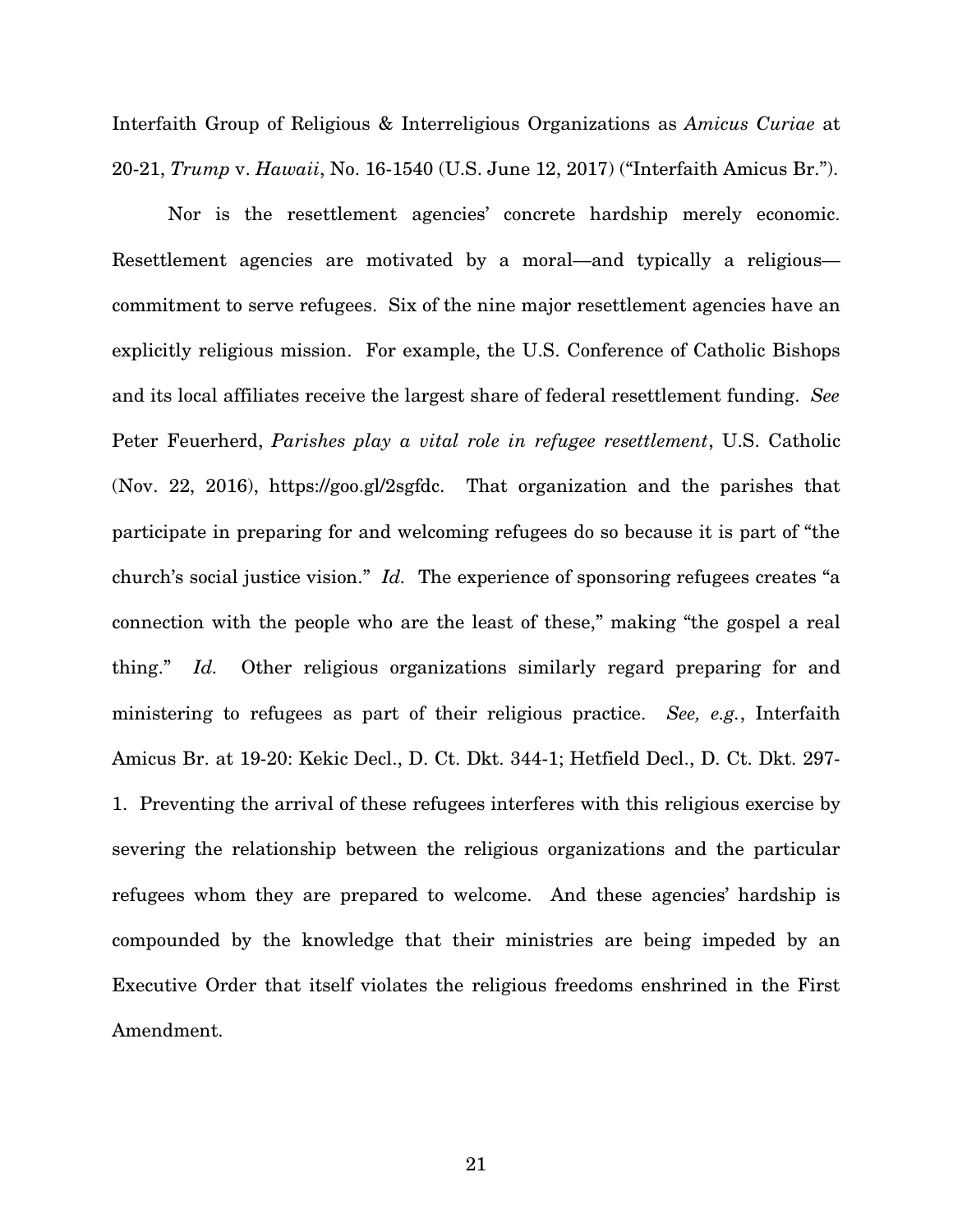Interfaith Group of Religious & Interreligious Organizations as *Amicus Curiae* at 20-21, *Trump* v. *Hawaii*, No. 16-1540 (U.S. June 12, 2017) ("Interfaith Amicus Br.").

Nor is the resettlement agencies' concrete hardship merely economic. Resettlement agencies are motivated by a moral—and typically a religious—commitment to serve refugees. Six of the nine major resettlement agencies have an explicitly religious mission. For example, the U.S. Conference of Catholic Bishops and its local affiliates receive the largest share of federal resettlement funding. *See* Peter Feuerherd, *Parishes play a vital role in refugee resettlement*, U.S. Catholic (Nov. 22, 2016), https://goo.gl/2sgfdc. That organization and the parishes that participate in preparing for and welcoming refugees do so because it is part of "the church's social justice vision." *Id.* The experience of sponsoring refugees creates "a connection with the people who are the least of these," making "the gospel a real thing." *Id.* Other religious organizations similarly regard preparing for and ministering to refugees as part of their religious practice. *See, e.g.*, Interfaith Amicus Br. at 19-20: Kekic Decl., D. Ct. Dkt. 344-1; Hetfield Decl., D. Ct. Dkt. 297-1. Preventing the arrival of these refugees interferes with this religious exercise by severing the relationship between the religious organizations and the particular refugees whom they are prepared to welcome. And these agencies' hardship is compounded by the knowledge that their ministries are being impeded by an Executive Order that itself violates the religious freedoms enshrined in the First Amendment.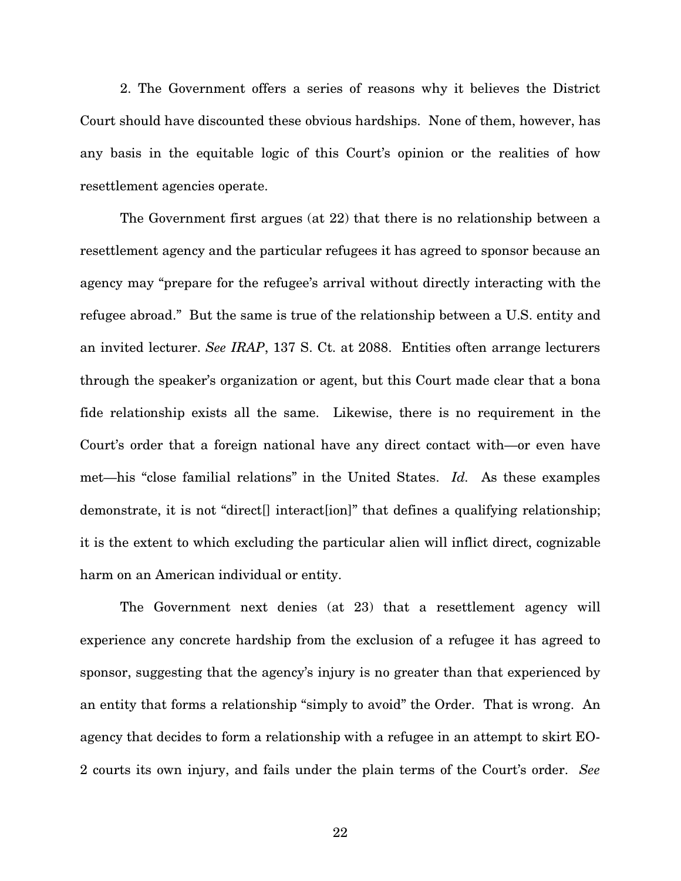2. The Government offers a series of reasons why it believes the District Court should have discounted these obvious hardships. None of them, however, has any basis in the equitable logic of this Court's opinion or the realities of how resettlement agencies operate.

The Government first argues (at 22) that there is no relationship between a resettlement agency and the particular refugees it has agreed to sponsor because an agency may "prepare for the refugee's arrival without directly interacting with the refugee abroad." But the same is true of the relationship between a U.S. entity and an invited lecturer. *See IRAP*, 137 S. Ct. at 2088. Entities often arrange lecturers through the speaker's organization or agent, but this Court made clear that a bona fide relationship exists all the same. Likewise, there is no requirement in the Court's order that a foreign national have any direct contact with—or even have met—his "close familial relations" in the United States. *Id.* As these examples demonstrate, it is not "direct[] interact[ion]" that defines a qualifying relationship; it is the extent to which excluding the particular alien will inflict direct, cognizable harm on an American individual or entity.

The Government next denies (at 23) that a resettlement agency will experience any concrete hardship from the exclusion of a refugee it has agreed to sponsor, suggesting that the agency's injury is no greater than that experienced by an entity that forms a relationship "simply to avoid" the Order. That is wrong. An agency that decides to form a relationship with a refugee in an attempt to skirt EO-2 courts its own injury, and fails under the plain terms of the Court's order. *See*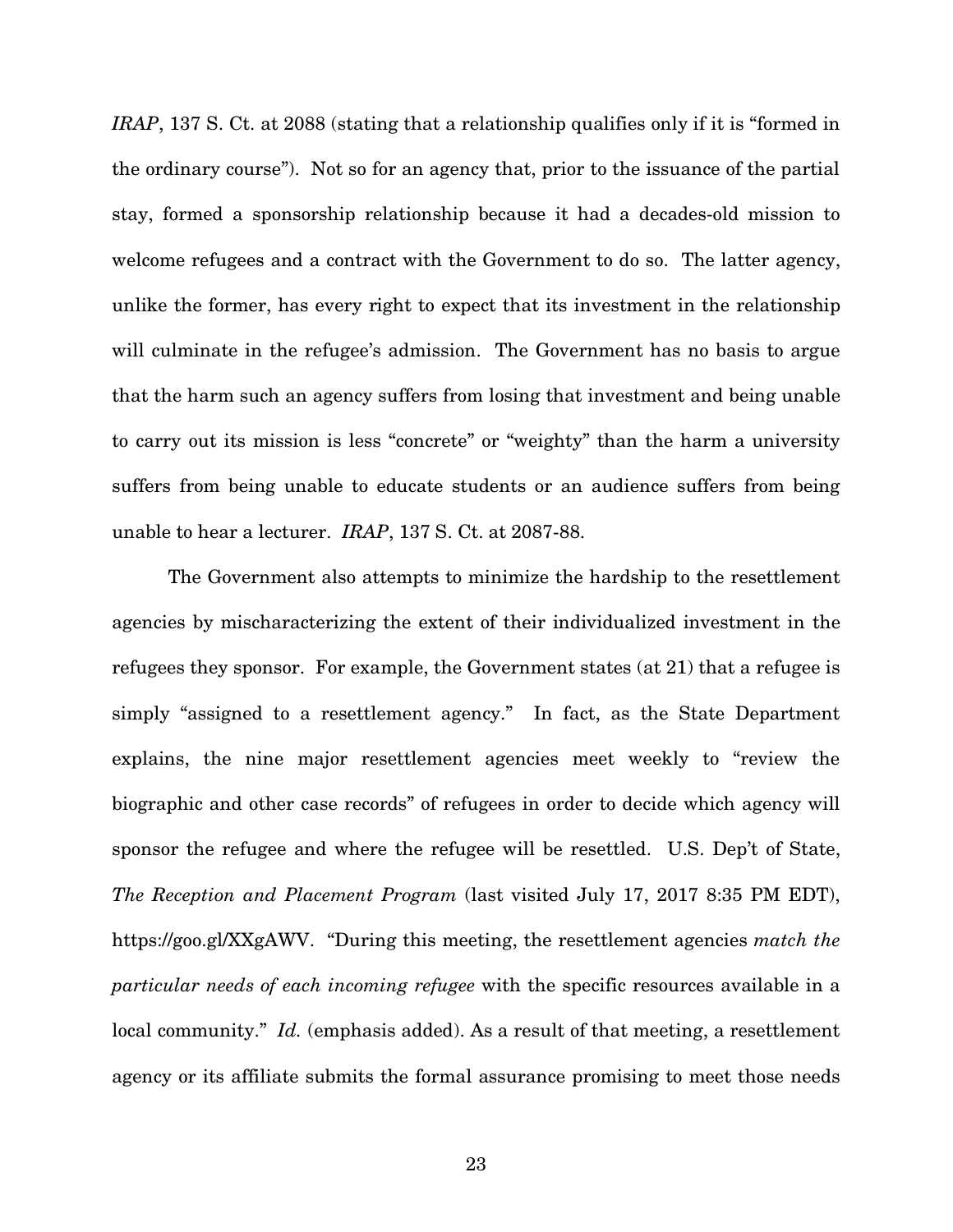*IRAP*, 137 S. Ct. at 2088 (stating that a relationship qualifies only if it is "formed in the ordinary course"). Not so for an agency that, prior to the issuance of the partial stay, formed a sponsorship relationship because it had a decades-old mission to welcome refugees and a contract with the Government to do so. The latter agency, unlike the former, has every right to expect that its investment in the relationship will culminate in the refugee's admission. The Government has no basis to argue that the harm such an agency suffers from losing that investment and being unable to carry out its mission is less "concrete" or "weighty" than the harm a university suffers from being unable to educate students or an audience suffers from being unable to hear a lecturer. *IRAP*, 137 S. Ct. at 2087-88.

The Government also attempts to minimize the hardship to the resettlement agencies by mischaracterizing the extent of their individualized investment in the refugees they sponsor. For example, the Government states (at 21) that a refugee is simply "assigned to a resettlement agency." In fact, as the State Department explains, the nine major resettlement agencies meet weekly to "review the biographic and other case records" of refugees in order to decide which agency will sponsor the refugee and where the refugee will be resettled. U.S. Dep't of State, *The Reception and Placement Program* (last visited July 17, 2017 8:35 PM EDT), https://goo.gl/XXgAWV. "During this meeting, the resettlement agencies *match the particular needs of each incoming refugee* with the specific resources available in a local community." *Id.* (emphasis added). As a result of that meeting, a resettlement agency or its affiliate submits the formal assurance promising to meet those needs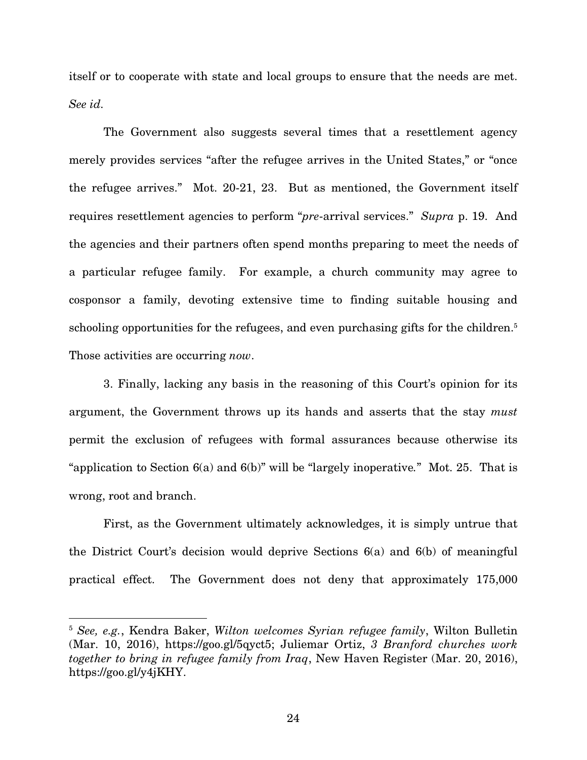itself or to cooperate with state and local groups to ensure that the needs are met. *See id*.

The Government also suggests several times that a resettlement agency merely provides services "after the refugee arrives in the United States," or "once the refugee arrives." Mot. 20-21, 23. But as mentioned, the Government itself requires resettlement agencies to perform "*pre*-arrival services." *Supra* p. 19. And the agencies and their partners often spend months preparing to meet the needs of a particular refugee family. For example, a church community may agree to cosponsor a family, devoting extensive time to finding suitable housing and schooling opportunities for the refugees, and even purchasing gifts for the children.[5] Those activities are occurring *now*.

3. Finally, lacking any basis in the reasoning of this Court's opinion for its argument, the Government throws up its hands and asserts that the stay *must* permit the exclusion of refugees with formal assurances because otherwise its "application to Section 6(a) and 6(b)" will be "largely inoperative." Mot. 25. That is wrong, root and branch.

First, as the Government ultimately acknowledges, it is simply untrue that the District Court's decision would deprive Sections 6(a) and 6(b) of meaningful practical effect. The Government does not deny that approximately 175,000

---

[5] *See, e.g.*, Kendra Baker, *Wilton welcomes Syrian refugee family*, Wilton Bulletin (Mar. 10, 2016), https://goo.gl/5qyct5; Juliemar Ortiz, *3 Branford churches work together to bring in refugee family from Iraq*, New Haven Register (Mar. 20, 2016), https://goo.gl/y4jKHY.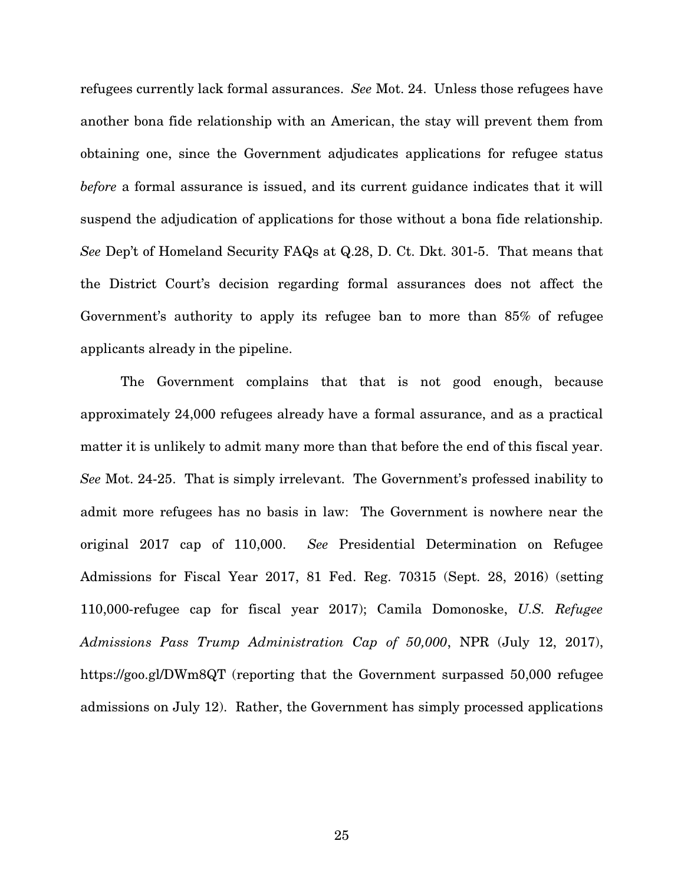refugees currently lack formal assurances. *See* Mot. 24. Unless those refugees have another bona fide relationship with an American, the stay will prevent them from obtaining one, since the Government adjudicates applications for refugee status *before* a formal assurance is issued, and its current guidance indicates that it will suspend the adjudication of applications for those without a bona fide relationship. *See* Dep't of Homeland Security FAQs at Q.28, D. Ct. Dkt. 301-5. That means that the District Court's decision regarding formal assurances does not affect the Government's authority to apply its refugee ban to more than 85% of refugee applicants already in the pipeline.

The Government complains that that is not good enough, because approximately 24,000 refugees already have a formal assurance, and as a practical matter it is unlikely to admit many more than that before the end of this fiscal year. *See* Mot. 24-25. That is simply irrelevant. The Government's professed inability to admit more refugees has no basis in law: The Government is nowhere near the original 2017 cap of 110,000. *See* Presidential Determination on Refugee Admissions for Fiscal Year 2017, 81 Fed. Reg. 70315 (Sept. 28, 2016) (setting 110,000-refugee cap for fiscal year 2017); Camila Domonoske, *U.S. Refugee Admissions Pass Trump Administration Cap of 50,000*, NPR (July 12, 2017), https://goo.gl/DWm8QT (reporting that the Government surpassed 50,000 refugee admissions on July 12). Rather, the Government has simply processed applications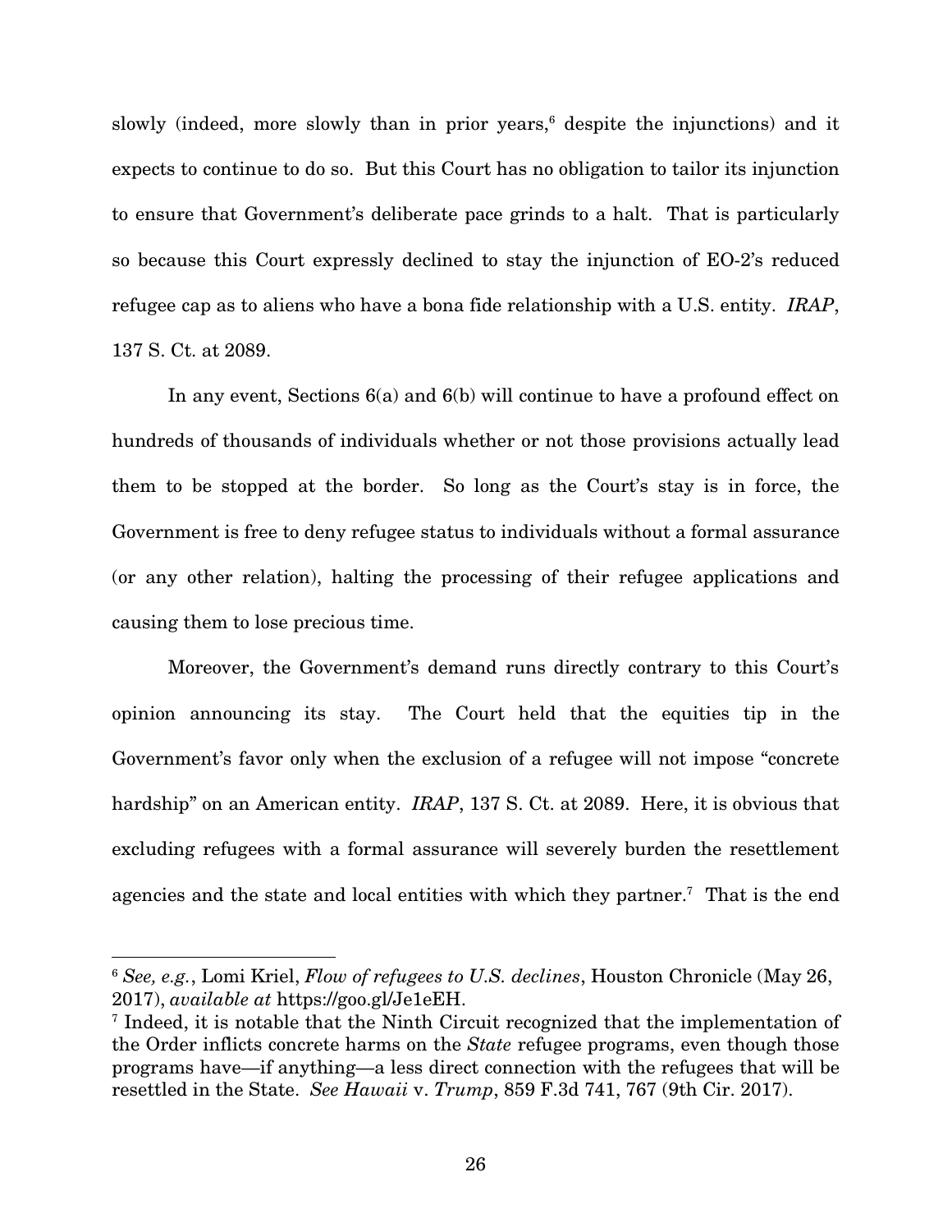slowly (indeed, more slowly than in prior years,[6] despite the injunctions) and it expects to continue to do so. But this Court has no obligation to tailor its injunction to ensure that Government's deliberate pace grinds to a halt. That is particularly so because this Court expressly declined to stay the injunction of EO-2's reduced refugee cap as to aliens who have a bona fide relationship with a U.S. entity. *IRAP*, 137 S. Ct. at 2089.

In any event, Sections 6(a) and 6(b) will continue to have a profound effect on hundreds of thousands of individuals whether or not those provisions actually lead them to be stopped at the border. So long as the Court's stay is in force, the Government is free to deny refugee status to individuals without a formal assurance (or any other relation), halting the processing of their refugee applications and causing them to lose precious time.

Moreover, the Government's demand runs directly contrary to this Court's opinion announcing its stay. The Court held that the equities tip in the Government's favor only when the exclusion of a refugee will not impose "concrete hardship" on an American entity. *IRAP*, 137 S. Ct. at 2089. Here, it is obvious that excluding refugees with a formal assurance will severely burden the resettlement agencies and the state and local entities with which they partner.[7] That is the end

---

[6] *See, e.g.*, Lomi Kriel, *Flow of refugees to U.S. declines*, Houston Chronicle (May 26, 2017), *available at* https://goo.gl/Je1eEH.

[7] Indeed, it is notable that the Ninth Circuit recognized that the implementation of the Order inflicts concrete harms on the *State* refugee programs, even though those programs have—if anything—a less direct connection with the refugees that will be resettled in the State. *See Hawaii* v. *Trump*, 859 F.3d 741, 767 (9th Cir. 2017).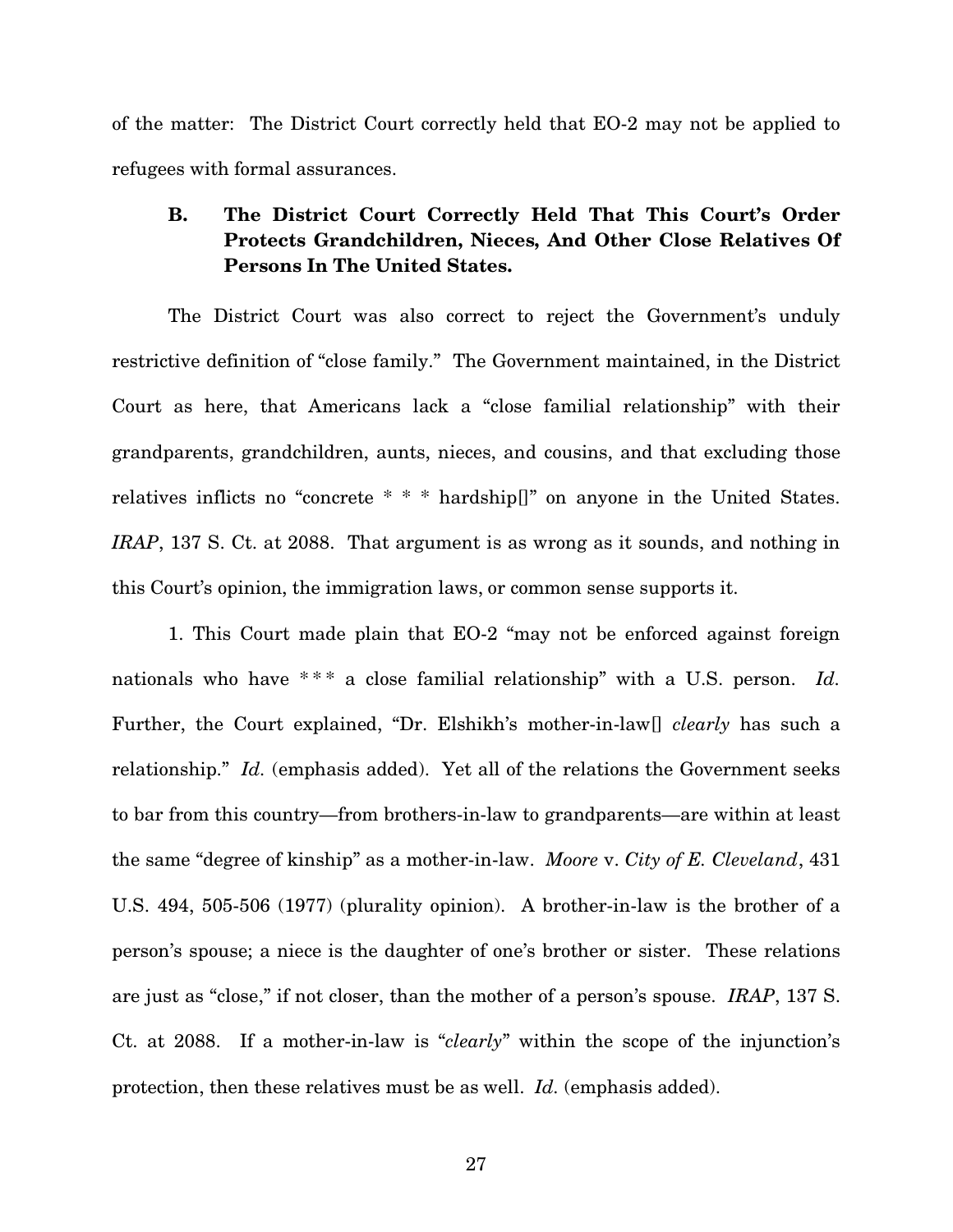of the matter: The District Court correctly held that EO-2 may not be applied to refugees with formal assurances.

### B. The District Court Correctly Held That This Court's Order Protects Grandchildren, Nieces, And Other Close Relatives Of Persons In The United States.

The District Court was also correct to reject the Government's unduly restrictive definition of "close family." The Government maintained, in the District Court as here, that Americans lack a "close familial relationship" with their grandparents, grandchildren, aunts, nieces, and cousins, and that excluding those relatives inflicts no "concrete * * * hardship[]" on anyone in the United States. *IRAP*, 137 S. Ct. at 2088. That argument is as wrong as it sounds, and nothing in this Court's opinion, the immigration laws, or common sense supports it.

1. This Court made plain that EO-2 "may not be enforced against foreign nationals who have *** a close familial relationship" with a U.S. person. *Id.* Further, the Court explained, "Dr. Elshikh's mother-in-law[] *clearly* has such a relationship." *Id.* (emphasis added). Yet all of the relations the Government seeks to bar from this country—from brothers-in-law to grandparents—are within at least the same "degree of kinship" as a mother-in-law. *Moore* v. *City of E. Cleveland*, 431 U.S. 494, 505-506 (1977) (plurality opinion). A brother-in-law is the brother of a person's spouse; a niece is the daughter of one's brother or sister. These relations are just as "close," if not closer, than the mother of a person's spouse. *IRAP*, 137 S. Ct. at 2088. If a mother-in-law is "*clearly*" within the scope of the injunction's protection, then these relatives must be as well. *Id.* (emphasis added).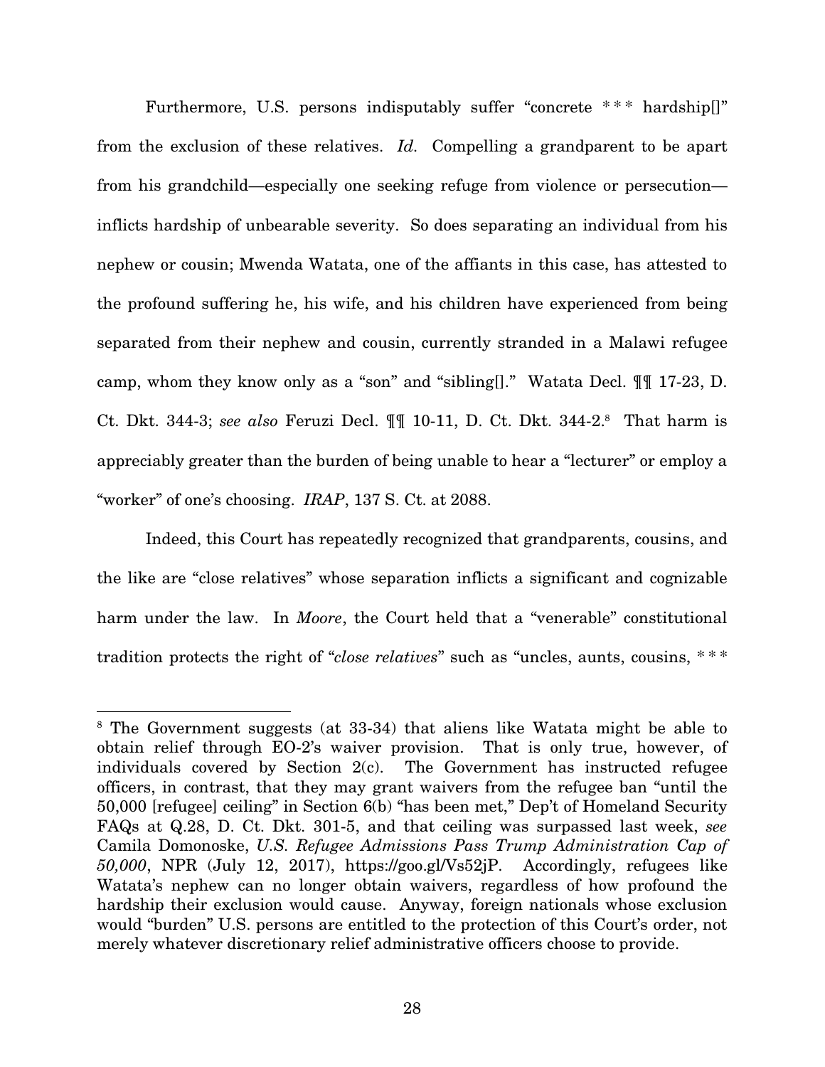Furthermore, U.S. persons indisputably suffer "concrete \*\*\* hardship[]" from the exclusion of these relatives. *Id.* Compelling a grandparent to be apart from his grandchild—especially one seeking refuge from violence or persecution—inflicts hardship of unbearable severity. So does separating an individual from his nephew or cousin; Mwenda Watata, one of the affiants in this case, has attested to the profound suffering he, his wife, and his children have experienced from being separated from their nephew and cousin, currently stranded in a Malawi refugee camp, whom they know only as a "son" and "sibling[]." Watata Decl. ¶¶ 17-23, D. Ct. Dkt. 344-3; *see also* Feruzi Decl. ¶¶ 10-11, D. Ct. Dkt. 344-2.[8] That harm is appreciably greater than the burden of being unable to hear a "lecturer" or employ a "worker" of one's choosing. *IRAP*, 137 S. Ct. at 2088.

Indeed, this Court has repeatedly recognized that grandparents, cousins, and the like are "close relatives" whose separation inflicts a significant and cognizable harm under the law. In *Moore*, the Court held that a "venerable" constitutional tradition protects the right of "*close relatives*" such as "uncles, aunts, cousins, \*\*\*

---

[8] The Government suggests (at 33-34) that aliens like Watata might be able to obtain relief through EO-2's waiver provision. That is only true, however, of individuals covered by Section 2(c). The Government has instructed refugee officers, in contrast, that they may grant waivers from the refugee ban "until the 50,000 [refugee] ceiling" in Section 6(b) "has been met," Dep't of Homeland Security FAQs at Q.28, D. Ct. Dkt. 301-5, and that ceiling was surpassed last week, *see* Camila Domonoske, *U.S. Refugee Admissions Pass Trump Administration Cap of 50,000*, NPR (July 12, 2017), https://goo.gl/Vs52jP. Accordingly, refugees like Watata's nephew can no longer obtain waivers, regardless of how profound the hardship their exclusion would cause. Anyway, foreign nationals whose exclusion would "burden" U.S. persons are entitled to the protection of this Court's order, not merely whatever discretionary relief administrative officers choose to provide.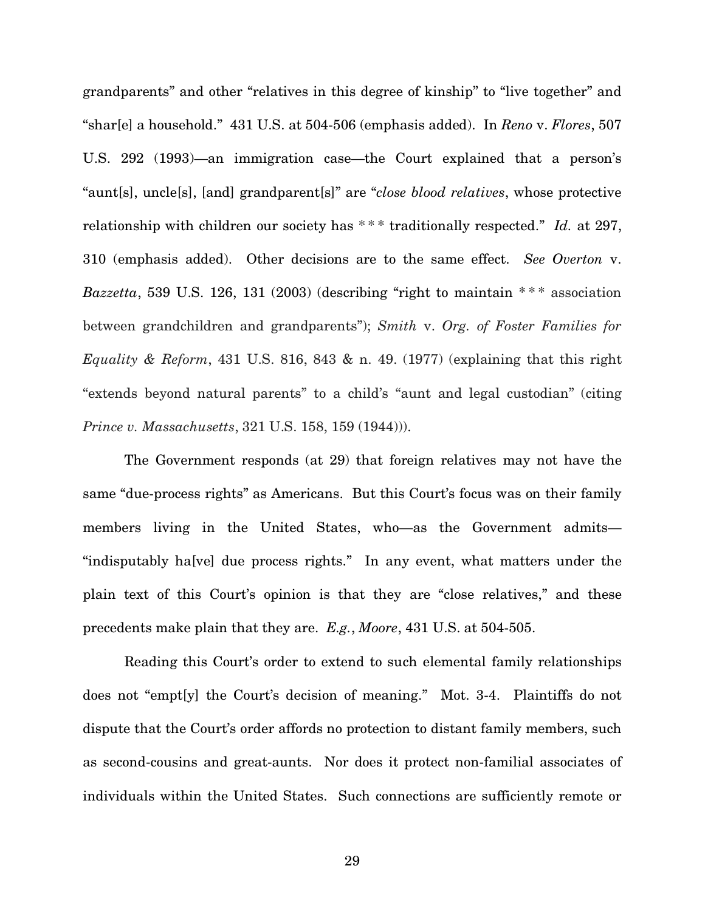grandparents" and other "relatives in this degree of kinship" to "live together" and "shar[e] a household." 431 U.S. at 504-506 (emphasis added). In *Reno* v. *Flores*, 507 U.S. 292 (1993)—an immigration case—the Court explained that a person's "aunt[s], uncle[s], [and] grandparent[s]" are "*close blood relatives*, whose protective relationship with children our society has * * * traditionally respected." *Id.* at 297, 310 (emphasis added). Other decisions are to the same effect. *See Overton* v. *Bazzetta*, 539 U.S. 126, 131 (2003) (describing "right to maintain * * * association between grandchildren and grandparents"); *Smith* v. *Org. of Foster Families for Equality & Reform*, 431 U.S. 816, 843 & n. 49. (1977) (explaining that this right "extends beyond natural parents" to a child's "aunt and legal custodian" (citing *Prince v. Massachusetts*, 321 U.S. 158, 159 (1944))).

The Government responds (at 29) that foreign relatives may not have the same "due-process rights" as Americans. But this Court's focus was on their family members living in the United States, who—as the Government admits—"indisputably ha[ve] due process rights." In any event, what matters under the plain text of this Court's opinion is that they are "close relatives," and these precedents make plain that they are. *E.g.*, *Moore*, 431 U.S. at 504-505.

Reading this Court's order to extend to such elemental family relationships does not "empt[y] the Court's decision of meaning." Mot. 3-4. Plaintiffs do not dispute that the Court's order affords no protection to distant family members, such as second-cousins and great-aunts. Nor does it protect non-familial associates of individuals within the United States. Such connections are sufficiently remote or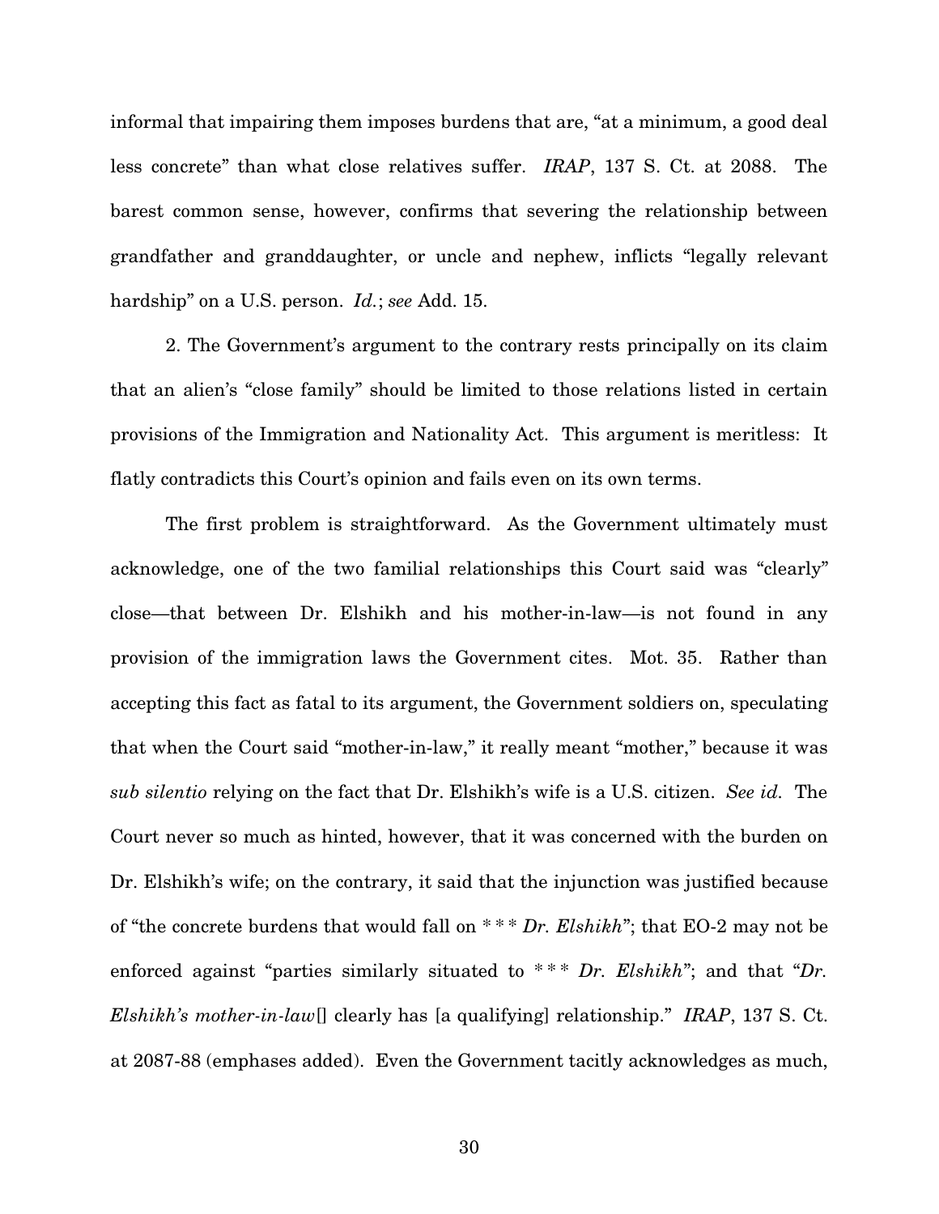informal that impairing them imposes burdens that are, "at a minimum, a good deal less concrete" than what close relatives suffer. *IRAP*, 137 S. Ct. at 2088. The barest common sense, however, confirms that severing the relationship between grandfather and granddaughter, or uncle and nephew, inflicts "legally relevant hardship" on a U.S. person. *Id.*; *see* Add. 15.

2. The Government's argument to the contrary rests principally on its claim that an alien's "close family" should be limited to those relations listed in certain provisions of the Immigration and Nationality Act. This argument is meritless: It flatly contradicts this Court's opinion and fails even on its own terms.

The first problem is straightforward. As the Government ultimately must acknowledge, one of the two familial relationships this Court said was "clearly" close—that between Dr. Elshikh and his mother-in-law—is not found in any provision of the immigration laws the Government cites. Mot. 35. Rather than accepting this fact as fatal to its argument, the Government soldiers on, speculating that when the Court said "mother-in-law," it really meant "mother," because it was *sub silentio* relying on the fact that Dr. Elshikh's wife is a U.S. citizen. *See id.* The Court never so much as hinted, however, that it was concerned with the burden on Dr. Elshikh's wife; on the contrary, it said that the injunction was justified because of "the concrete burdens that would fall on * * * *Dr. Elshikh*"; that EO-2 may not be enforced against "parties similarly situated to * * * *Dr. Elshikh*"; and that "*Dr. Elshikh's mother-in-law*[] clearly has [a qualifying] relationship." *IRAP*, 137 S. Ct. at 2087-88 (emphases added). Even the Government tacitly acknowledges as much,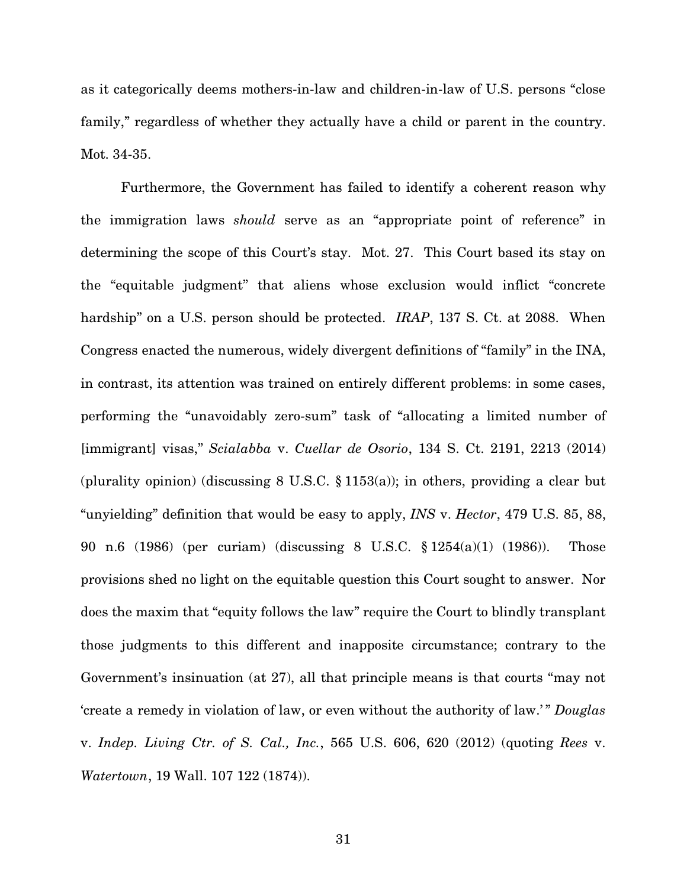as it categorically deems mothers-in-law and children-in-law of U.S. persons "close family," regardless of whether they actually have a child or parent in the country. Mot. 34-35.

Furthermore, the Government has failed to identify a coherent reason why the immigration laws *should* serve as an "appropriate point of reference" in determining the scope of this Court's stay. Mot. 27. This Court based its stay on the "equitable judgment" that aliens whose exclusion would inflict "concrete hardship" on a U.S. person should be protected. *IRAP*, 137 S. Ct. at 2088. When Congress enacted the numerous, widely divergent definitions of "family" in the INA, in contrast, its attention was trained on entirely different problems: in some cases, performing the "unavoidably zero-sum" task of "allocating a limited number of [immigrant] visas," *Scialabba* v. *Cuellar de Osorio*, 134 S. Ct. 2191, 2213 (2014) (plurality opinion) (discussing 8 U.S.C. § 1153(a)); in others, providing a clear but "unyielding" definition that would be easy to apply, *INS* v. *Hector*, 479 U.S. 85, 88, 90 n.6 (1986) (per curiam) (discussing 8 U.S.C. § 1254(a)(1) (1986)). Those provisions shed no light on the equitable question this Court sought to answer. Nor does the maxim that "equity follows the law" require the Court to blindly transplant those judgments to this different and inapposite circumstance; contrary to the Government's insinuation (at 27), all that principle means is that courts "may not 'create a remedy in violation of law, or even without the authority of law.'" *Douglas* v. *Indep. Living Ctr. of S. Cal., Inc.*, 565 U.S. 606, 620 (2012) (quoting *Rees* v. *Watertown*, 19 Wall. 107 122 (1874)).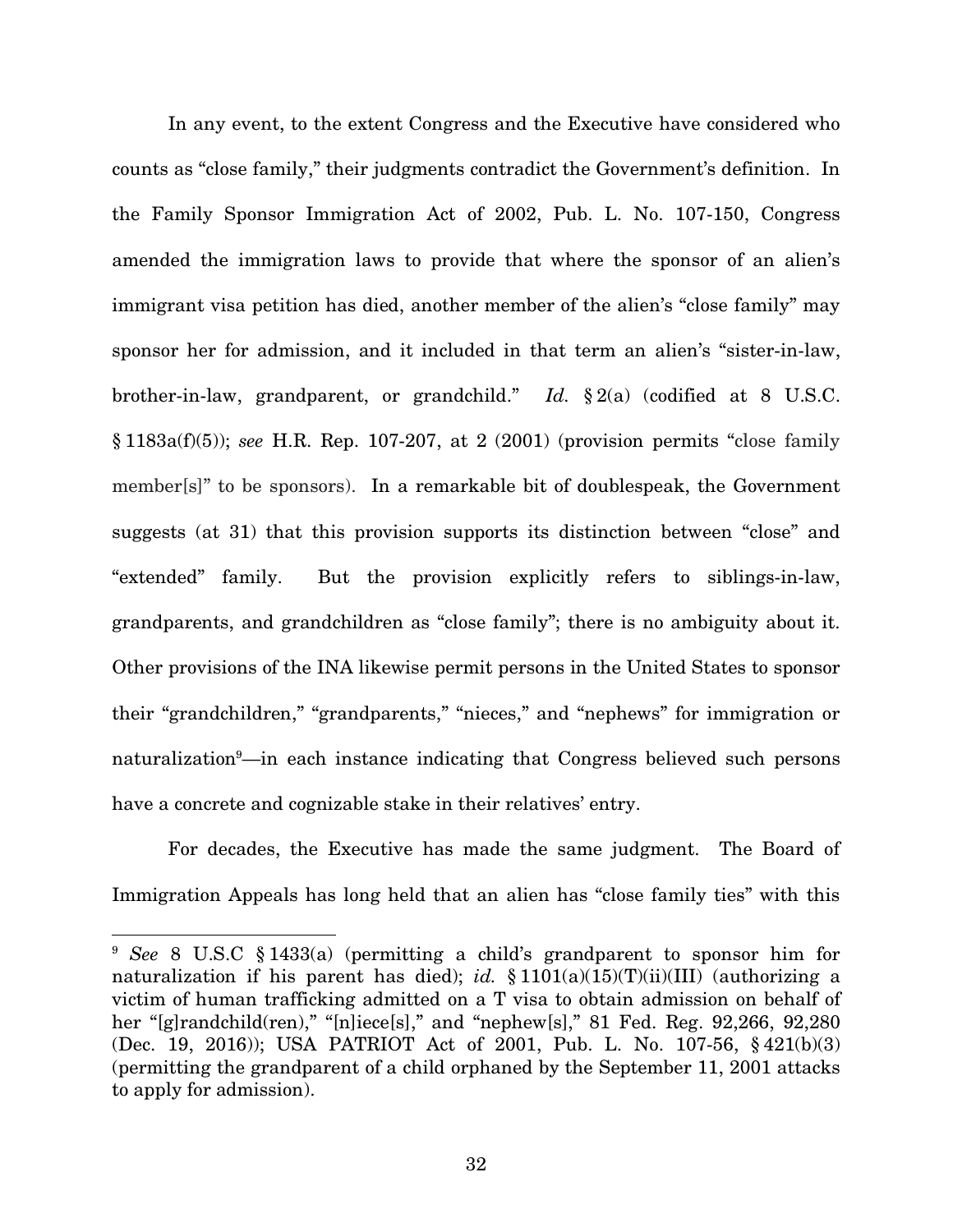In any event, to the extent Congress and the Executive have considered who counts as "close family," their judgments contradict the Government's definition. In the Family Sponsor Immigration Act of 2002, Pub. L. No. 107-150, Congress amended the immigration laws to provide that where the sponsor of an alien's immigrant visa petition has died, another member of the alien's "close family" may sponsor her for admission, and it included in that term an alien's "sister-in-law, brother-in-law, grandparent, or grandchild." *Id.* § 2(a) (codified at 8 U.S.C. § 1183a(f)(5)); *see* H.R. Rep. 107-207, at 2 (2001) (provision permits "close family member[s]" to be sponsors). In a remarkable bit of doublespeak, the Government suggests (at 31) that this provision supports its distinction between "close" and "extended" family. But the provision explicitly refers to siblings-in-law, grandparents, and grandchildren as "close family"; there is no ambiguity about it. Other provisions of the INA likewise permit persons in the United States to sponsor their "grandchildren," "grandparents," "nieces," and "nephews" for immigration or naturalization[9]—in each instance indicating that Congress believed such persons have a concrete and cognizable stake in their relatives' entry.

For decades, the Executive has made the same judgment. The Board of Immigration Appeals has long held that an alien has "close family ties" with this

---

[9] *See* 8 U.S.C § 1433(a) (permitting a child's grandparent to sponsor him for naturalization if his parent has died); *id.* § 1101(a)(15)(T)(ii)(III) (authorizing a victim of human trafficking admitted on a T visa to obtain admission on behalf of her "[g]randchild(ren)," "[n]iece[s]," and "nephew[s]," 81 Fed. Reg. 92,266, 92,280 (Dec. 19, 2016)); USA PATRIOT Act of 2001, Pub. L. No. 107-56, § 421(b)(3) (permitting the grandparent of a child orphaned by the September 11, 2001 attacks to apply for admission).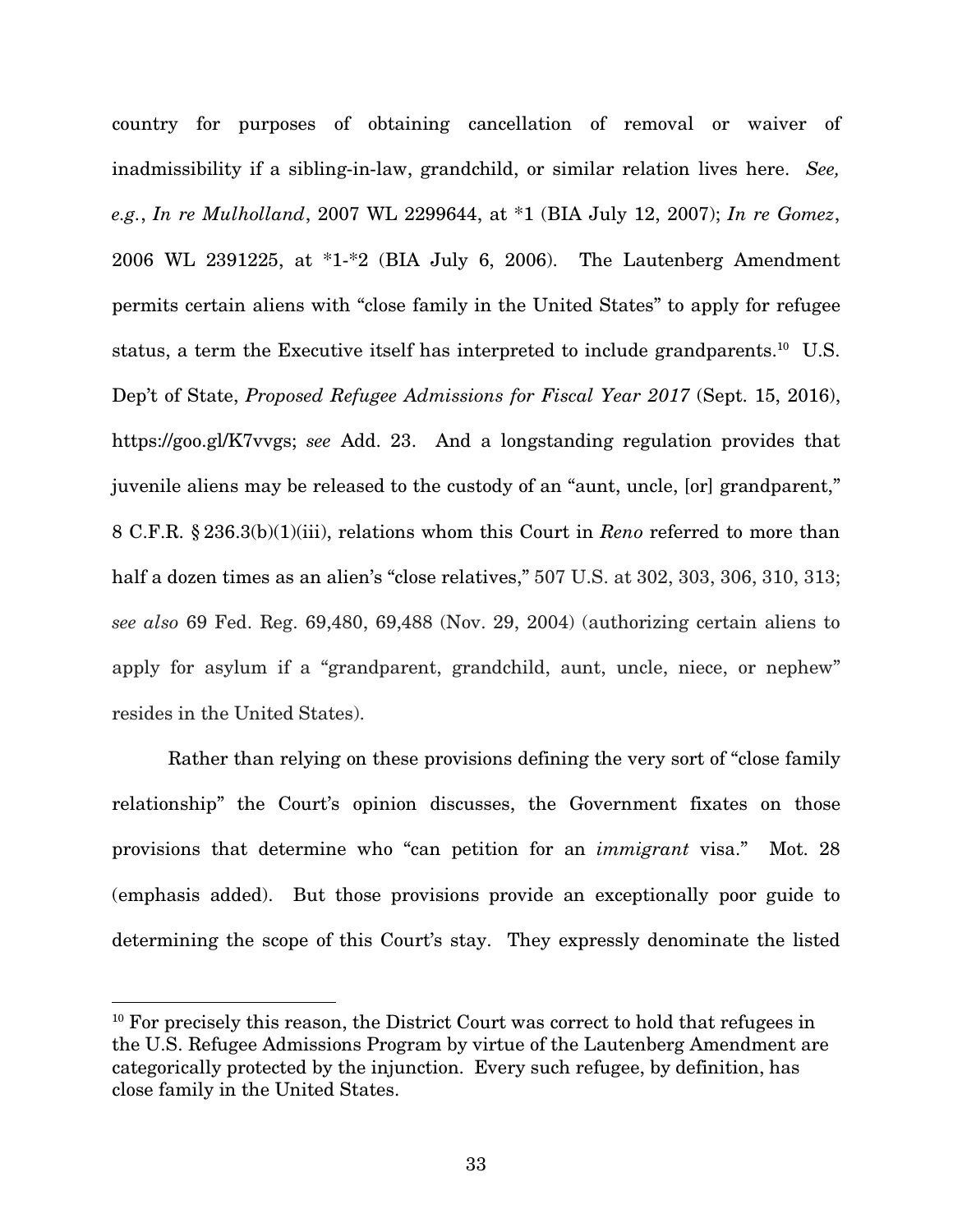country for purposes of obtaining cancellation of removal or waiver of inadmissibility if a sibling-in-law, grandchild, or similar relation lives here. *See, e.g.*, *In re Mulholland*, 2007 WL 2299644, at *1 (BIA July 12, 2007); *In re Gomez*, 2006 WL 2391225, at *1-*2 (BIA July 6, 2006). The Lautenberg Amendment permits certain aliens with "close family in the United States" to apply for refugee status, a term the Executive itself has interpreted to include grandparents.[10] U.S. Dep't of State, *Proposed Refugee Admissions for Fiscal Year 2017* (Sept. 15, 2016), https://goo.gl/K7vvgs; *see* Add. 23. And a longstanding regulation provides that juvenile aliens may be released to the custody of an "aunt, uncle, [or] grandparent," 8 C.F.R. § 236.3(b)(1)(iii), relations whom this Court in *Reno* referred to more than half a dozen times as an alien's "close relatives," 507 U.S. at 302, 303, 306, 310, 313; *see also* 69 Fed. Reg. 69,480, 69,488 (Nov. 29, 2004) (authorizing certain aliens to apply for asylum if a "grandparent, grandchild, aunt, uncle, niece, or nephew" resides in the United States).

Rather than relying on these provisions defining the very sort of "close family relationship" the Court's opinion discusses, the Government fixates on those provisions that determine who "can petition for an *immigrant* visa." Mot. 28 (emphasis added). But those provisions provide an exceptionally poor guide to determining the scope of this Court's stay. They expressly denominate the listed

[10] For precisely this reason, the District Court was correct to hold that refugees in the U.S. Refugee Admissions Program by virtue of the Lautenberg Amendment are categorically protected by the injunction. Every such refugee, by definition, has close family in the United States.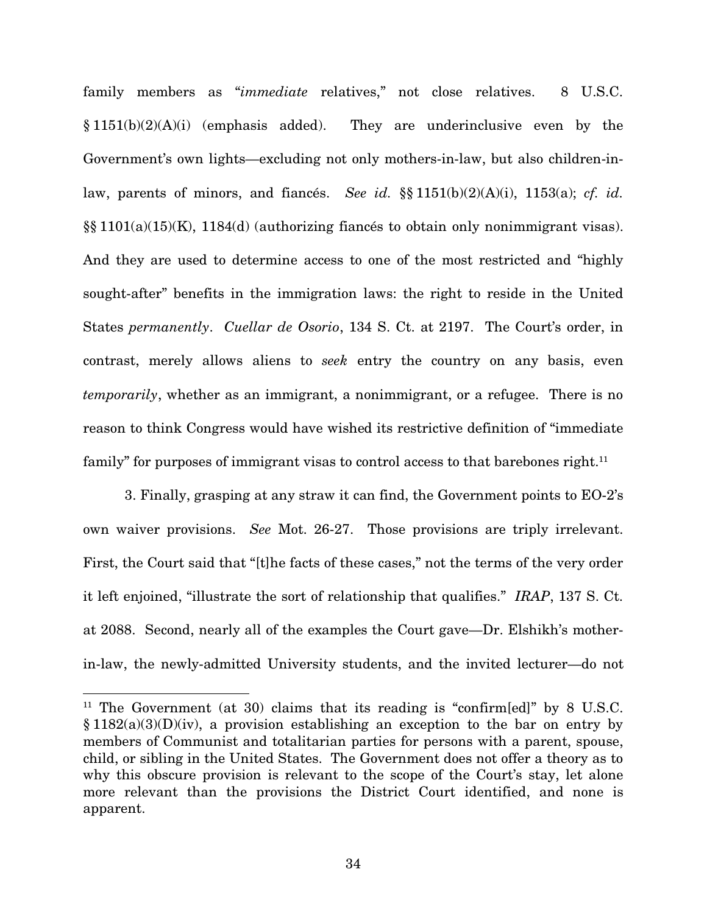family members as "*immediate* relatives," not close relatives. 8 U.S.C. § 1151(b)(2)(A)(i) (emphasis added). They are underinclusive even by the Government's own lights—excluding not only mothers-in-law, but also children-in-law, parents of minors, and fiancés. *See id.* §§ 1151(b)(2)(A)(i), 1153(a); *cf. id.* §§ 1101(a)(15)(K), 1184(d) (authorizing fiancés to obtain only nonimmigrant visas). And they are used to determine access to one of the most restricted and "highly sought-after" benefits in the immigration laws: the right to reside in the United States *permanently*. *Cuellar de Osorio*, 134 S. Ct. at 2197. The Court's order, in contrast, merely allows aliens to *seek* entry the country on any basis, even *temporarily*, whether as an immigrant, a nonimmigrant, or a refugee. There is no reason to think Congress would have wished its restrictive definition of "immediate family" for purposes of immigrant visas to control access to that barebones right.[11]

3. Finally, grasping at any straw it can find, the Government points to EO-2's own waiver provisions. *See* Mot. 26-27. Those provisions are triply irrelevant. First, the Court said that "[t]he facts of these cases," not the terms of the very order it left enjoined, "illustrate the sort of relationship that qualifies." *IRAP*, 137 S. Ct. at 2088. Second, nearly all of the examples the Court gave—Dr. Elshikh's mother-in-law, the newly-admitted University students, and the invited lecturer—do not

---

[11] The Government (at 30) claims that its reading is "confirm[ed]" by 8 U.S.C. § 1182(a)(3)(D)(iv), a provision establishing an exception to the bar on entry by members of Communist and totalitarian parties for persons with a parent, spouse, child, or sibling in the United States. The Government does not offer a theory as to why this obscure provision is relevant to the scope of the Court's stay, let alone more relevant than the provisions the District Court identified, and none is apparent.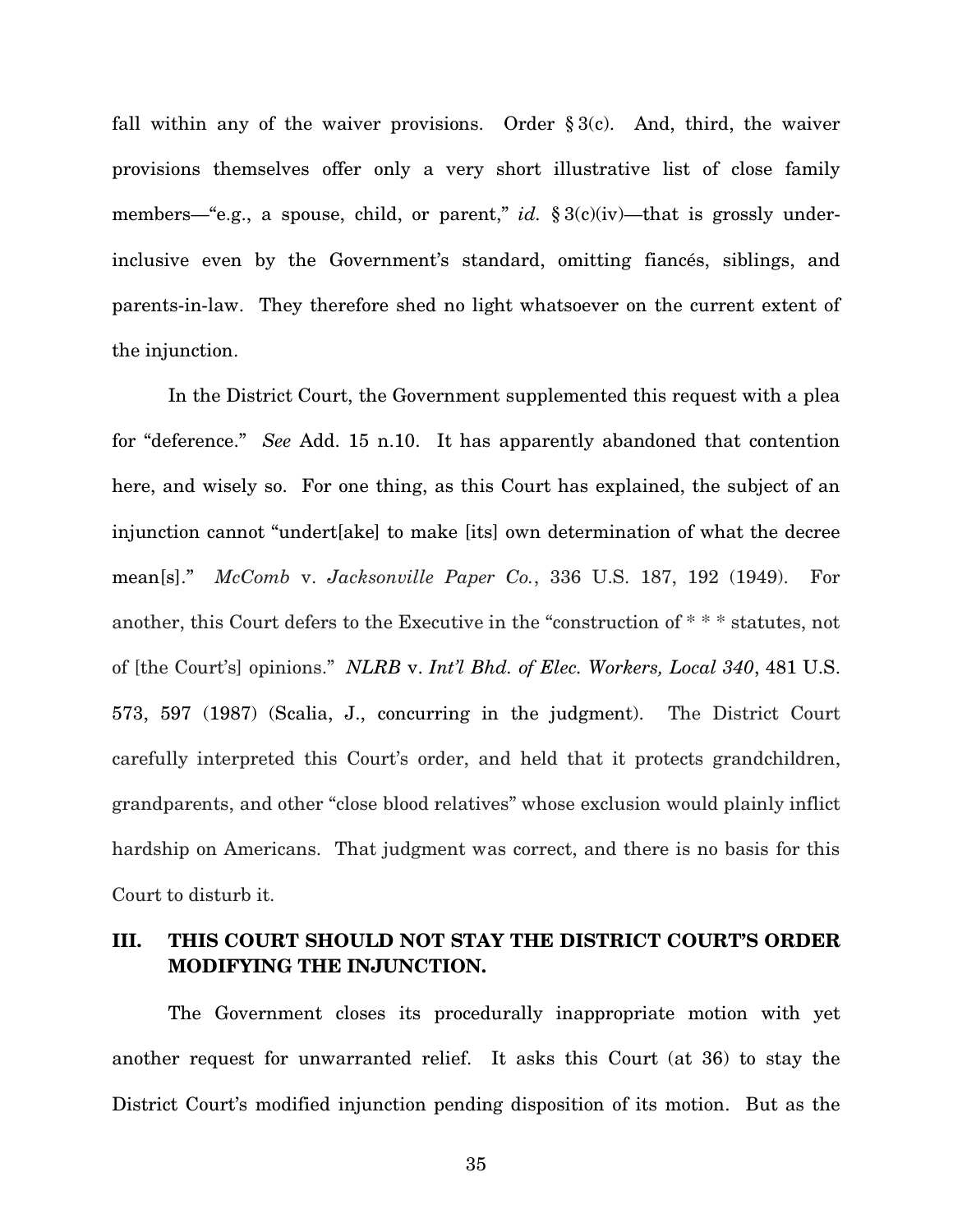fall within any of the waiver provisions. Order § 3(c). And, third, the waiver provisions themselves offer only a very short illustrative list of close family members—"e.g., a spouse, child, or parent," *id.* § 3(c)(iv)—that is grossly under-inclusive even by the Government's standard, omitting fiancés, siblings, and parents-in-law. They therefore shed no light whatsoever on the current extent of the injunction.

In the District Court, the Government supplemented this request with a plea for "deference." *See* Add. 15 n.10. It has apparently abandoned that contention here, and wisely so. For one thing, as this Court has explained, the subject of an injunction cannot "undert[ake] to make [its] own determination of what the decree mean[s]." *McComb* v. *Jacksonville Paper Co.*, 336 U.S. 187, 192 (1949). For another, this Court defers to the Executive in the "construction of * * * statutes, not of [the Court's] opinions." *NLRB* v. *Int'l Bhd. of Elec. Workers, Local 340*, 481 U.S. 573, 597 (1987) (Scalia, J., concurring in the judgment). The District Court carefully interpreted this Court's order, and held that it protects grandchildren, grandparents, and other "close blood relatives" whose exclusion would plainly inflict hardship on Americans. That judgment was correct, and there is no basis for this Court to disturb it.

## III. THIS COURT SHOULD NOT STAY THE DISTRICT COURT'S ORDER MODIFYING THE INJUNCTION.

The Government closes its procedurally inappropriate motion with yet another request for unwarranted relief. It asks this Court (at 36) to stay the District Court's modified injunction pending disposition of its motion. But as the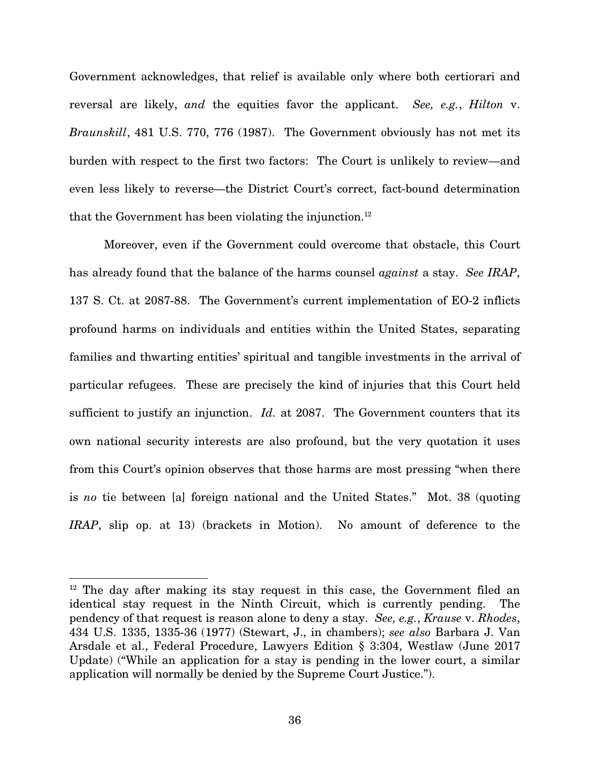Government acknowledges, that relief is available only where both certiorari and reversal are likely, *and* the equities favor the applicant. *See, e.g.*, *Hilton* v. *Braunskill*, 481 U.S. 770, 776 (1987). The Government obviously has not met its burden with respect to the first two factors: The Court is unlikely to review—and even less likely to reverse—the District Court's correct, fact-bound determination that the Government has been violating the injunction.[12]

Moreover, even if the Government could overcome that obstacle, this Court has already found that the balance of the harms counsel *against* a stay. *See IRAP*, 137 S. Ct. at 2087-88. The Government's current implementation of EO-2 inflicts profound harms on individuals and entities within the United States, separating families and thwarting entities' spiritual and tangible investments in the arrival of particular refugees. These are precisely the kind of injuries that this Court held sufficient to justify an injunction. *Id.* at 2087. The Government counters that its own national security interests are also profound, but the very quotation it uses from this Court's opinion observes that those harms are most pressing "when there is *no* tie between [a] foreign national and the United States." Mot. 38 (quoting *IRAP*, slip op. at 13) (brackets in Motion). No amount of deference to the

---

[12] The day after making its stay request in this case, the Government filed an identical stay request in the Ninth Circuit, which is currently pending. The pendency of that request is reason alone to deny a stay. *See, e.g.*, *Krause* v. *Rhodes*, 434 U.S. 1335, 1335-36 (1977) (Stewart, J., in chambers); *see also* Barbara J. Van Arsdale et al., Federal Procedure, Lawyers Edition § 3:304, Westlaw (June 2017 Update) ("While an application for a stay is pending in the lower court, a similar application will normally be denied by the Supreme Court Justice.").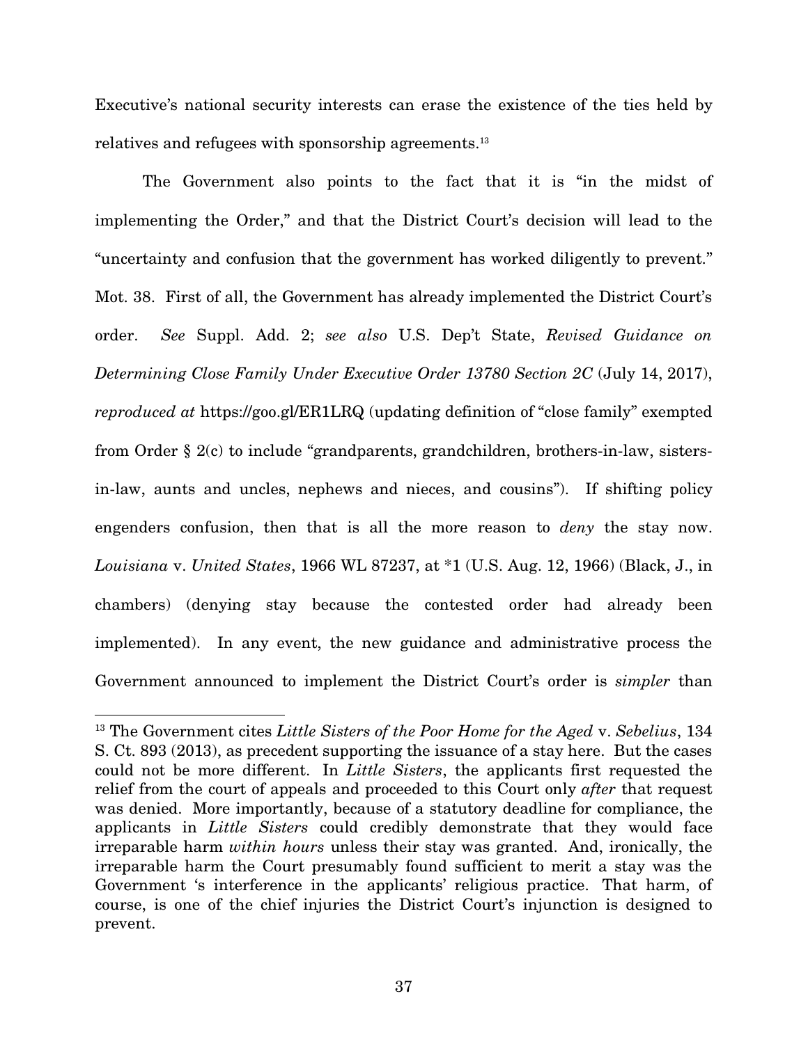Executive's national security interests can erase the existence of the ties held by relatives and refugees with sponsorship agreements.[13]

The Government also points to the fact that it is "in the midst of implementing the Order," and that the District Court's decision will lead to the "uncertainty and confusion that the government has worked diligently to prevent." Mot. 38. First of all, the Government has already implemented the District Court's order. *See* Suppl. Add. 2; *see also* U.S. Dep't State, *Revised Guidance on Determining Close Family Under Executive Order 13780 Section 2C* (July 14, 2017), *reproduced at* https://goo.gl/ER1LRQ (updating definition of "close family" exempted from Order § 2(c) to include "grandparents, grandchildren, brothers-in-law, sisters-in-law, aunts and uncles, nephews and nieces, and cousins"). If shifting policy engenders confusion, then that is all the more reason to *deny* the stay now. *Louisiana* v. *United States*, 1966 WL 87237, at *1 (U.S. Aug. 12, 1966) (Black, J., in chambers) (denying stay because the contested order had already been implemented). In any event, the new guidance and administrative process the Government announced to implement the District Court's order is *simpler* than

---

[13] The Government cites *Little Sisters of the Poor Home for the Aged* v. *Sebelius*, 134 S. Ct. 893 (2013), as precedent supporting the issuance of a stay here. But the cases could not be more different. In *Little Sisters*, the applicants first requested the relief from the court of appeals and proceeded to this Court only *after* that request was denied. More importantly, because of a statutory deadline for compliance, the applicants in *Little Sisters* could credibly demonstrate that they would face irreparable harm *within hours* unless their stay was granted. And, ironically, the irreparable harm the Court presumably found sufficient to merit a stay was the Government 's interference in the applicants' religious practice. That harm, of course, is one of the chief injuries the District Court's injunction is designed to prevent.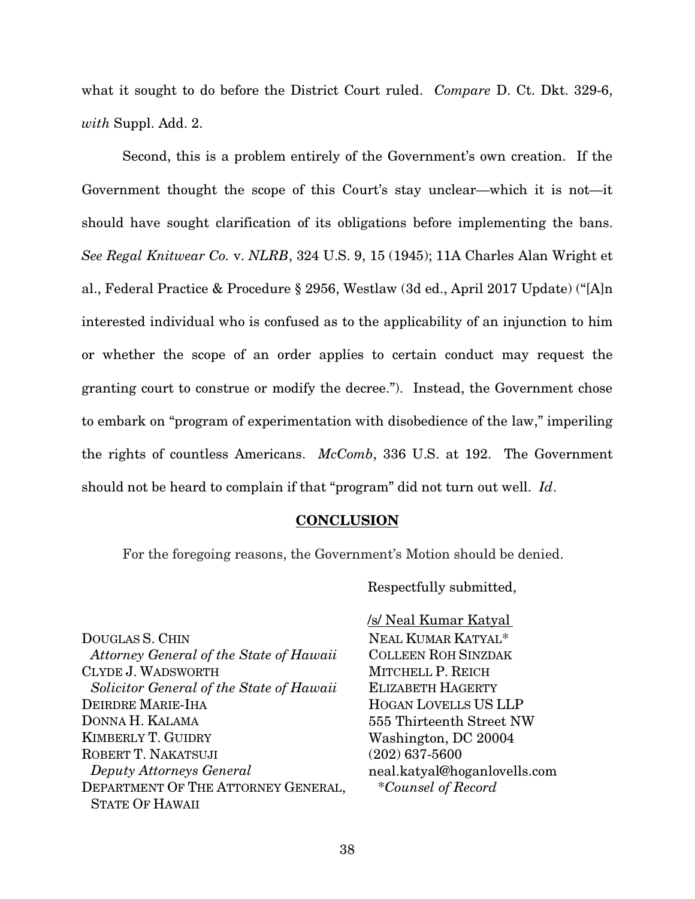what it sought to do before the District Court ruled. *Compare* D. Ct. Dkt. 329-6, *with* Suppl. Add. 2.

Second, this is a problem entirely of the Government's own creation. If the Government thought the scope of this Court's stay unclear—which it is not—it should have sought clarification of its obligations before implementing the bans. *See Regal Knitwear Co.* v. *NLRB*, 324 U.S. 9, 15 (1945); 11A Charles Alan Wright et al., Federal Practice & Procedure § 2956, Westlaw (3d ed., April 2017 Update) ("[A]n interested individual who is confused as to the applicability of an injunction to him or whether the scope of an order applies to certain conduct may request the granting court to construe or modify the decree."). Instead, the Government chose to embark on "program of experimentation with disobedience of the law," imperiling the rights of countless Americans. *McComb*, 336 U.S. at 192. The Government should not be heard to complain if that "program" did not turn out well. *Id*.

## CONCLUSION

For the foregoing reasons, the Government's Motion should be denied.

Respectfully submitted,

/s/ Neal Kumar Katyal
NEAL KUMAR KATYAL*
COLLEEN ROH SINZDAK
MITCHELL P. REICH
ELIZABETH HAGERTY
HOGAN LOVELLS US LLP
555 Thirteenth Street NW
Washington, DC 20004
(202) 637-5600
neal.katyal@hoganlovells.com
*\*Counsel of Record*

DOUGLAS S. CHIN
*Attorney General of the State of Hawaii*
CLYDE J. WADSWORTH
*Solicitor General of the State of Hawaii*
DEIRDRE MARIE-IHA
DONNA H. KALAMA
KIMBERLY T. GUIDRY
ROBERT T. NAKATSUJI
*Deputy Attorneys General*
DEPARTMENT OF THE ATTORNEY GENERAL, STATE OF HAWAII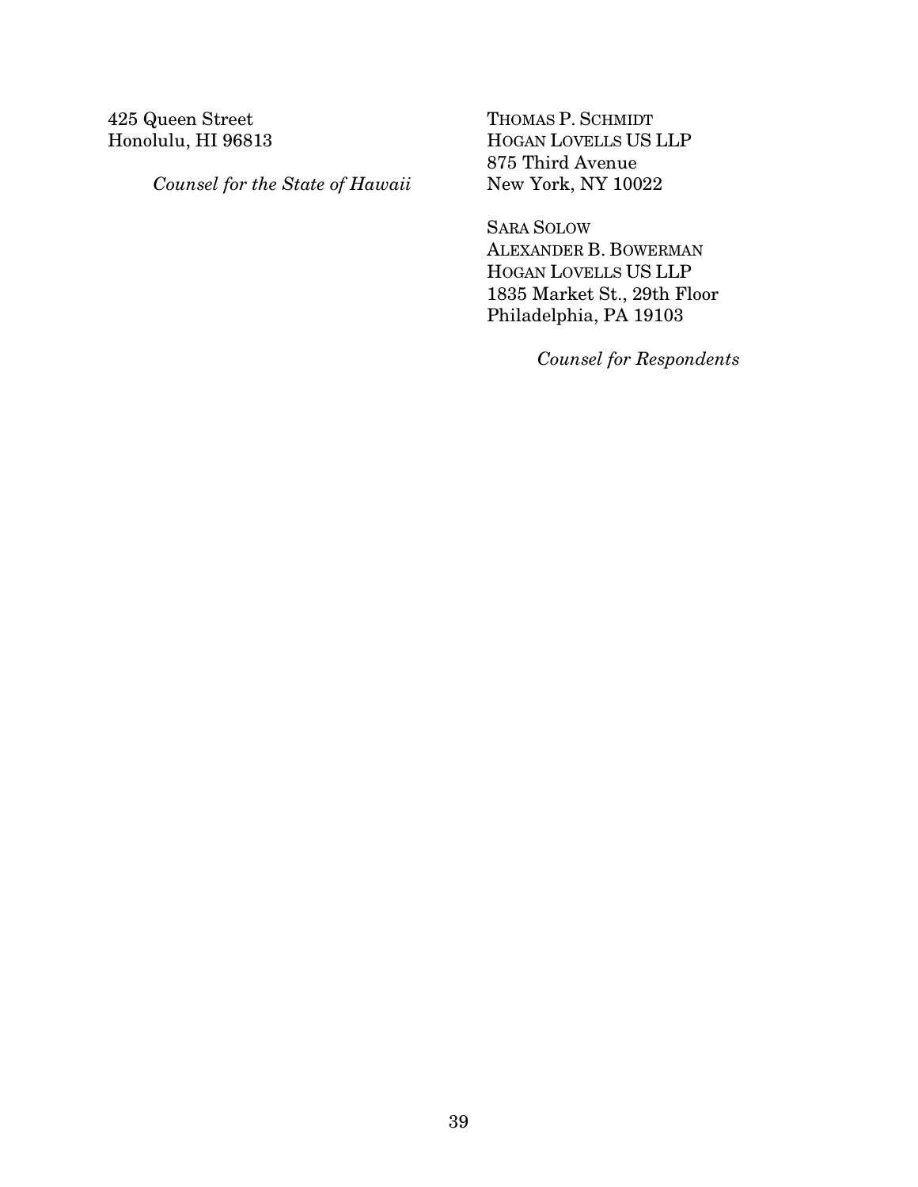425 Queen Street
Honolulu, HI 96813

*Counsel for the State of Hawaii*

THOMAS P. SCHMIDT
HOGAN LOVELLS US LLP
875 Third Avenue
New York, NY 10022

SARA SOLOW
ALEXANDER B. BOWERMAN
HOGAN LOVELLS US LLP
1835 Market St., 29th Floor
Philadelphia, PA 19103

*Counsel for Respondents*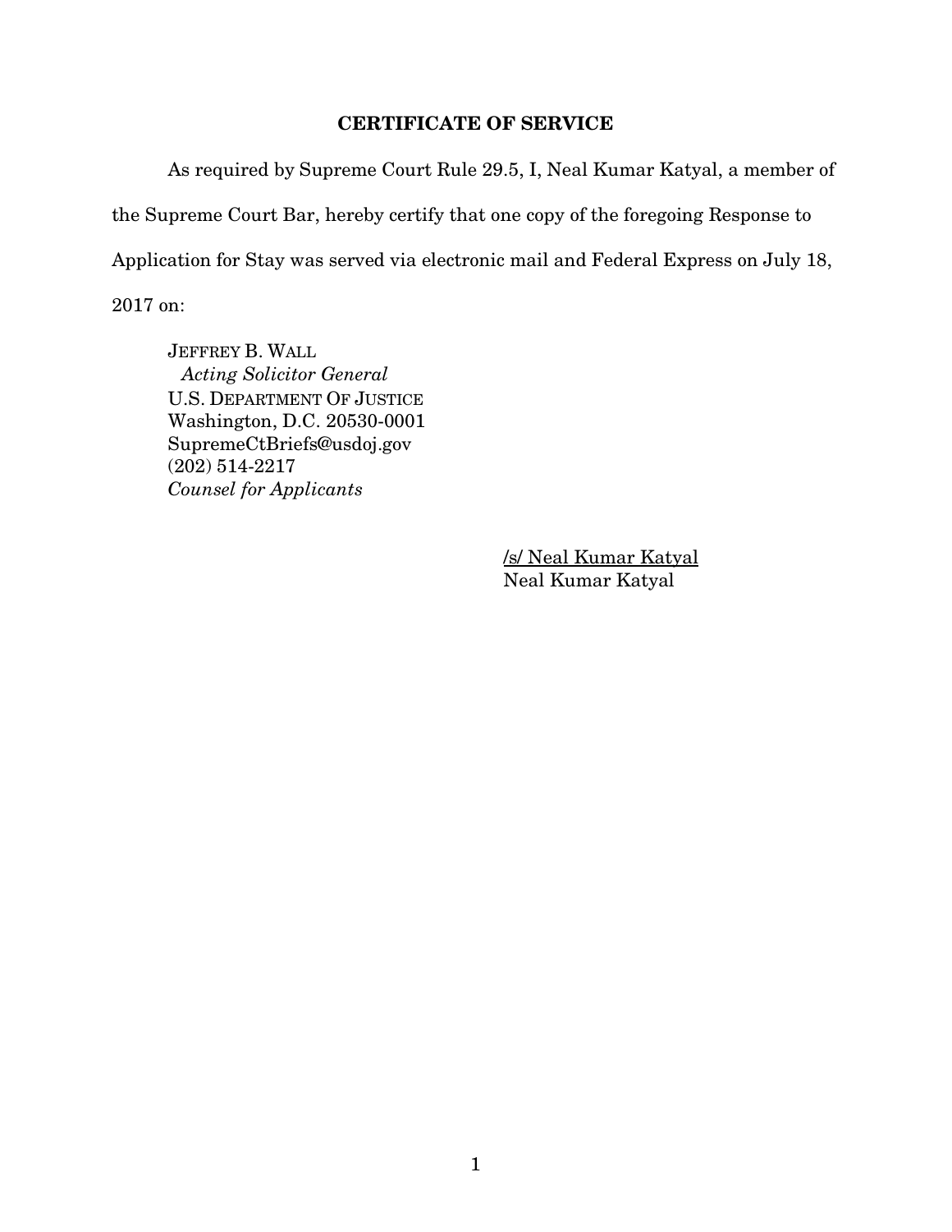## CERTIFICATE OF SERVICE

As required by Supreme Court Rule 29.5, I, Neal Kumar Katyal, a member of the Supreme Court Bar, hereby certify that one copy of the foregoing Response to Application for Stay was served via electronic mail and Federal Express on July 18, 2017 on:

JEFFREY B. WALL  
*Acting Solicitor General*  
U.S. DEPARTMENT OF JUSTICE  
Washington, D.C. 20530-0001  
SupremeCtBriefs@usdoj.gov  
(202) 514-2217  
*Counsel for Applicants*

/s/ Neal Kumar Katyal  
Neal Kumar Katyal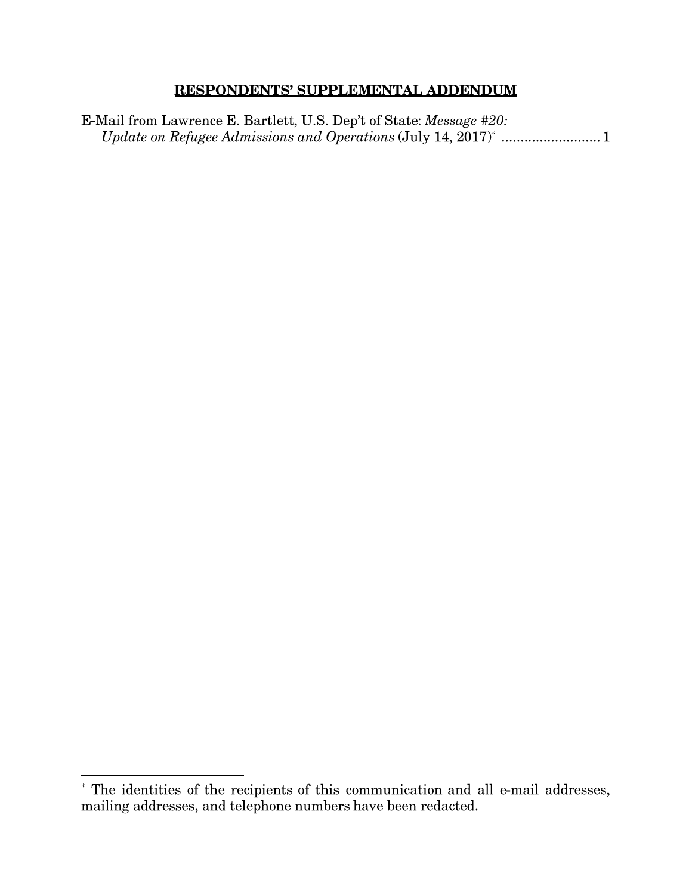## **RESPONDENTS' SUPPLEMENTAL ADDENDUM**

E-Mail from Lawrence E. Bartlett, U.S. Dep't of State: *Message #20: Update on Refugee Admissions and Operations* (July 14, 2017)[*] .......................... 1

---

[*] The identities of the recipients of this communication and all e-mail addresses, mailing addresses, and telephone numbers have been redacted.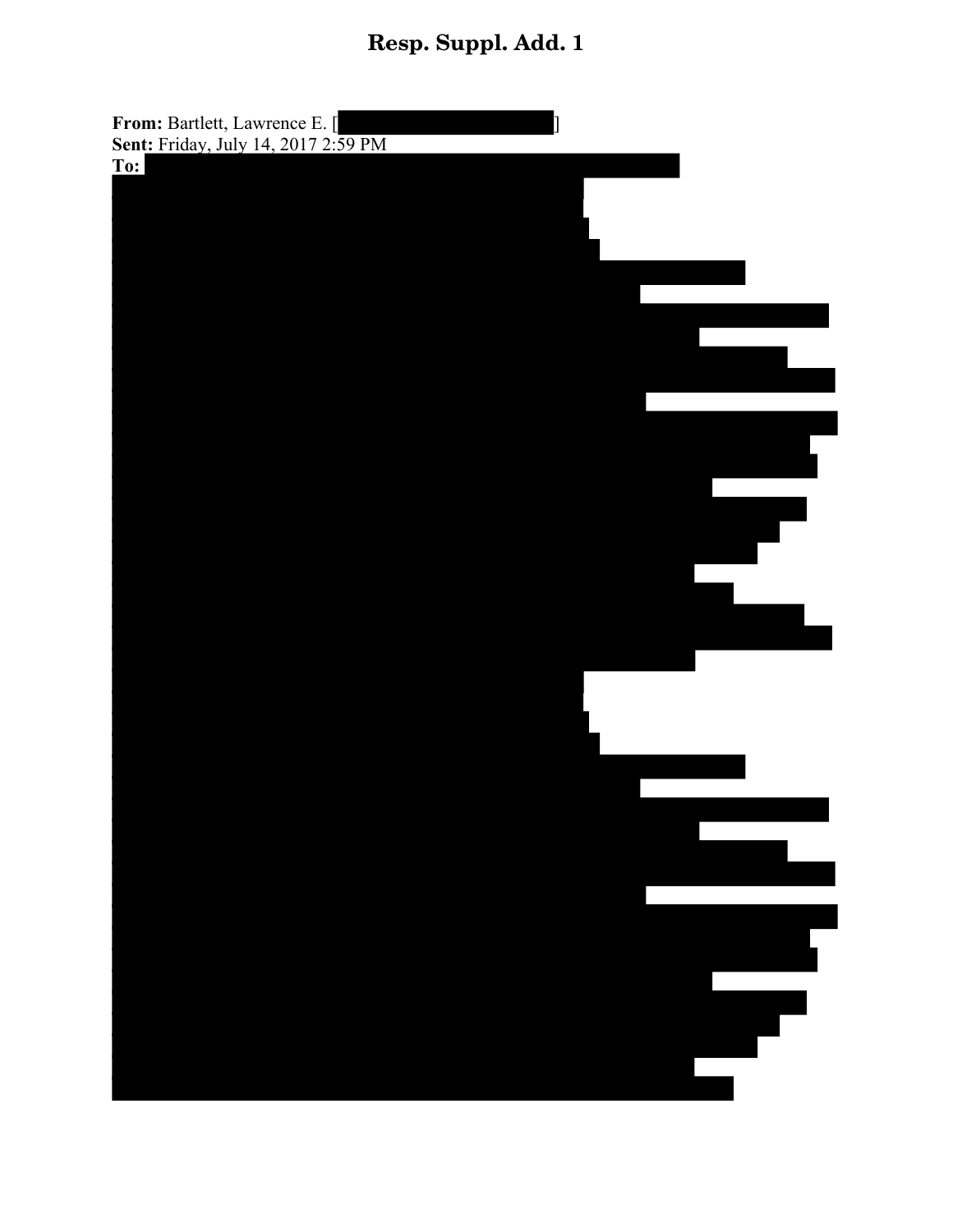# Resp. Suppl. Add. 1

**From:** Bartlett, Lawrence E. [ ]
**Sent:** Friday, July 14, 2017 2:59 PM
**To:**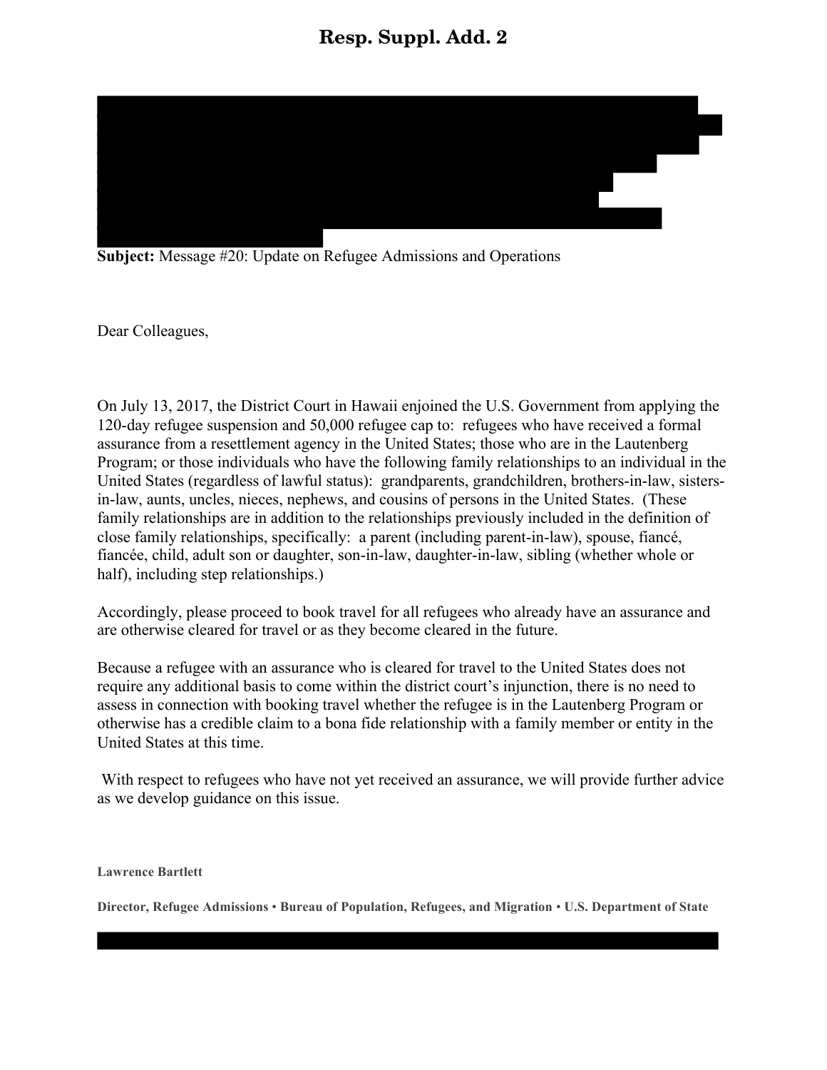**Resp. Suppl. Add. 2**

**Subject:** Message #20: Update on Refugee Admissions and Operations

Dear Colleagues,

On July 13, 2017, the District Court in Hawaii enjoined the U.S. Government from applying the 120-day refugee suspension and 50,000 refugee cap to: refugees who have received a formal assurance from a resettlement agency in the United States; those who are in the Lautenberg Program; or those individuals who have the following family relationships to an individual in the United States (regardless of lawful status): grandparents, grandchildren, brothers-in-law, sisters-in-law, aunts, uncles, nieces, nephews, and cousins of persons in the United States. (These family relationships are in addition to the relationships previously included in the definition of close family relationships, specifically: a parent (including parent-in-law), spouse, fiancé, fiancée, child, adult son or daughter, son-in-law, daughter-in-law, sibling (whether whole or half), including step relationships.)

Accordingly, please proceed to book travel for all refugees who already have an assurance and are otherwise cleared for travel or as they become cleared in the future.

Because a refugee with an assurance who is cleared for travel to the United States does not require any additional basis to come within the district court's injunction, there is no need to assess in connection with booking travel whether the refugee is in the Lautenberg Program or otherwise has a credible claim to a bona fide relationship with a family member or entity in the United States at this time.

With respect to refugees who have not yet received an assurance, we will provide further advice as we develop guidance on this issue.

**Lawrence Bartlett**

**Director, Refugee Admissions • Bureau of Population, Refugees, and Migration • U.S. Department of State**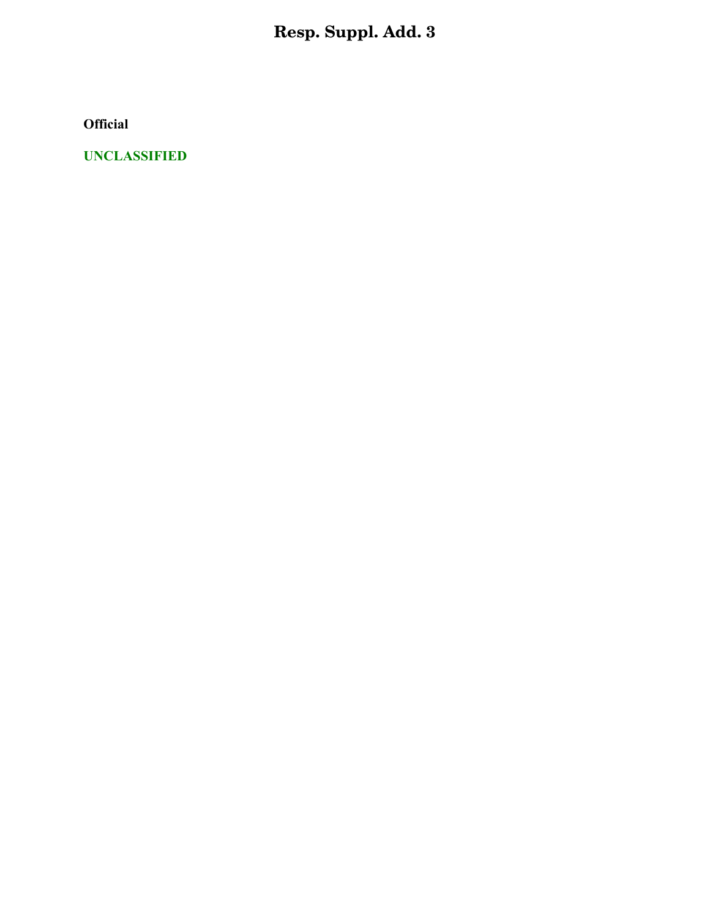# Resp. Suppl. Add. 3

**Official**

**UNCLASSIFIED**